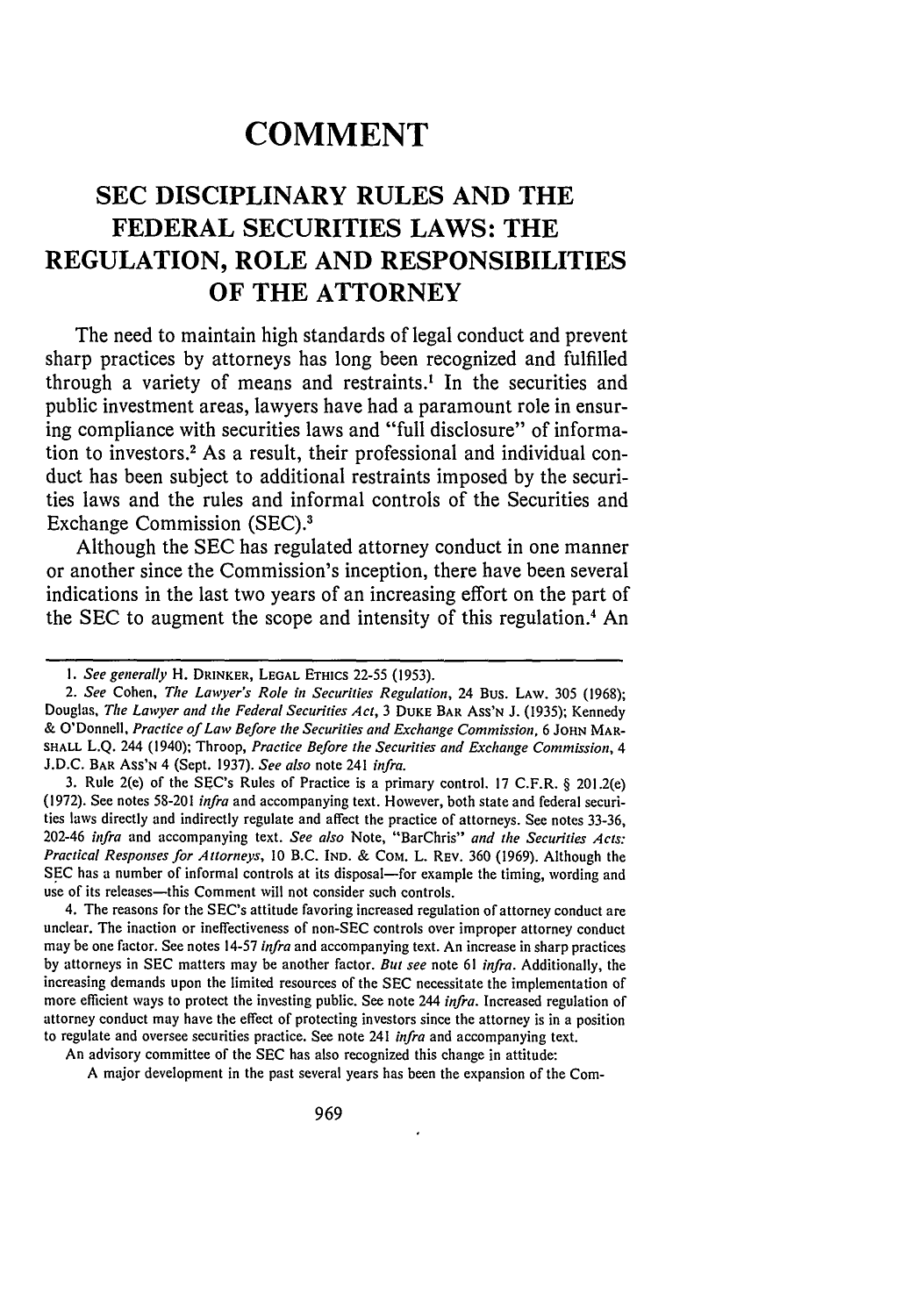# COMMENT

## SEC DISCIPLINARY RULES AND THE FEDERAL SECURITIES LAWS: THE REGULATION, ROLE AND RESPONSIBILITIES OF THE ATTORNEY

The need to maintain high standards of legal conduct and prevent sharp practices by attorneys has long been recognized and fulfilled through a variety of means and restraints.[1] In the securities and public investment areas, lawyers have had a paramount role in ensuring compliance with securities laws and "full disclosure" of information to investors.[2] As a result, their professional and individual conduct has been subject to additional restraints imposed by the securities laws and the rules and informal controls of the Securities and Exchange Commission (SEC).[3]

Although the SEC has regulated attorney conduct in one manner or another since the Commission's inception, there have been several indications in the last two years of an increasing effort on the part of the SEC to augment the scope and intensity of this regulation.[4] An

---

1. *See generally* H. DRINKER, LEGAL ETHICS 22-55 (1953).

2. *See* Cohen, *The Lawyer's Role in Securities Regulation*, 24 BUS. LAW. 305 (1968); Douglas, *The Lawyer and the Federal Securities Act*, 3 DUKE BAR ASS'N J. (1935); Kennedy & O'Donnell, *Practice of Law Before the Securities and Exchange Commission*, 6 JOHN MARSHALL L.Q. 244 (1940); Throop, *Practice Before the Securities and Exchange Commission*, 4 J.D.C. BAR ASS'N 4 (Sept. 1937). *See also* note 241 *infra*.

3. Rule 2(e) of the SEC's Rules of Practice is a primary control. 17 C.F.R. § 201.2(e) (1972). See notes 58-201 *infra* and accompanying text. However, both state and federal securities laws directly and indirectly regulate and affect the practice of attorneys. See notes 33-36, 202-46 *infra* and accompanying text. *See also* Note, *"BarChris" and the Securities Acts: Practical Responses for Attorneys*, 10 B.C. IND. & COM. L. REV. 360 (1969). Although the SEC has a number of informal controls at its disposal—for example the timing, wording and use of its releases—this Comment will not consider such controls.

4. The reasons for the SEC's attitude favoring increased regulation of attorney conduct are unclear. The inaction or ineffectiveness of non-SEC controls over improper attorney conduct may be one factor. See notes 14-57 *infra* and accompanying text. An increase in sharp practices by attorneys in SEC matters may be another factor. *But see* note 61 *infra*. Additionally, the increasing demands upon the limited resources of the SEC necessitate the implementation of more efficient ways to protect the investing public. See note 244 *infra*. Increased regulation of attorney conduct may have the effect of protecting investors since the attorney is in a position to regulate and oversee securities practice. See note 241 *infra* and accompanying text.

An advisory committee of the SEC has also recognized this change in attitude:

> A major development in the past several years has been the expansion of the Com-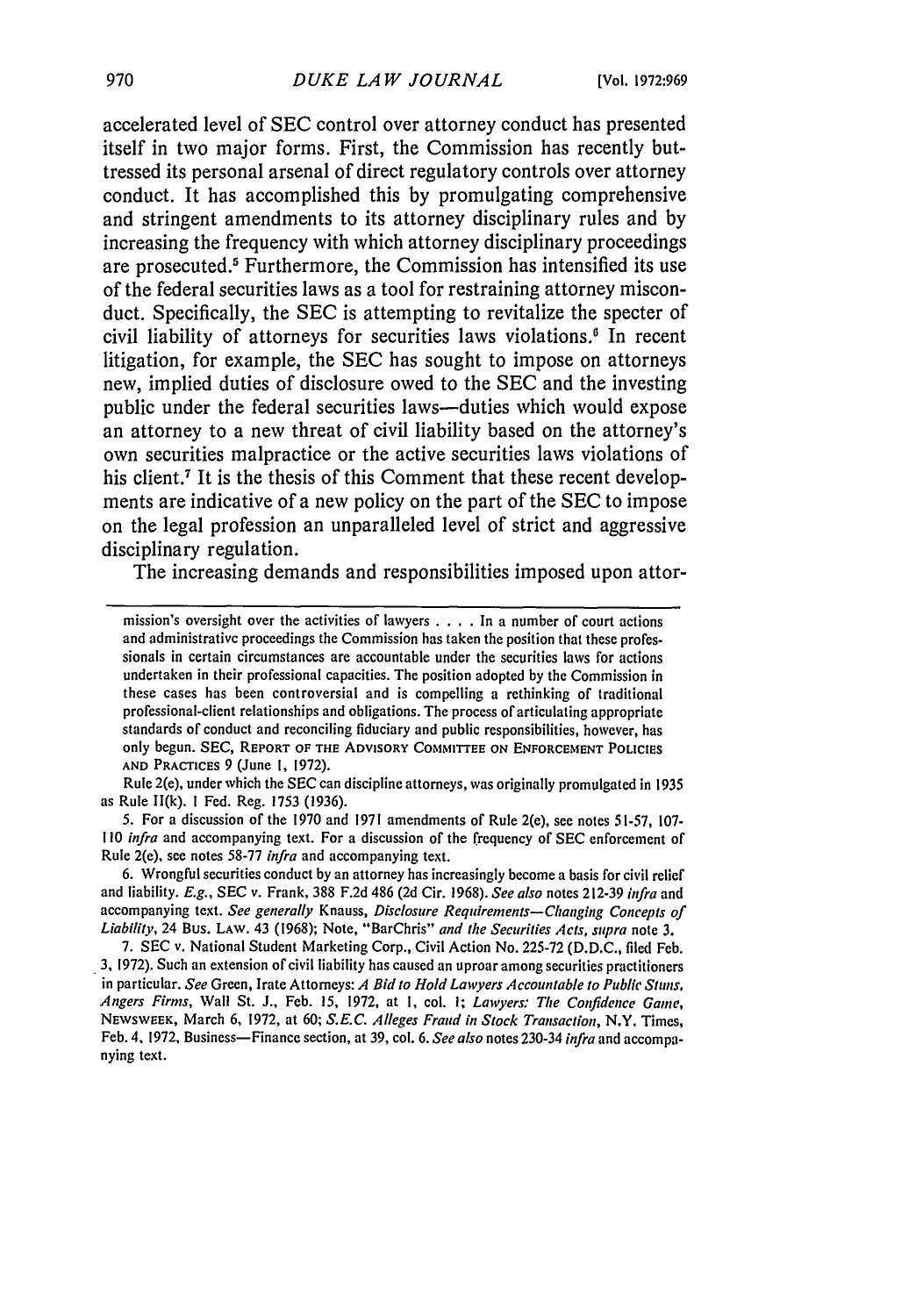accelerated level of SEC control over attorney conduct has presented itself in two major forms. First, the Commission has recently buttressed its personal arsenal of direct regulatory controls over attorney conduct. It has accomplished this by promulgating comprehensive and stringent amendments to its attorney disciplinary rules and by increasing the frequency with which attorney disciplinary proceedings are prosecuted.[5] Furthermore, the Commission has intensified its use of the federal securities laws as a tool for restraining attorney misconduct. Specifically, the SEC is attempting to revitalize the specter of civil liability of attorneys for securities laws violations.[6] In recent litigation, for example, the SEC has sought to impose on attorneys new, implied duties of disclosure owed to the SEC and the investing public under the federal securities laws—duties which would expose an attorney to a new threat of civil liability based on the attorney's own securities malpractice or the active securities laws violations of his client.[7] It is the thesis of this Comment that these recent developments are indicative of a new policy on the part of the SEC to impose on the legal profession an unparalleled level of strict and aggressive disciplinary regulation.

The increasing demands and responsibilities imposed upon attor-

---

mission's oversight over the activities of lawyers . . . . In a number of court actions and administrative proceedings the Commission has taken the position that these professionals in certain circumstances are accountable under the securities laws for actions undertaken in their professional capacities. The position adopted by the Commission in these cases has been controversial and is compelling a rethinking of traditional professional-client relationships and obligations. The process of articulating appropriate standards of conduct and reconciling fiduciary and public responsibilities, however, has only begun. SEC, REPORT OF THE ADVISORY COMMITTEE ON ENFORCEMENT POLICIES AND PRACTICES 9 (June 1, 1972).

Rule 2(e), under which the SEC can discipline attorneys, was originally promulgated in 1935 as Rule II(k). 1 Fed. Reg. 1753 (1936).

5. For a discussion of the 1970 and 1971 amendments of Rule 2(e), see notes 51-57, 107-110 *infra* and accompanying text. For a discussion of the frequency of SEC enforcement of Rule 2(e), see notes 58-77 *infra* and accompanying text.

6. Wrongful securities conduct by an attorney has increasingly become a basis for civil relief and liability. *E.g.*, SEC v. Frank, 388 F.2d 486 (2d Cir. 1968). *See also* notes 212-39 *infra* and accompanying text. *See generally* Knauss, *Disclosure Requirements—Changing Concepts of Liability*, 24 BUS. LAW. 43 (1968); Note, *"BarChris" and the Securities Acts*, *supra* note 3.

7. SEC v. National Student Marketing Corp., Civil Action No. 225-72 (D.D.C., filed Feb. 3, 1972). Such an extension of civil liability has caused an uproar among securities practitioners in particular. *See* Green, Irate Attorneys: *A Bid to Hold Lawyers Accountable to Public Stuns, Angers Firms*, Wall St. J., Feb. 15, 1972, at 1, col. 1; *Lawyers: The Confidence Game*, NEWSWEEK, March 6, 1972, at 60; *S.E.C. Alleges Fraud in Stock Transaction*, N.Y. Times, Feb. 4, 1972, Business—Finance section, at 39, col. 6. *See also* notes 230-34 *infra* and accompanying text.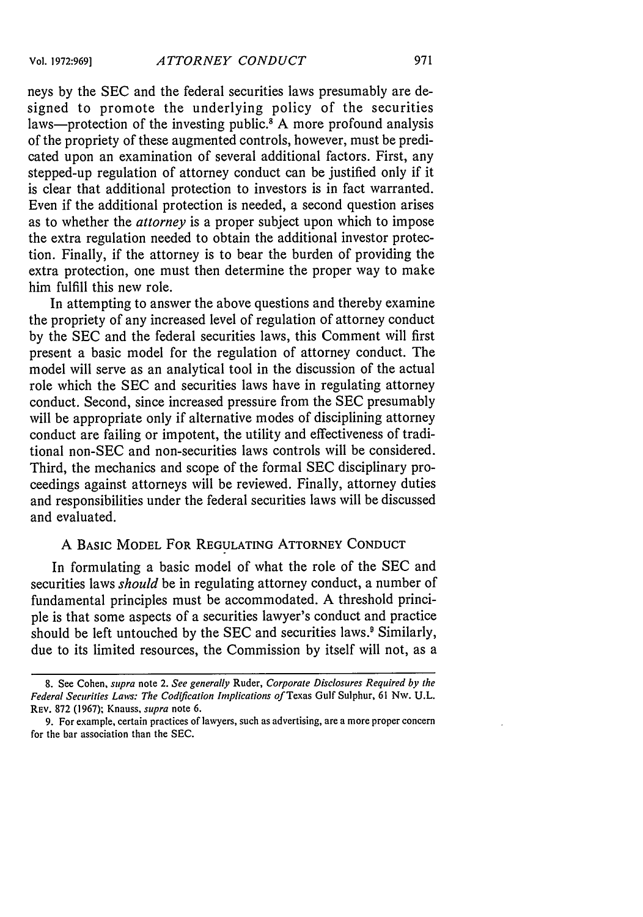neys by the SEC and the federal securities laws presumably are designed to promote the underlying policy of the securities laws—protection of the investing public.[8] A more profound analysis of the propriety of these augmented controls, however, must be predicated upon an examination of several additional factors. First, any stepped-up regulation of attorney conduct can be justified only if it is clear that additional protection to investors is in fact warranted. Even if the additional protection is needed, a second question arises as to whether the *attorney* is a proper subject upon which to impose the extra regulation needed to obtain the additional investor protection. Finally, if the attorney is to bear the burden of providing the extra protection, one must then determine the proper way to make him fulfill this new role.

In attempting to answer the above questions and thereby examine the propriety of any increased level of regulation of attorney conduct by the SEC and the federal securities laws, this Comment will first present a basic model for the regulation of attorney conduct. The model will serve as an analytical tool in the discussion of the actual role which the SEC and securities laws have in regulating attorney conduct. Second, since increased pressure from the SEC presumably will be appropriate only if alternative modes of disciplining attorney conduct are failing or impotent, the utility and effectiveness of traditional non-SEC and non-securities laws controls will be considered. Third, the mechanics and scope of the formal SEC disciplinary proceedings against attorneys will be reviewed. Finally, attorney duties and responsibilities under the federal securities laws will be discussed and evaluated.

## A Basic Model For Regulating Attorney Conduct

In formulating a basic model of what the role of the SEC and securities laws *should* be in regulating attorney conduct, a number of fundamental principles must be accommodated. A threshold principle is that some aspects of a securities lawyer's conduct and practice should be left untouched by the SEC and securities laws.[9] Similarly, due to its limited resources, the Commission by itself will not, as a

---

8. See Cohen, *supra* note 2. *See generally* Ruder, *Corporate Disclosures Required by the Federal Securities Laws: The Codification Implications of* Texas Gulf Sulphur, 61 Nw. U.L. Rev. 872 (1967); Knauss, *supra* note 6.

9. For example, certain practices of lawyers, such as advertising, are a more proper concern for the bar association than the SEC.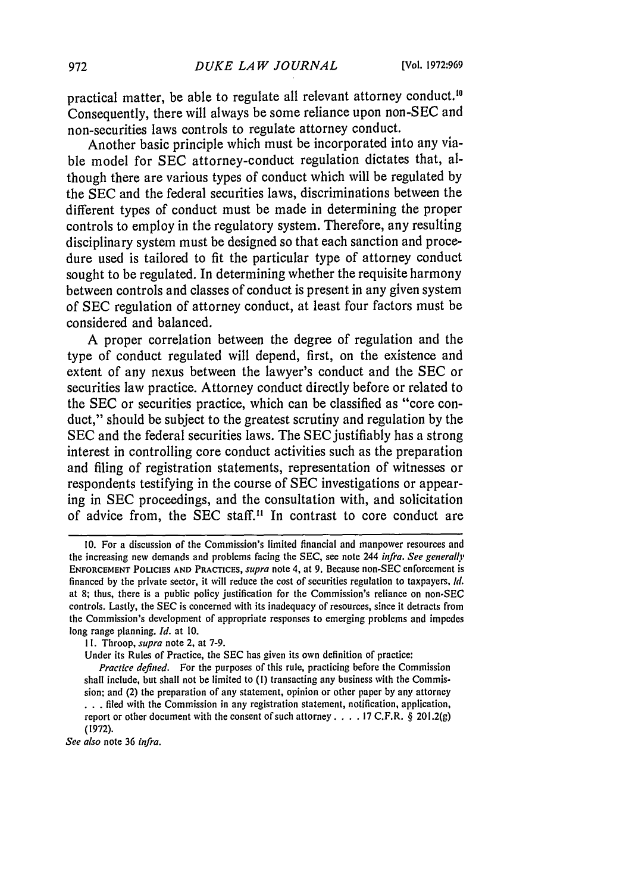practical matter, be able to regulate all relevant attorney conduct.[10] Consequently, there will always be some reliance upon non-SEC and non-securities laws controls to regulate attorney conduct.

Another basic principle which must be incorporated into any viable model for SEC attorney-conduct regulation dictates that, although there are various types of conduct which will be regulated by the SEC and the federal securities laws, discriminations between the different types of conduct must be made in determining the proper controls to employ in the regulatory system. Therefore, any resulting disciplinary system must be designed so that each sanction and procedure used is tailored to fit the particular type of attorney conduct sought to be regulated. In determining whether the requisite harmony between controls and classes of conduct is present in any given system of SEC regulation of attorney conduct, at least four factors must be considered and balanced.

A proper correlation between the degree of regulation and the type of conduct regulated will depend, first, on the existence and extent of any nexus between the lawyer's conduct and the SEC or securities law practice. Attorney conduct directly before or related to the SEC or securities practice, which can be classified as "core conduct," should be subject to the greatest scrutiny and regulation by the SEC and the federal securities laws. The SEC justifiably has a strong interest in controlling core conduct activities such as the preparation and filing of registration statements, representation of witnesses or respondents testifying in the course of SEC investigations or appearing in SEC proceedings, and the consultation with, and solicitation of advice from, the SEC staff.[11] In contrast to core conduct are

---

10. For a discussion of the Commission's limited financial and manpower resources and the increasing new demands and problems facing the SEC, see note 244 *infra*. *See generally* ENFORCEMENT POLICIES AND PRACTICES, *supra* note 4, at 9. Because non-SEC enforcement is financed by the private sector, it will reduce the cost of securities regulation to taxpayers, *Id.* at 8; thus, there is a public policy justification for the Commission's reliance on non-SEC controls. Lastly, the SEC is concerned with its inadequacy of resources, since it detracts from the Commission's development of appropriate responses to emerging problems and impedes long range planning. *Id.* at 10.

11. Throop, *supra* note 2, at 7-9.

Under its Rules of Practice, the SEC has given its own definition of practice:

> *Practice defined.* For the purposes of this rule, practicing before the Commission shall include, but shall not be limited to (1) transacting any business with the Commission; and (2) the preparation of any statement, opinion or other paper by any attorney . . . filed with the Commission in any registration statement, notification, application, report or other document with the consent of such attorney . . . . 17 C.F.R. § 201.2(g) (1972).

*See also* note 36 *infra*.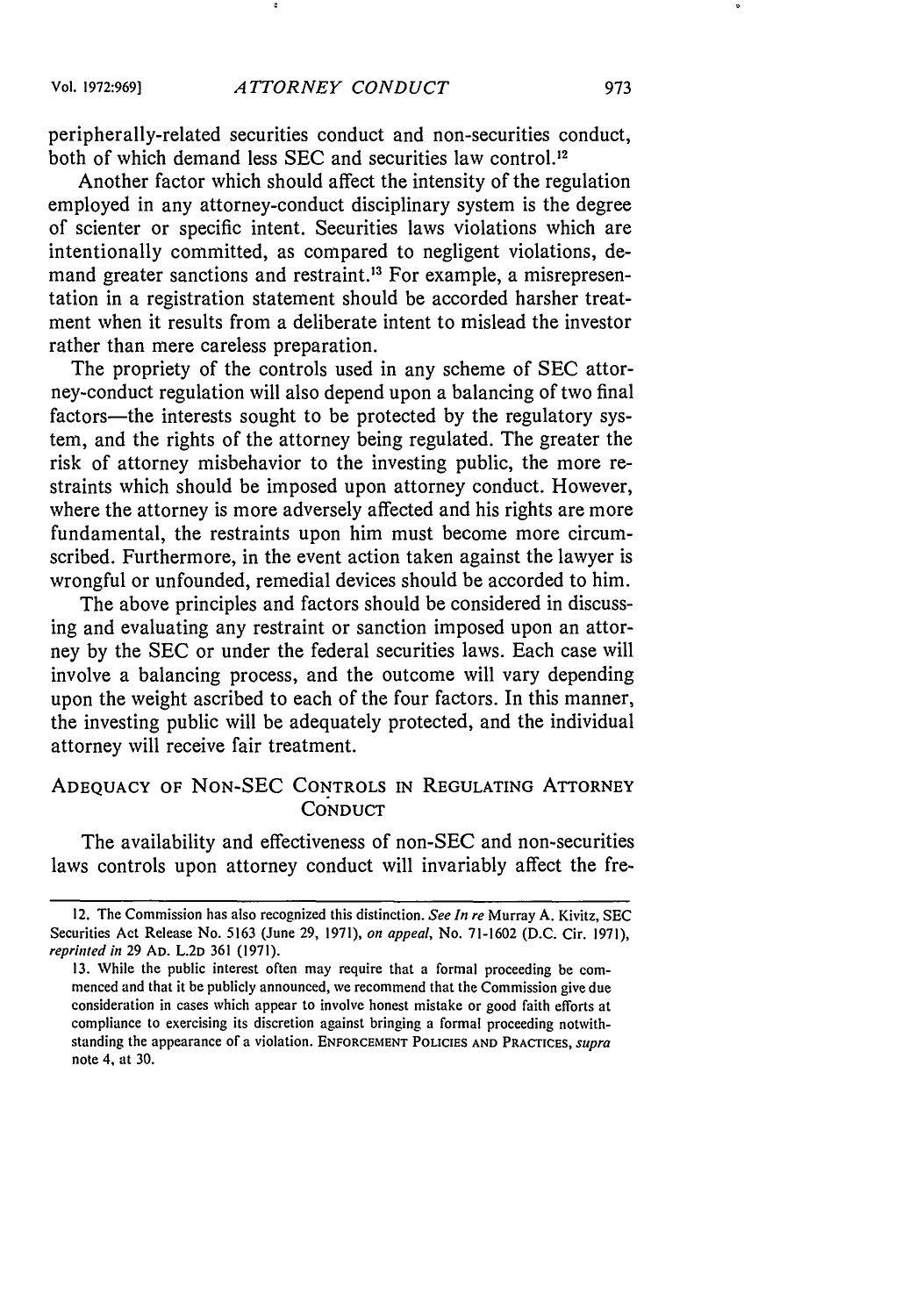peripherally-related securities conduct and non-securities conduct, both of which demand less SEC and securities law control.[12]

Another factor which should affect the intensity of the regulation employed in any attorney-conduct disciplinary system is the degree of scienter or specific intent. Securities laws violations which are intentionally committed, as compared to negligent violations, demand greater sanctions and restraint.[13] For example, a misrepresentation in a registration statement should be accorded harsher treatment when it results from a deliberate intent to mislead the investor rather than mere careless preparation.

The propriety of the controls used in any scheme of SEC attorney-conduct regulation will also depend upon a balancing of two final factors—the interests sought to be protected by the regulatory system, and the rights of the attorney being regulated. The greater the risk of attorney misbehavior to the investing public, the more restraints which should be imposed upon attorney conduct. However, where the attorney is more adversely affected and his rights are more fundamental, the restraints upon him must become more circumscribed. Furthermore, in the event action taken against the lawyer is wrongful or unfounded, remedial devices should be accorded to him.

The above principles and factors should be considered in discussing and evaluating any restraint or sanction imposed upon an attorney by the SEC or under the federal securities laws. Each case will involve a balancing process, and the outcome will vary depending upon the weight ascribed to each of the four factors. In this manner, the investing public will be adequately protected, and the individual attorney will receive fair treatment.

## ADEQUACY OF NON-SEC CONTROLS IN REGULATING ATTORNEY CONDUCT

The availability and effectiveness of non-SEC and non-securities laws controls upon attorney conduct will invariably affect the fre-

---

12. The Commission has also recognized this distinction. *See In re* Murray A. Kivitz, SEC Securities Act Release No. 5163 (June 29, 1971), *on appeal*, No. 71-1602 (D.C. Cir. 1971), *reprinted in* 29 AD. L.2D 361 (1971).

13. While the public interest often may require that a formal proceeding be commenced and that it be publicly announced, we recommend that the Commission give due consideration in cases which appear to involve honest mistake or good faith efforts at compliance to exercising its discretion against bringing a formal proceeding notwithstanding the appearance of a violation. ENFORCEMENT POLICIES AND PRACTICES, *supra* note 4, at 30.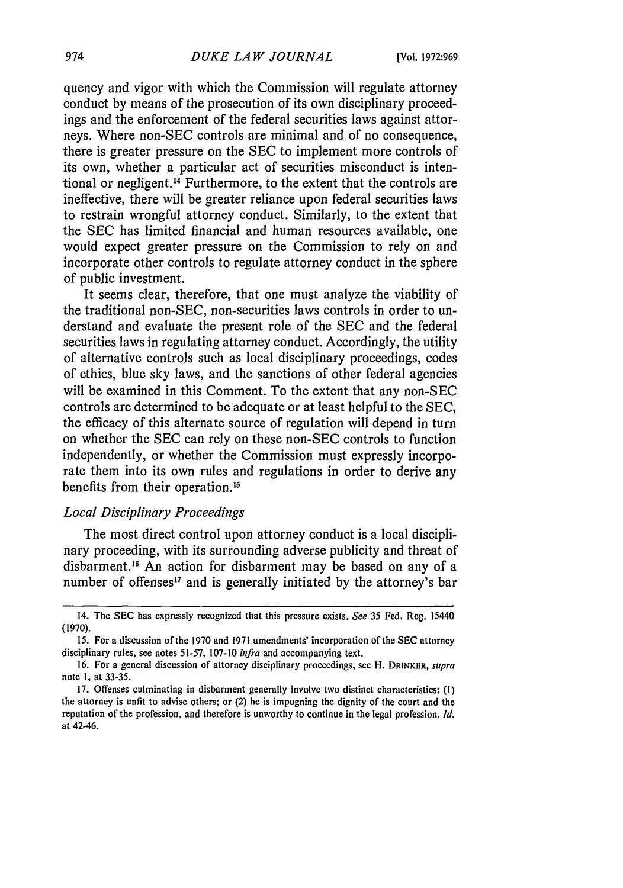quency and vigor with which the Commission will regulate attorney conduct by means of the prosecution of its own disciplinary proceedings and the enforcement of the federal securities laws against attorneys. Where non-SEC controls are minimal and of no consequence, there is greater pressure on the SEC to implement more controls of its own, whether a particular act of securities misconduct is intentional or negligent.[14] Furthermore, to the extent that the controls are ineffective, there will be greater reliance upon federal securities laws to restrain wrongful attorney conduct. Similarly, to the extent that the SEC has limited financial and human resources available, one would expect greater pressure on the Commission to rely on and incorporate other controls to regulate attorney conduct in the sphere of public investment.

It seems clear, therefore, that one must analyze the viability of the traditional non-SEC, non-securities laws controls in order to understand and evaluate the present role of the SEC and the federal securities laws in regulating attorney conduct. Accordingly, the utility of alternative controls such as local disciplinary proceedings, codes of ethics, blue sky laws, and the sanctions of other federal agencies will be examined in this Comment. To the extent that any non-SEC controls are determined to be adequate or at least helpful to the SEC, the efficacy of this alternate source of regulation will depend in turn on whether the SEC can rely on these non-SEC controls to function independently, or whether the Commission must expressly incorporate them into its own rules and regulations in order to derive any benefits from their operation.[15]

### *Local Disciplinary Proceedings*

The most direct control upon attorney conduct is a local disciplinary proceeding, with its surrounding adverse publicity and threat of disbarment.[16] An action for disbarment may be based on any of a number of offenses[17] and is generally initiated by the attorney's bar

---

14. The SEC has expressly recognized that this pressure exists. *See* 35 Fed. Reg. 15440 (1970).

15. For a discussion of the 1970 and 1971 amendments' incorporation of the SEC attorney disciplinary rules, see notes 51-57, 107-10 *infra* and accompanying text.

16. For a general discussion of attorney disciplinary proceedings, see H. DRINKER, *supra* note 1, at 33-35.

17. Offenses culminating in disbarment generally involve two distinct characteristics: (1) the attorney is unfit to advise others; or (2) he is impugning the dignity of the court and the reputation of the profession, and therefore is unworthy to continue in the legal profession. *Id.* at 42-46.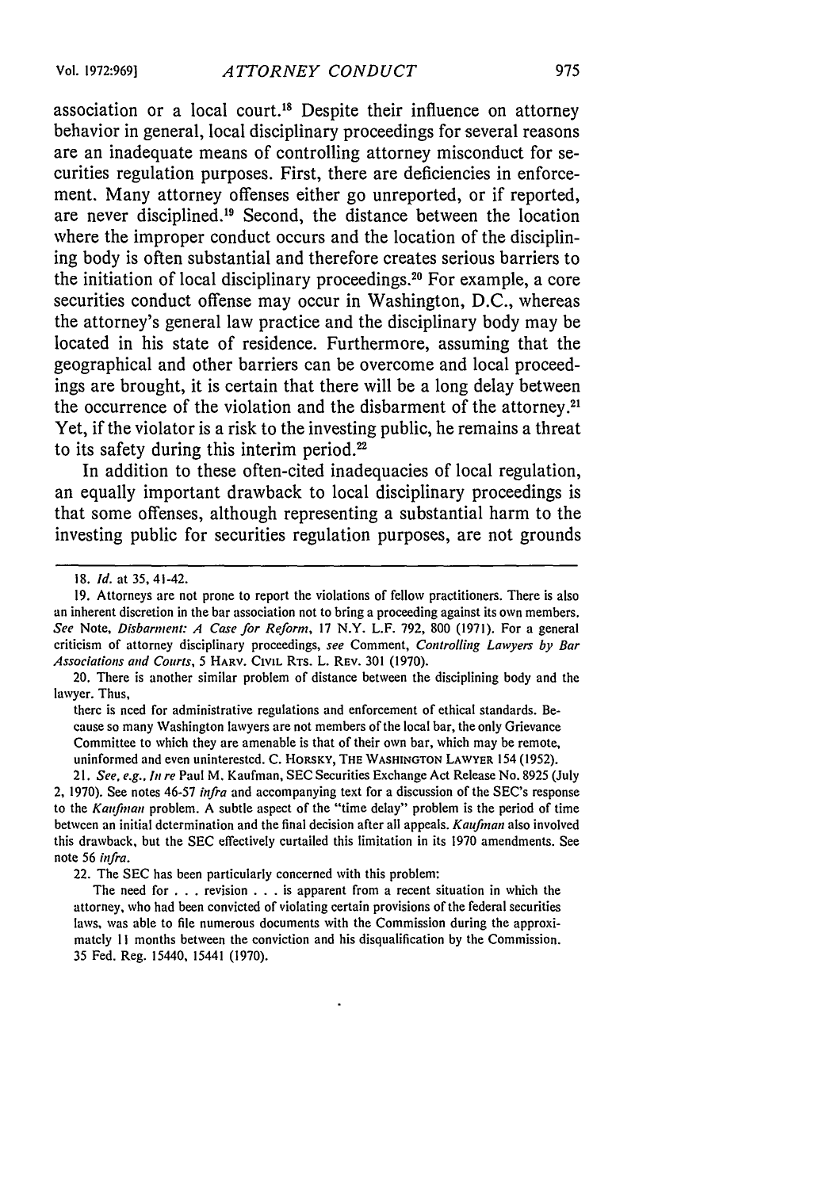association or a local court.[18] Despite their influence on attorney behavior in general, local disciplinary proceedings for several reasons are an inadequate means of controlling attorney misconduct for securities regulation purposes. First, there are deficiencies in enforcement. Many attorney offenses either go unreported, or if reported, are never disciplined.[19] Second, the distance between the location where the improper conduct occurs and the location of the disciplining body is often substantial and therefore creates serious barriers to the initiation of local disciplinary proceedings.[20] For example, a core securities conduct offense may occur in Washington, D.C., whereas the attorney's general law practice and the disciplinary body may be located in his state of residence. Furthermore, assuming that the geographical and other barriers can be overcome and local proceedings are brought, it is certain that there will be a long delay between the occurrence of the violation and the disbarment of the attorney.[21] Yet, if the violator is a risk to the investing public, he remains a threat to its safety during this interim period.[22]

In addition to these often-cited inadequacies of local regulation, an equally important drawback to local disciplinary proceedings is that some offenses, although representing a substantial harm to the investing public for securities regulation purposes, are not grounds

---

18. *Id.* at 35, 41-42.

19. Attorneys are not prone to report the violations of fellow practitioners. There is also an inherent discretion in the bar association not to bring a proceeding against its own members. *See* Note, *Disbarment: A Case for Reform*, 17 N.Y. L.F. 792, 800 (1971). For a general criticism of attorney disciplinary proceedings, *see* Comment, *Controlling Lawyers by Bar Associations and Courts*, 5 HARV. CIVIL RTS. L. REV. 301 (1970).

20. There is another similar problem of distance between the disciplining body and the lawyer. Thus,

> there is need for administrative regulations and enforcement of ethical standards. Because so many Washington lawyers are not members of the local bar, the only Grievance Committee to which they are amenable is that of their own bar, which may be remote, uninformed and even uninterested. C. HORSKY, THE WASHINGTON LAWYER 154 (1952).

21. *See, e.g., In re* Paul M. Kaufman, SEC Securities Exchange Act Release No. 8925 (July 2, 1970). See notes 46-57 *infra* and accompanying text for a discussion of the SEC's response to the *Kaufman* problem. A subtle aspect of the "time delay" problem is the period of time between an initial determination and the final decision after all appeals. *Kaufman* also involved this drawback, but the SEC effectively curtailed this limitation in its 1970 amendments. See note 56 *infra*.

22. The SEC has been particularly concerned with this problem:

> The need for . . . revision . . . is apparent from a recent situation in which the attorney, who had been convicted of violating certain provisions of the federal securities laws, was able to file numerous documents with the Commission during the approximately 11 months between the conviction and his disqualification by the Commission. 35 Fed. Reg. 15440, 15441 (1970).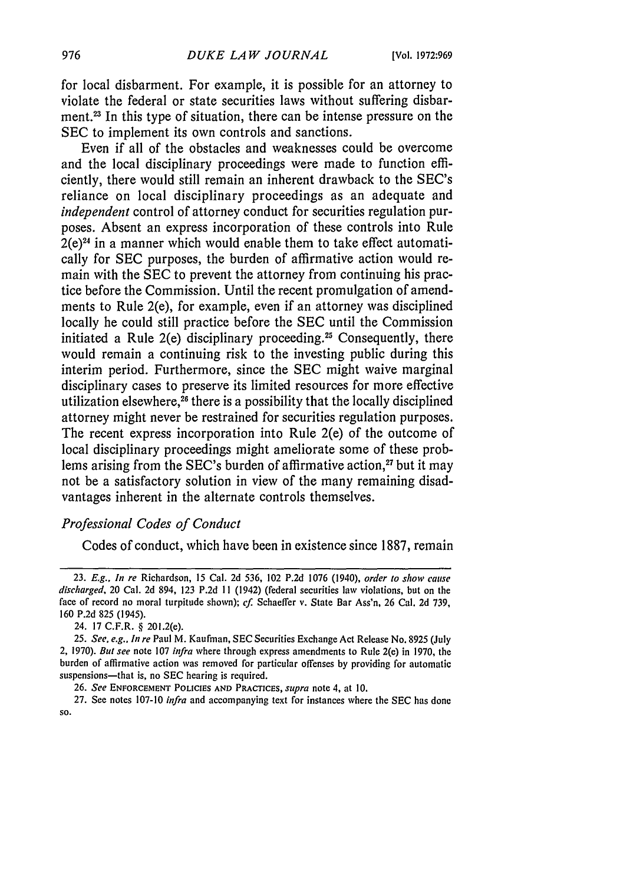for local disbarment. For example, it is possible for an attorney to violate the federal or state securities laws without suffering disbarment.[23] In this type of situation, there can be intense pressure on the SEC to implement its own controls and sanctions.

Even if all of the obstacles and weaknesses could be overcome and the local disciplinary proceedings were made to function efficiently, there would still remain an inherent drawback to the SEC's reliance on local disciplinary proceedings as an adequate and *independent* control of attorney conduct for securities regulation purposes. Absent an express incorporation of these controls into Rule 2(e)[24] in a manner which would enable them to take effect automatically for SEC purposes, the burden of affirmative action would remain with the SEC to prevent the attorney from continuing his practice before the Commission. Until the recent promulgation of amendments to Rule 2(e), for example, even if an attorney was disciplined locally he could still practice before the SEC until the Commission initiated a Rule 2(e) disciplinary proceeding.[25] Consequently, there would remain a continuing risk to the investing public during this interim period. Furthermore, since the SEC might waive marginal disciplinary cases to preserve its limited resources for more effective utilization elsewhere,[26] there is a possibility that the locally disciplined attorney might never be restrained for securities regulation purposes. The recent express incorporation into Rule 2(e) of the outcome of local disciplinary proceedings might ameliorate some of these problems arising from the SEC's burden of affirmative action,[27] but it may not be a satisfactory solution in view of the many remaining disadvantages inherent in the alternate controls themselves.

*Professional Codes of Conduct*

Codes of conduct, which have been in existence since 1887, remain

---

23. *E.g., In re* Richardson, 15 Cal. 2d 536, 102 P.2d 1076 (1940), *order to show cause discharged*, 20 Cal. 2d 894, 123 P.2d 11 (1942) (federal securities law violations, but on the face of record no moral turpitude shown); *cf.* Schaeffer v. State Bar Ass'n, 26 Cal. 2d 739, 160 P.2d 825 (1945).

24. 17 C.F.R. § 201.2(e).

25. *See, e.g., In re* Paul M. Kaufman, SEC Securities Exchange Act Release No. 8925 (July 2, 1970). *But see* note 107 *infra* where through express amendments to Rule 2(e) in 1970, the burden of affirmative action was removed for particular offenses by providing for automatic suspensions—that is, no SEC hearing is required.

26. *See* ENFORCEMENT POLICIES AND PRACTICES, *supra* note 4, at 10.

27. See notes 107-10 *infra* and accompanying text for instances where the SEC has done so.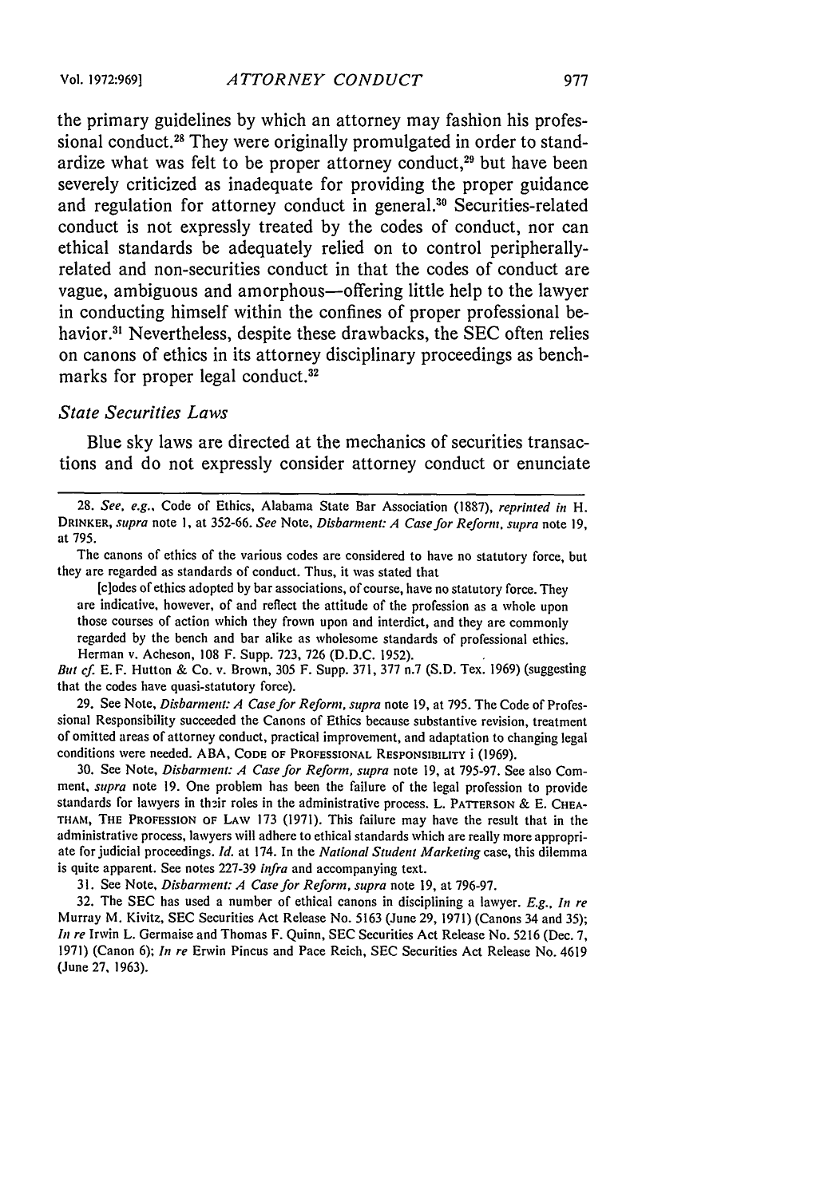the primary guidelines by which an attorney may fashion his professional conduct.[28] They were originally promulgated in order to standardize what was felt to be proper attorney conduct,[29] but have been severely criticized as inadequate for providing the proper guidance and regulation for attorney conduct in general.[30] Securities-related conduct is not expressly treated by the codes of conduct, nor can ethical standards be adequately relied on to control peripherally-related and non-securities conduct in that the codes of conduct are vague, ambiguous and amorphous—offering little help to the lawyer in conducting himself within the confines of proper professional behavior.[31] Nevertheless, despite these drawbacks, the SEC often relies on canons of ethics in its attorney disciplinary proceedings as benchmarks for proper legal conduct.[32]

*State Securities Laws*

Blue sky laws are directed at the mechanics of securities transactions and do not expressly consider attorney conduct or enunciate

---

28. *See, e.g.*, Code of Ethics, Alabama State Bar Association (1887), *reprinted in* H. DRINKER, *supra* note 1, at 352-66. *See* Note, *Disbarment: A Case for Reform*, *supra* note 19, at 795.

The canons of ethics of the various codes are considered to have no statutory force, but they are regarded as standards of conduct. Thus, it was stated that

> [c]odes of ethics adopted by bar associations, of course, have no statutory force. They are indicative, however, of and reflect the attitude of the profession as a whole upon those courses of action which they frown upon and interdict, and they are commonly regarded by the bench and bar alike as wholesome standards of professional ethics.
> Herman v. Acheson, 108 F. Supp. 723, 726 (D.D.C. 1952).

*But cf.* E. F. Hutton & Co. v. Brown, 305 F. Supp. 371, 377 n.7 (S.D. Tex. 1969) (suggesting that the codes have quasi-statutory force).

29. See Note, *Disbarment: A Case for Reform*, *supra* note 19, at 795. The Code of Professional Responsibility succeeded the Canons of Ethics because substantive revision, treatment of omitted areas of attorney conduct, practical improvement, and adaptation to changing legal conditions were needed. ABA, CODE OF PROFESSIONAL RESPONSIBILITY i (1969).

30. See Note, *Disbarment: A Case for Reform*, *supra* note 19, at 795-97. See also Comment, *supra* note 19. One problem has been the failure of the legal profession to provide standards for lawyers in their roles in the administrative process. L. PATTERSON & E. CHEATHAM, THE PROFESSION OF LAW 173 (1971). This failure may have the result that in the administrative process, lawyers will adhere to ethical standards which are really more appropriate for judicial proceedings. *Id.* at 174. In the *National Student Marketing* case, this dilemma is quite apparent. See notes 227-39 *infra* and accompanying text.

31. See Note, *Disbarment: A Case for Reform*, *supra* note 19, at 796-97.

32. The SEC has used a number of ethical canons in disciplining a lawyer. *E.g.*, *In re* Murray M. Kivitz, SEC Securities Act Release No. 5163 (June 29, 1971) (Canons 34 and 35); *In re* Irwin L. Germaise and Thomas F. Quinn, SEC Securities Act Release No. 5216 (Dec. 7, 1971) (Canon 6); *In re* Erwin Pincus and Pace Reich, SEC Securities Act Release No. 4619 (June 27, 1963).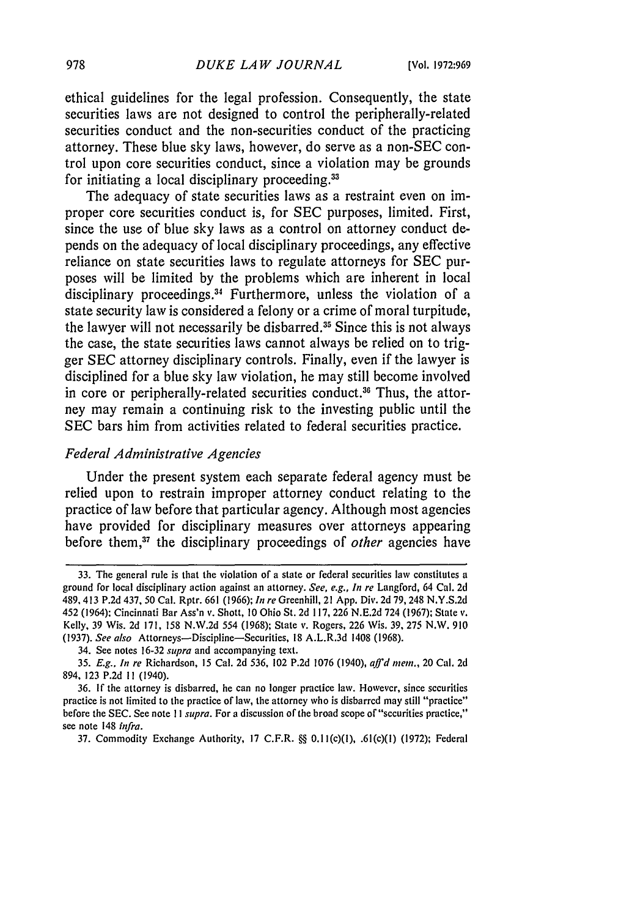ethical guidelines for the legal profession. Consequently, the state securities laws are not designed to control the peripherally-related securities conduct and the non-securities conduct of the practicing attorney. These blue sky laws, however, do serve as a non-SEC control upon core securities conduct, since a violation may be grounds for initiating a local disciplinary proceeding.[33]

The adequacy of state securities laws as a restraint even on improper core securities conduct is, for SEC purposes, limited. First, since the use of blue sky laws as a control on attorney conduct depends on the adequacy of local disciplinary proceedings, any effective reliance on state securities laws to regulate attorneys for SEC purposes will be limited by the problems which are inherent in local disciplinary proceedings.[34] Furthermore, unless the violation of a state security law is considered a felony or a crime of moral turpitude, the lawyer will not necessarily be disbarred.[35] Since this is not always the case, the state securities laws cannot always be relied on to trigger SEC attorney disciplinary controls. Finally, even if the lawyer is disciplined for a blue sky law violation, he may still become involved in core or peripherally-related securities conduct.[36] Thus, the attorney may remain a continuing risk to the investing public until the SEC bars him from activities related to federal securities practice.

### *Federal Administrative Agencies*

Under the present system each separate federal agency must be relied upon to restrain improper attorney conduct relating to the practice of law before that particular agency. Although most agencies have provided for disciplinary measures over attorneys appearing before them,[37] the disciplinary proceedings of *other* agencies have

---

33. The general rule is that the violation of a state or federal securities law constitutes a ground for local disciplinary action against an attorney. *See, e.g., In re* Langford, 64 Cal. 2d 489, 413 P.2d 437, 50 Cal. Rptr. 661 (1966); *In re* Greenhill, 21 App. Div. 2d 79, 248 N.Y.S.2d 452 (1964); Cincinnati Bar Ass'n v. Shott, 10 Ohio St. 2d 117, 226 N.E.2d 724 (1967); State v. Kelly, 39 Wis. 2d 171, 158 N.W.2d 554 (1968); State v. Rogers, 226 Wis. 39, 275 N.W. 910 (1937). *See also* Attorneys—Discipline—Securities, 18 A.L.R.3d 1408 (1968).

34. See notes 16-32 *supra* and accompanying text.

35. *E.g., In re* Richardson, 15 Cal. 2d 536, 102 P.2d 1076 (1940), *aff'd mem.*, 20 Cal. 2d 894, 123 P.2d 11 (1940).

36. If the attorney is disbarred, he can no longer practice law. However, since securities practice is not limited to the practice of law, the attorney who is disbarred may still "practice" before the SEC. See note 11 *supra*. For a discussion of the broad scope of "securities practice," see note 148 *infra*.

37. Commodity Exchange Authority, 17 C.F.R. §§ 0.11(c)(1), .61(c)(1) (1972); Federal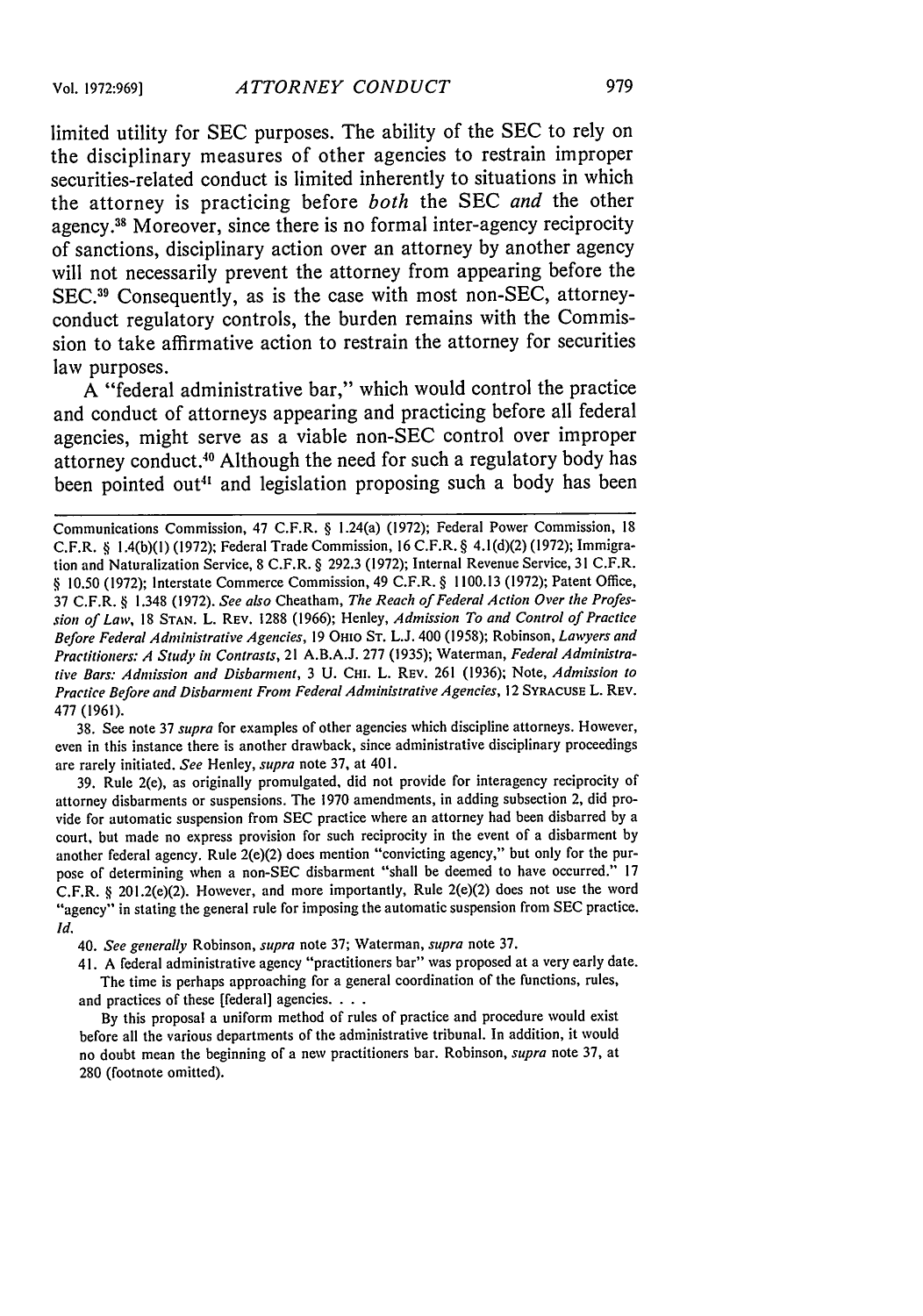limited utility for SEC purposes. The ability of the SEC to rely on the disciplinary measures of other agencies to restrain improper securities-related conduct is limited inherently to situations in which the attorney is practicing before *both* the SEC *and* the other agency.[38] Moreover, since there is no formal inter-agency reciprocity of sanctions, disciplinary action over an attorney by another agency will not necessarily prevent the attorney from appearing before the SEC.[39] Consequently, as is the case with most non-SEC, attorney-conduct regulatory controls, the burden remains with the Commission to take affirmative action to restrain the attorney for securities law purposes.

A "federal administrative bar," which would control the practice and conduct of attorneys appearing and practicing before all federal agencies, might serve as a viable non-SEC control over improper attorney conduct.[40] Although the need for such a regulatory body has been pointed out[41] and legislation proposing such a body has been

---

Communications Commission, 47 C.F.R. § 1.24(a) (1972); Federal Power Commission, 18 C.F.R. § 1.4(b)(1) (1972); Federal Trade Commission, 16 C.F.R. § 4.1(d)(2) (1972); Immigration and Naturalization Service, 8 C.F.R. § 292.3 (1972); Internal Revenue Service, 31 C.F.R. § 10.50 (1972); Interstate Commerce Commission, 49 C.F.R. § 1100.13 (1972); Patent Office, 37 C.F.R. § 1.348 (1972). *See also* Cheatham, *The Reach of Federal Action Over the Profession of Law*, 18 STAN. L. REV. 1288 (1966); Henley, *Admission To and Control of Practice Before Federal Administrative Agencies*, 19 OHIO ST. L.J. 400 (1958); Robinson, *Lawyers and Practitioners: A Study in Contrasts*, 21 A.B.A.J. 277 (1935); Waterman, *Federal Administrative Bars: Admission and Disbarment*, 3 U. CHI. L. REV. 261 (1936); Note, *Admission to Practice Before and Disbarment From Federal Administrative Agencies*, 12 SYRACUSE L. REV. 477 (1961).

38. See note 37 *supra* for examples of other agencies which discipline attorneys. However, even in this instance there is another drawback, since administrative disciplinary proceedings are rarely initiated. *See* Henley, *supra* note 37, at 401.

39. Rule 2(e), as originally promulgated, did not provide for interagency reciprocity of attorney disbarments or suspensions. The 1970 amendments, in adding subsection 2, did provide for automatic suspension from SEC practice where an attorney had been disbarred by a court, but made no express provision for such reciprocity in the event of a disbarment by another federal agency. Rule 2(e)(2) does mention "convicting agency," but only for the purpose of determining when a non-SEC disbarment "shall be deemed to have occurred." 17 C.F.R. § 201.2(e)(2). However, and more importantly, Rule 2(e)(2) does not use the word "agency" in stating the general rule for imposing the automatic suspension from SEC practice. *Id.*

40. *See generally* Robinson, *supra* note 37; Waterman, *supra* note 37.

41. A federal administrative agency "practitioners bar" was proposed at a very early date.

> The time is perhaps approaching for a general coordination of the functions, rules, and practices of these [federal] agencies. . . .
>
> By this proposal a uniform method of rules of practice and procedure would exist before all the various departments of the administrative tribunal. In addition, it would no doubt mean the beginning of a new practitioners bar. Robinson, *supra* note 37, at 280 (footnote omitted).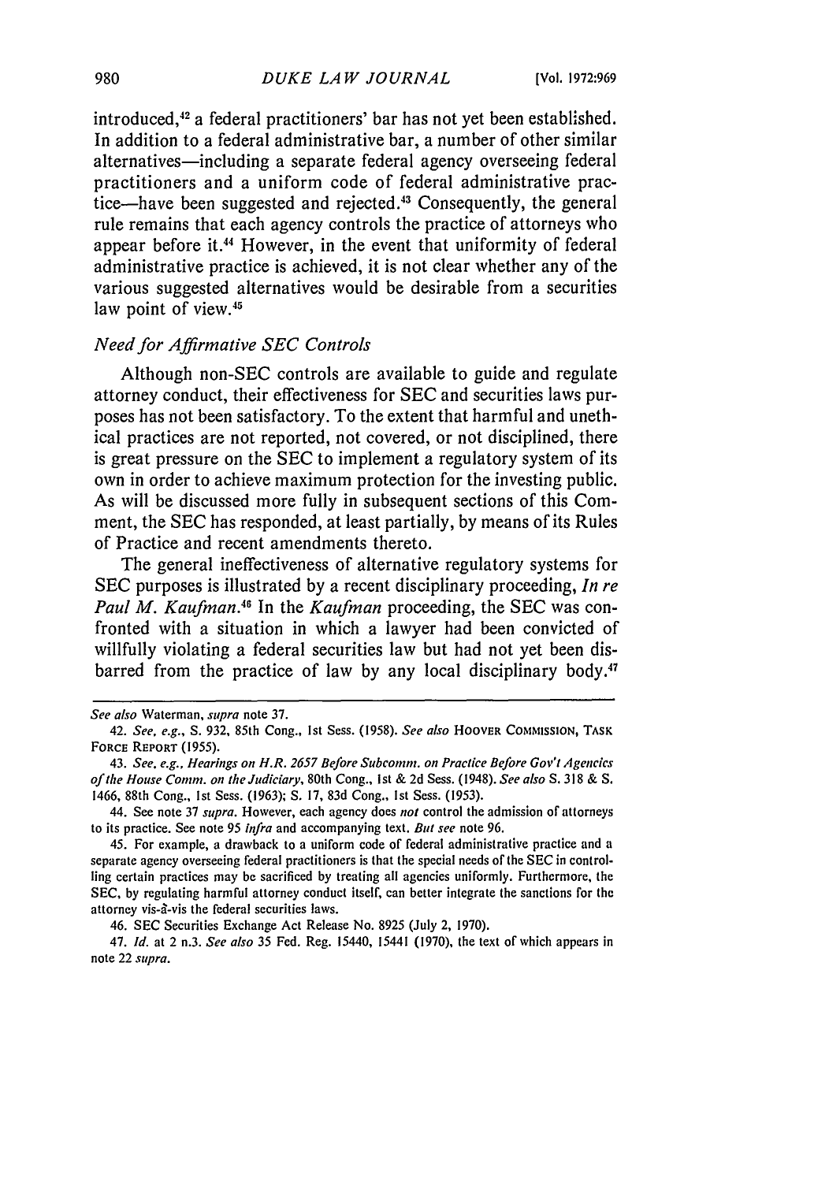introduced,[42] a federal practitioners' bar has not yet been established. In addition to a federal administrative bar, a number of other similar alternatives—including a separate federal agency overseeing federal practitioners and a uniform code of federal administrative practice—have been suggested and rejected.[43] Consequently, the general rule remains that each agency controls the practice of attorneys who appear before it.[44] However, in the event that uniformity of federal administrative practice is achieved, it is not clear whether any of the various suggested alternatives would be desirable from a securities law point of view.[45]

### *Need for Affirmative SEC Controls*

Although non-SEC controls are available to guide and regulate attorney conduct, their effectiveness for SEC and securities laws purposes has not been satisfactory. To the extent that harmful and unethical practices are not reported, not covered, or not disciplined, there is great pressure on the SEC to implement a regulatory system of its own in order to achieve maximum protection for the investing public. As will be discussed more fully in subsequent sections of this Comment, the SEC has responded, at least partially, by means of its Rules of Practice and recent amendments thereto.

The general ineffectiveness of alternative regulatory systems for SEC purposes is illustrated by a recent disciplinary proceeding, *In re Paul M. Kaufman*.[46] In the *Kaufman* proceeding, the SEC was confronted with a situation in which a lawyer had been convicted of willfully violating a federal securities law but had not yet been disbarred from the practice of law by any local disciplinary body.[47]

---

*See also* Waterman, *supra* note 37.

42. *See, e.g.*, S. 932, 85th Cong., 1st Sess. (1958). *See also* HOOVER COMMISSION, TASK FORCE REPORT (1955).

43. *See, e.g., Hearings on H.R. 2657 Before Subcomm. on Practice Before Gov't Agencies of the House Comm. on the Judiciary*, 80th Cong., 1st & 2d Sess. (1948). *See also* S. 318 & S. 1466, 88th Cong., 1st Sess. (1963); S. 17, 83d Cong., 1st Sess. (1953).

44. See note 37 *supra*. However, each agency does *not* control the admission of attorneys to its practice. See note 95 *infra* and accompanying text. *But see* note 96.

45. For example, a drawback to a uniform code of federal administrative practice and a separate agency overseeing federal practitioners is that the special needs of the SEC in controlling certain practices may be sacrificed by treating all agencies uniformly. Furthermore, the SEC, by regulating harmful attorney conduct itself, can better integrate the sanctions for the attorney vis-à-vis the federal securities laws.

46. SEC Securities Exchange Act Release No. 8925 (July 2, 1970).

47. *Id.* at 2 n.3. *See also* 35 Fed. Reg. 15440, 15441 (1970), the text of which appears in note 22 *supra*.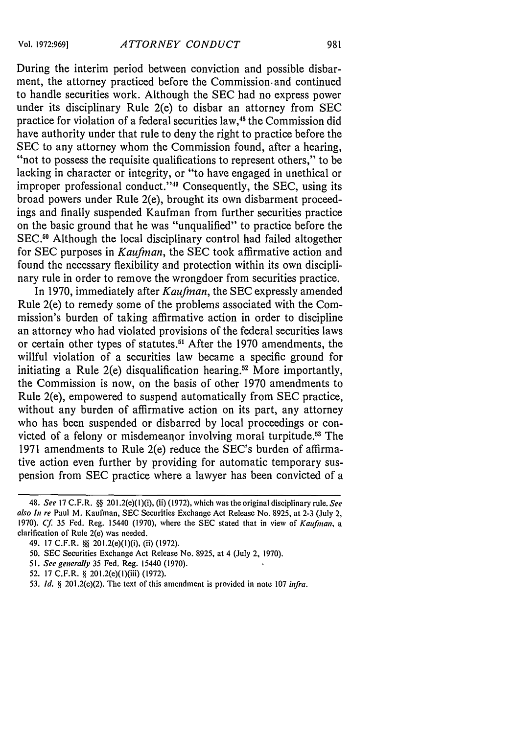During the interim period between conviction and possible disbarment, the attorney practiced before the Commission and continued to handle securities work. Although the SEC had no express power under its disciplinary Rule 2(e) to disbar an attorney from SEC practice for violation of a federal securities law,[48] the Commission did have authority under that rule to deny the right to practice before the SEC to any attorney whom the Commission found, after a hearing, "not to possess the requisite qualifications to represent others," to be lacking in character or integrity, or "to have engaged in unethical or improper professional conduct."[49] Consequently, the SEC, using its broad powers under Rule 2(e), brought its own disbarment proceedings and finally suspended Kaufman from further securities practice on the basic ground that he was "unqualified" to practice before the SEC.[50] Although the local disciplinary control had failed altogether for SEC purposes in *Kaufman*, the SEC took affirmative action and found the necessary flexibility and protection within its own disciplinary rule in order to remove the wrongdoer from securities practice.

In 1970, immediately after *Kaufman*, the SEC expressly amended Rule 2(e) to remedy some of the problems associated with the Commission's burden of taking affirmative action in order to discipline an attorney who had violated provisions of the federal securities laws or certain other types of statutes.[51] After the 1970 amendments, the willful violation of a securities law became a specific ground for initiating a Rule 2(e) disqualification hearing.[52] More importantly, the Commission is now, on the basis of other 1970 amendments to Rule 2(e), empowered to suspend automatically from SEC practice, without any burden of affirmative action on its part, any attorney who has been suspended or disbarred by local proceedings or convicted of a felony or misdemeanor involving moral turpitude.[53] The 1971 amendments to Rule 2(e) reduce the SEC's burden of affirmative action even further by providing for automatic temporary suspension from SEC practice where a lawyer has been convicted of a

---

48. *See* 17 C.F.R. §§ 201.2(e)(1)(i), (ii) (1972), which was the original disciplinary rule. *See also In re* Paul M. Kaufman, SEC Securities Exchange Act Release No. 8925, at 2-3 (July 2, 1970). *Cf.* 35 Fed. Reg. 15440 (1970), where the SEC stated that in view of *Kaufman*, a clarification of Rule 2(e) was needed.

49. 17 C.F.R. §§ 201.2(e)(1)(i), (ii) (1972).

50. SEC Securities Exchange Act Release No. 8925, at 4 (July 2, 1970).

51. *See generally* 35 Fed. Reg. 15440 (1970).

52. 17 C.F.R. § 201.2(e)(1)(iii) (1972).

53. *Id.* § 201.2(e)(2). The text of this amendment is provided in note 107 *infra*.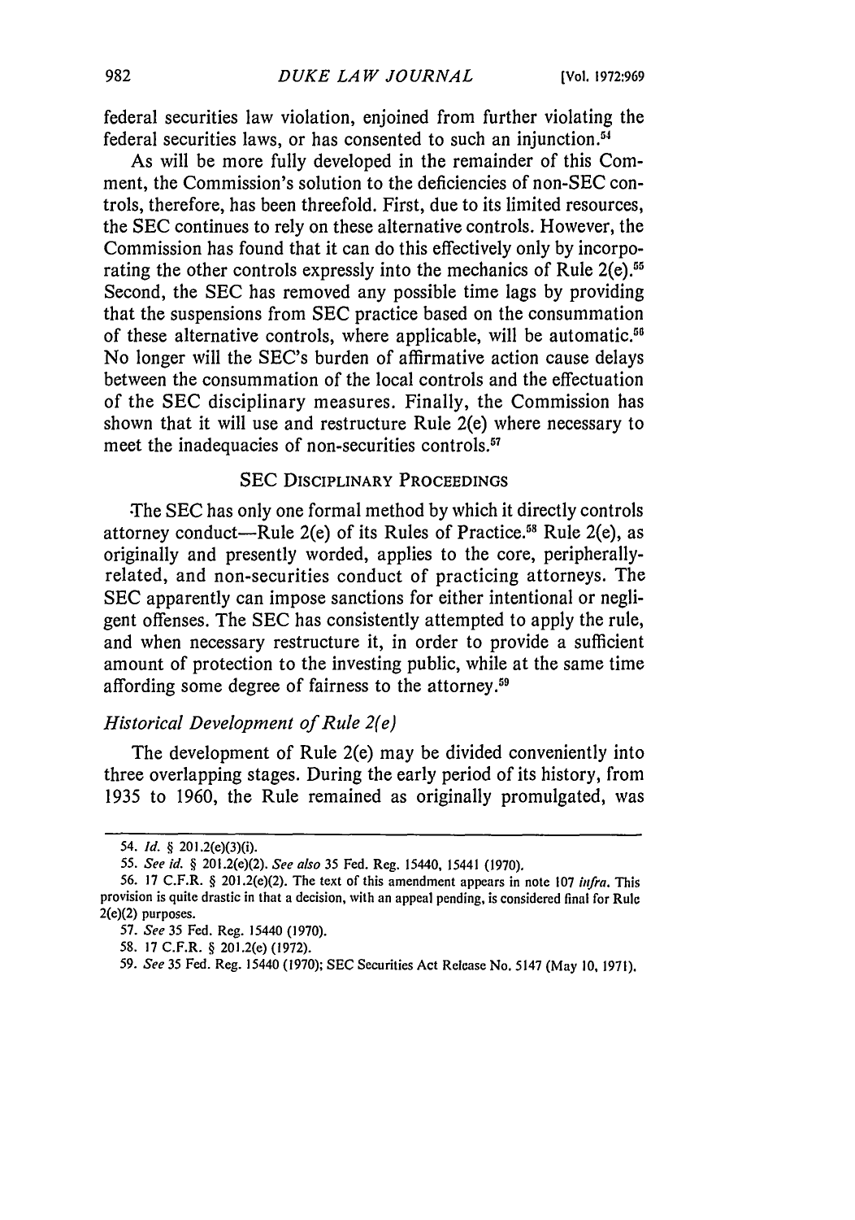federal securities law violation, enjoined from further violating the federal securities laws, or has consented to such an injunction.[54]

As will be more fully developed in the remainder of this Comment, the Commission's solution to the deficiencies of non-SEC controls, therefore, has been threefold. First, due to its limited resources, the SEC continues to rely on these alternative controls. However, the Commission has found that it can do this effectively only by incorporating the other controls expressly into the mechanics of Rule 2(e).[55] Second, the SEC has removed any possible time lags by providing that the suspensions from SEC practice based on the consummation of these alternative controls, where applicable, will be automatic.[56] No longer will the SEC's burden of affirmative action cause delays between the consummation of the local controls and the effectuation of the SEC disciplinary measures. Finally, the Commission has shown that it will use and restructure Rule 2(e) where necessary to meet the inadequacies of non-securities controls.[57]

## SEC Disciplinary Proceedings

The SEC has only one formal method by which it directly controls attorney conduct—Rule 2(e) of its Rules of Practice.[58] Rule 2(e), as originally and presently worded, applies to the core, peripherally-related, and non-securities conduct of practicing attorneys. The SEC apparently can impose sanctions for either intentional or negligent offenses. The SEC has consistently attempted to apply the rule, and when necessary restructure it, in order to provide a sufficient amount of protection to the investing public, while at the same time affording some degree of fairness to the attorney.[59]

### *Historical Development of Rule 2(e)*

The development of Rule 2(e) may be divided conveniently into three overlapping stages. During the early period of its history, from 1935 to 1960, the Rule remained as originally promulgated, was

---

54. *Id.* § 201.2(e)(3)(i).

55. *See id.* § 201.2(e)(2). *See also* 35 Fed. Reg. 15440, 15441 (1970).

56. 17 C.F.R. § 201.2(e)(2). The text of this amendment appears in note 107 *infra*. This provision is quite drastic in that a decision, with an appeal pending, is considered final for Rule 2(e)(2) purposes.

57. *See* 35 Fed. Reg. 15440 (1970).

58. 17 C.F.R. § 201.2(e) (1972).

59. *See* 35 Fed. Reg. 15440 (1970); SEC Securities Act Release No. 5147 (May 10, 1971).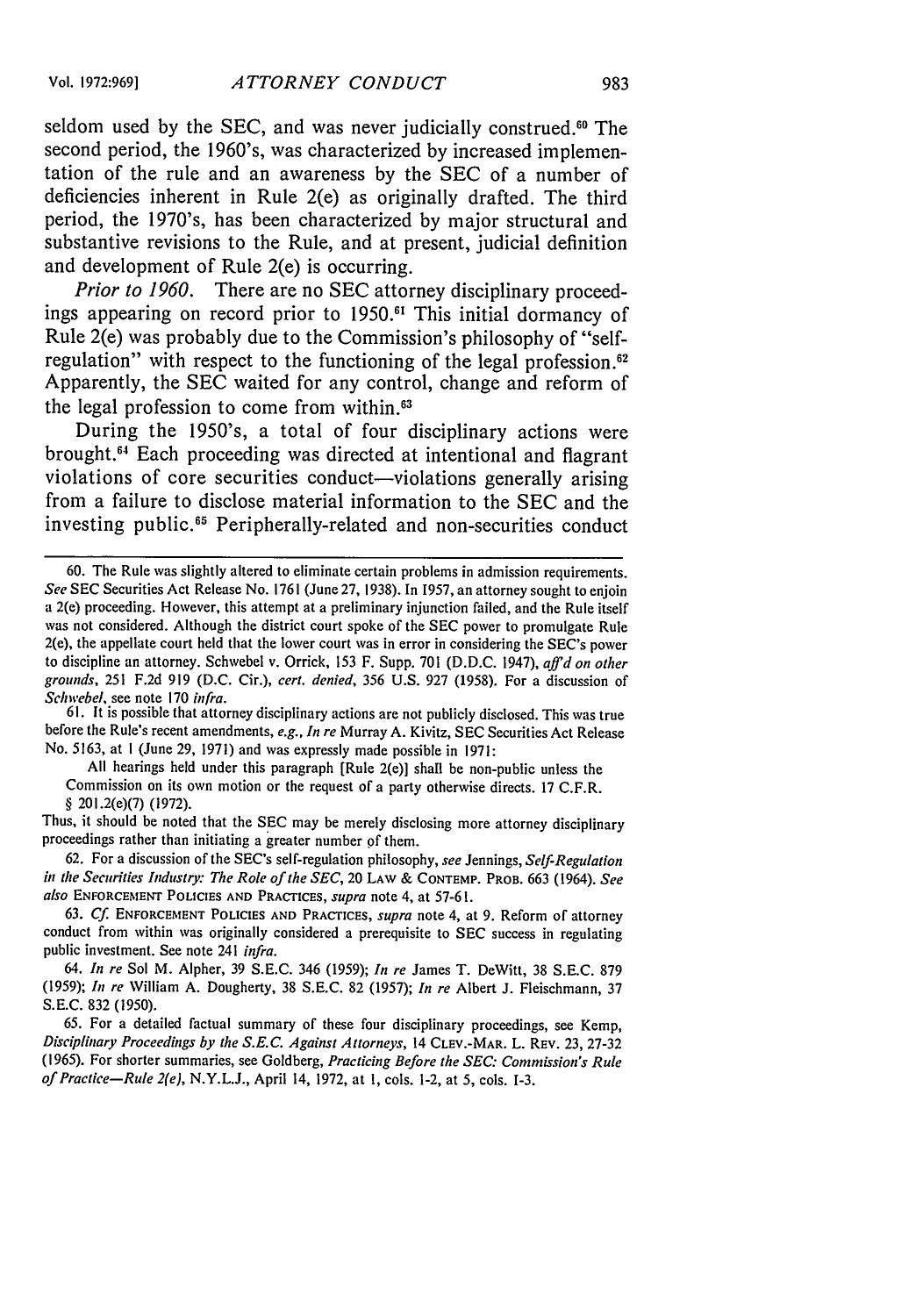seldom used by the SEC, and was never judicially construed.[60] The second period, the 1960's, was characterized by increased implementation of the rule and an awareness by the SEC of a number of deficiencies inherent in Rule 2(e) as originally drafted. The third period, the 1970's, has been characterized by major structural and substantive revisions to the Rule, and at present, judicial definition and development of Rule 2(e) is occurring.

*Prior to 1960.* There are no SEC attorney disciplinary proceedings appearing on record prior to 1950.[61] This initial dormancy of Rule 2(e) was probably due to the Commission's philosophy of "self-regulation" with respect to the functioning of the legal profession.[62] Apparently, the SEC waited for any control, change and reform of the legal profession to come from within.[63]

During the 1950's, a total of four disciplinary actions were brought.[64] Each proceeding was directed at intentional and flagrant violations of core securities conduct—violations generally arising from a failure to disclose material information to the SEC and the investing public.[65] Peripherally-related and non-securities conduct

---

60. The Rule was slightly altered to eliminate certain problems in admission requirements. *See* SEC Securities Act Release No. 1761 (June 27, 1938). In 1957, an attorney sought to enjoin a 2(e) proceeding. However, this attempt at a preliminary injunction failed, and the Rule itself was not considered. Although the district court spoke of the SEC power to promulgate Rule 2(e), the appellate court held that the lower court was in error in considering the SEC's power to discipline an attorney. Schwebel v. Orrick, 153 F. Supp. 701 (D.D.C. 1947), *aff'd on other grounds*, 251 F.2d 919 (D.C. Cir.), *cert. denied*, 356 U.S. 927 (1958). For a discussion of *Schwebel*, see note 170 *infra*.

61. It is possible that attorney disciplinary actions are not publicly disclosed. This was true before the Rule's recent amendments, *e.g.*, *In re* Murray A. Kivitz, SEC Securities Act Release No. 5163, at 1 (June 29, 1971) and was expressly made possible in 1971:

> All hearings held under this paragraph [Rule 2(e)] shall be non-public unless the Commission on its own motion or the request of a party otherwise directs. 17 C.F.R. § 201.2(e)(7) (1972).

Thus, it should be noted that the SEC may be merely disclosing more attorney disciplinary proceedings rather than initiating a greater number of them.

62. For a discussion of the SEC's self-regulation philosophy, *see* Jennings, *Self-Regulation in the Securities Industry: The Role of the SEC*, 20 LAW & CONTEMP. PROB. 663 (1964). *See also* ENFORCEMENT POLICIES AND PRACTICES, *supra* note 4, at 57-61.

63. *Cf.* ENFORCEMENT POLICIES AND PRACTICES, *supra* note 4, at 9. Reform of attorney conduct from within was originally considered a prerequisite to SEC success in regulating public investment. See note 241 *infra*.

64. *In re* Sol M. Alpher, 39 S.E.C. 346 (1959); *In re* James T. DeWitt, 38 S.E.C. 879 (1959); *In re* William A. Dougherty, 38 S.E.C. 82 (1957); *In re* Albert J. Fleischmann, 37 S.E.C. 832 (1950).

65. For a detailed factual summary of these four disciplinary proceedings, see Kemp, *Disciplinary Proceedings by the S.E.C. Against Attorneys*, 14 CLEV.-MAR. L. REV. 23, 27-32 (1965). For shorter summaries, see Goldberg, *Practicing Before the SEC: Commission's Rule of Practice—Rule 2(e)*, N.Y.L.J., April 14, 1972, at 1, cols. 1-2, at 5, cols. 1-3.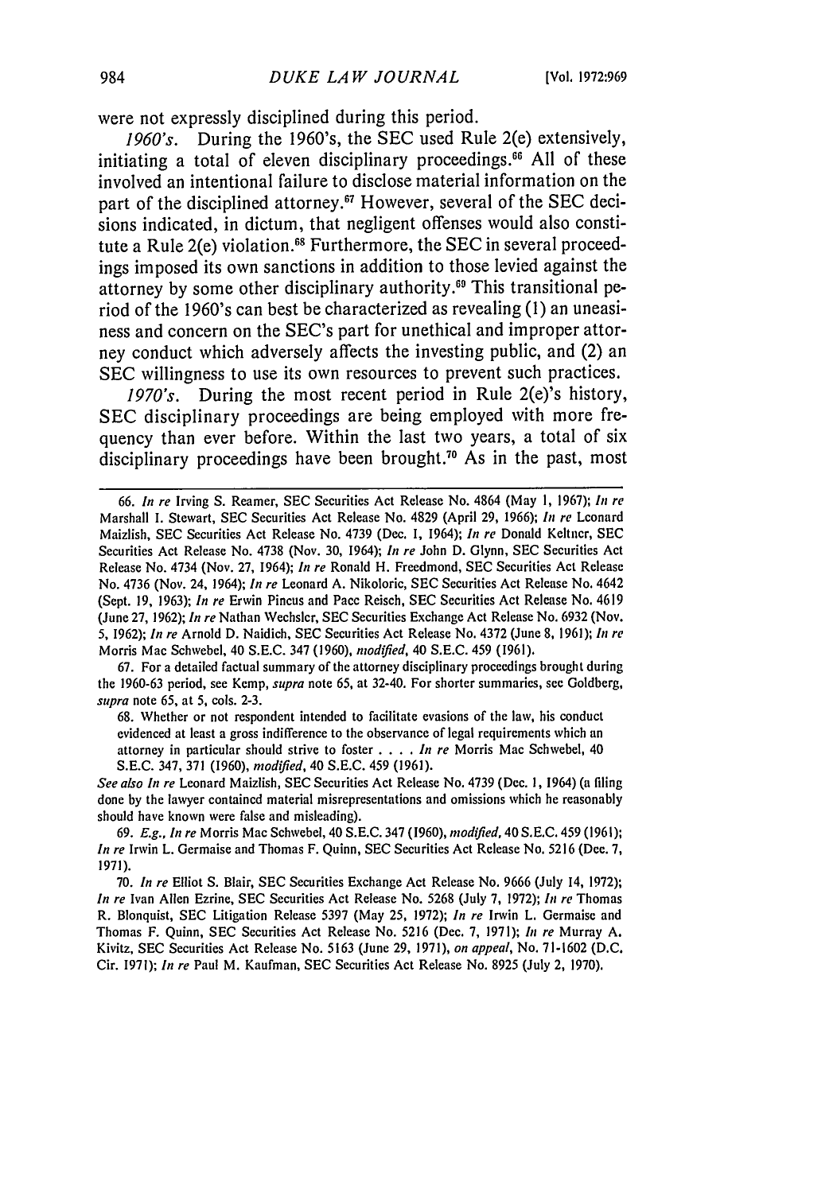were not expressly disciplined during this period.

*1960's.* During the 1960's, the SEC used Rule 2(e) extensively, initiating a total of eleven disciplinary proceedings.[66] All of these involved an intentional failure to disclose material information on the part of the disciplined attorney.[67] However, several of the SEC decisions indicated, in dictum, that negligent offenses would also constitute a Rule 2(e) violation.[68] Furthermore, the SEC in several proceedings imposed its own sanctions in addition to those levied against the attorney by some other disciplinary authority.[69] This transitional period of the 1960's can best be characterized as revealing (1) an uneasiness and concern on the SEC's part for unethical and improper attorney conduct which adversely affects the investing public, and (2) an SEC willingness to use its own resources to prevent such practices.

*1970's.* During the most recent period in Rule 2(e)'s history, SEC disciplinary proceedings are being employed with more frequency than ever before. Within the last two years, a total of six disciplinary proceedings have been brought.[70] As in the past, most

---

66. *In re* Irving S. Reamer, SEC Securities Act Release No. 4864 (May 1, 1967); *In re* Marshall I. Stewart, SEC Securities Act Release No. 4829 (April 29, 1966); *In re* Leonard Maizlish, SEC Securities Act Release No. 4739 (Dec. 1, 1964); *In re* Donald Keltner, SEC Securities Act Release No. 4738 (Nov. 30, 1964); *In re* John D. Glynn, SEC Securities Act Release No. 4734 (Nov. 27, 1964); *In re* Ronald H. Freedmond, SEC Securities Act Release No. 4736 (Nov. 24, 1964); *In re* Leonard A. Nikoloric, SEC Securities Act Release No. 4642 (Sept. 19, 1963); *In re* Erwin Pincus and Pace Reisch, SEC Securities Act Release No. 4619 (June 27, 1962); *In re* Nathan Wechsler, SEC Securities Exchange Act Release No. 6932 (Nov. 5, 1962); *In re* Arnold D. Naidich, SEC Securities Act Release No. 4372 (June 8, 1961); *In re* Morris Mac Schwebel, 40 S.E.C. 459 (1961).

67. For a detailed factual summary of the attorney disciplinary proceedings brought during the 1960-63 period, see Kemp, *supra* note 65, at 32-40. For shorter summaries, see Goldberg, *supra* note 65, at 5, cols. 2-3.

68. Whether or not respondent intended to facilitate evasions of the law, his conduct evidenced at least a gross indifference to the observance of legal requirements which an attorney in particular should strive to foster . . . . *In re* Morris Mac Schwebel, 40 S.E.C. 347, 371 (1960), *modified*, 40 S.E.C. 459 (1961).

*See also In re* Leonard Maizlish, SEC Securities Act Release No. 4739 (Dec. 1, 1964) (a filing done by the lawyer contained material misrepresentations and omissions which he reasonably should have known were false and misleading).

69. *E.g., In re* Morris Mac Schwebel, 40 S.E.C. 347 (1960), *modified*, 40 S.E.C. 459 (1961); *In re* Irwin L. Germaise and Thomas F. Quinn, SEC Securities Act Release No. 5216 (Dec. 7, 1971).

70. *In re* Elliot S. Blair, SEC Securities Exchange Act Release No. 9666 (July 14, 1972); *In re* Ivan Allen Ezrine, SEC Securities Act Release No. 5268 (July 7, 1972); *In re* Thomas R. Blonquist, SEC Litigation Release 5397 (May 25, 1972); *In re* Irwin L. Germaise and Thomas F. Quinn, SEC Securities Act Release No. 5216 (Dec. 7, 1971); *In re* Murray A. Kivitz, SEC Securities Act Release No. 5163 (June 29, 1971), *on appeal*, No. 71-1602 (D.C. Cir. 1971); *In re* Paul M. Kaufman, SEC Securities Act Release No. 8925 (July 2, 1970).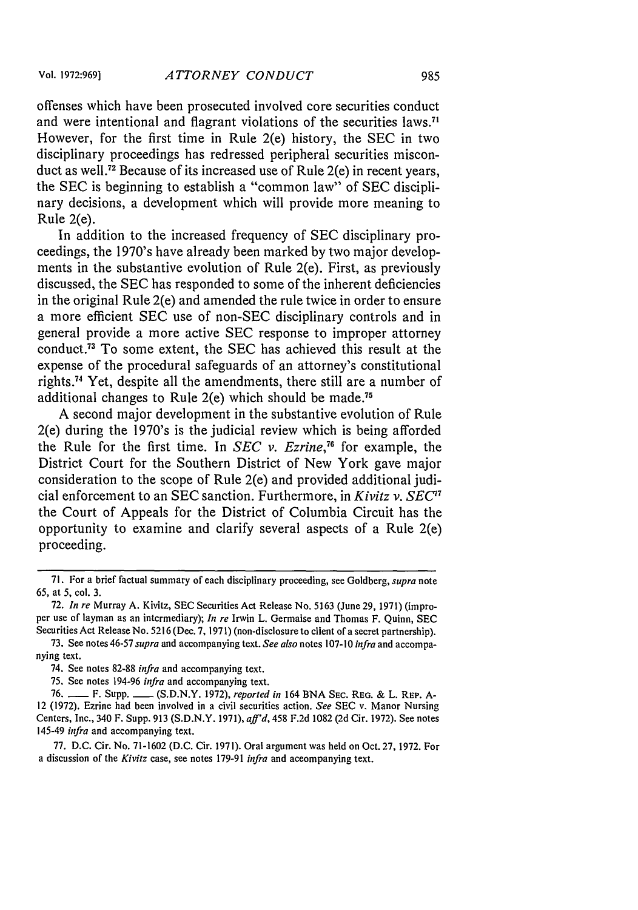offenses which have been prosecuted involved core securities conduct and were intentional and flagrant violations of the securities laws.[71] However, for the first time in Rule 2(e) history, the SEC in two disciplinary proceedings has redressed peripheral securities misconduct as well.[72] Because of its increased use of Rule 2(e) in recent years, the SEC is beginning to establish a "common law" of SEC disciplinary decisions, a development which will provide more meaning to Rule 2(e).

In addition to the increased frequency of SEC disciplinary proceedings, the 1970's have already been marked by two major developments in the substantive evolution of Rule 2(e). First, as previously discussed, the SEC has responded to some of the inherent deficiencies in the original Rule 2(e) and amended the rule twice in order to ensure a more efficient SEC use of non-SEC disciplinary controls and in general provide a more active SEC response to improper attorney conduct.[73] To some extent, the SEC has achieved this result at the expense of the procedural safeguards of an attorney's constitutional rights.[74] Yet, despite all the amendments, there still are a number of additional changes to Rule 2(e) which should be made.[75]

A second major development in the substantive evolution of Rule 2(e) during the 1970's is the judicial review which is being afforded the Rule for the first time. In *SEC v. Ezrine*,[76] for example, the District Court for the Southern District of New York gave major consideration to the scope of Rule 2(e) and provided additional judicial enforcement to an SEC sanction. Furthermore, in *Kivitz v. SEC*[77] the Court of Appeals for the District of Columbia Circuit has the opportunity to examine and clarify several aspects of a Rule 2(e) proceeding.

---

71. For a brief factual summary of each disciplinary proceeding, see Goldberg, *supra* note 65, at 5, col. 3.

72. *In re* Murray A. Kivitz, SEC Securities Act Release No. 5163 (June 29, 1971) (improper use of layman as an intermediary); *In re* Irwin L. Germaise and Thomas F. Quinn, SEC Securities Act Release No. 5216 (Dec. 7, 1971) (non-disclosure to client of a secret partnership).

73. See notes 46-57 *supra* and accompanying text. *See also* notes 107-10 *infra* and accompanying text.

74. See notes 82-88 *infra* and accompanying text.

75. See notes 194-96 *infra* and accompanying text.

76. ___ F. Supp. ___ (S.D.N.Y. 1972), *reported in* 164 BNA SEC. REG. & L. REP. A-12 (1972). Ezrine had been involved in a civil securities action. *See* SEC v. Manor Nursing Centers, Inc., 340 F. Supp. 913 (S.D.N.Y. 1971), *aff'd*, 458 F.2d 1082 (2d Cir. 1972). See notes 145-49 *infra* and accompanying text.

77. D.C. Cir. No. 71-1602 (D.C. Cir. 1971). Oral argument was held on Oct. 27, 1972. For a discussion of the *Kivitz* case, see notes 179-91 *infra* and accompanying text.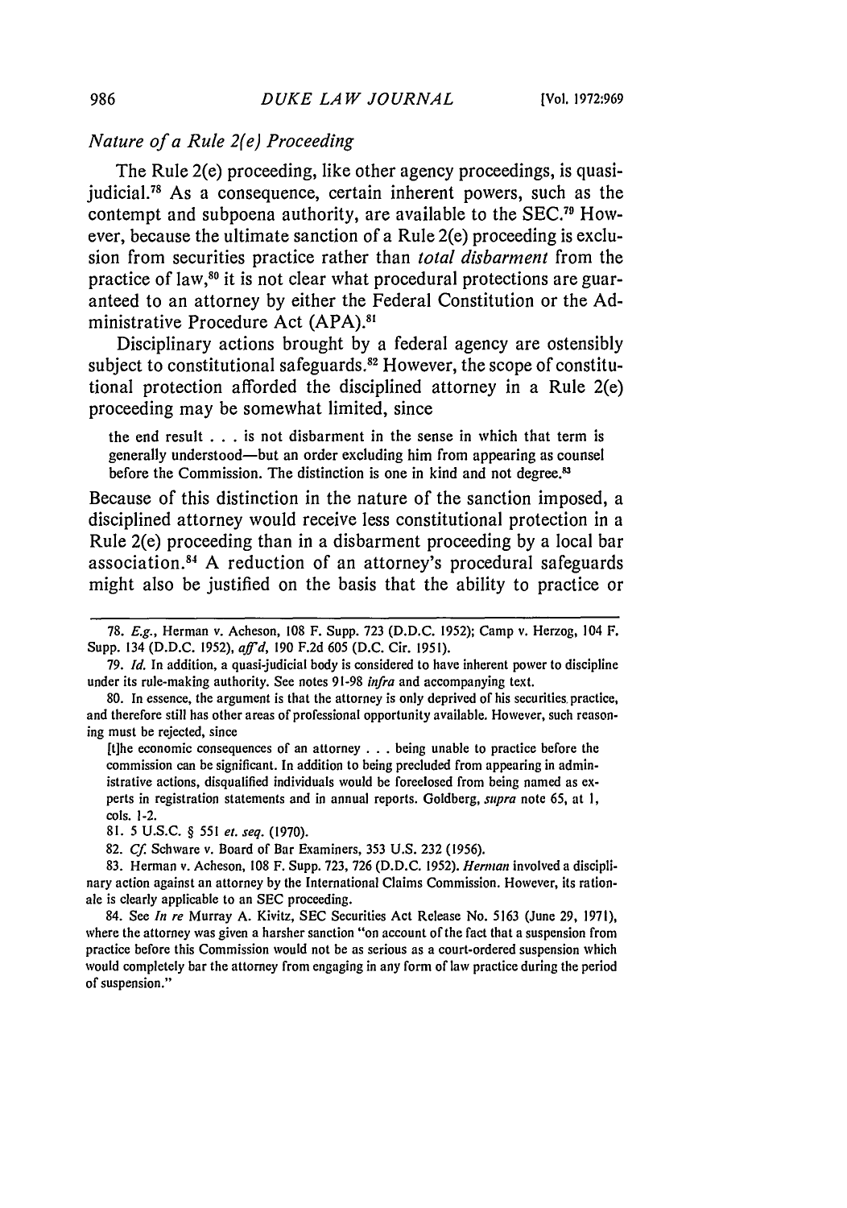### *Nature of a Rule 2(e) Proceeding*

The Rule 2(e) proceeding, like other agency proceedings, is quasi-judicial.[78] As a consequence, certain inherent powers, such as the contempt and subpoena authority, are available to the SEC.[79] However, because the ultimate sanction of a Rule 2(e) proceeding is exclusion from securities practice rather than *total disbarment* from the practice of law,[80] it is not clear what procedural protections are guaranteed to an attorney by either the Federal Constitution or the Administrative Procedure Act (APA).[81]

Disciplinary actions brought by a federal agency are ostensibly subject to constitutional safeguards.[82] However, the scope of constitutional protection afforded the disciplined attorney in a Rule 2(e) proceeding may be somewhat limited, since

> the end result . . . is not disbarment in the sense in which that term is generally understood—but an order excluding him from appearing as counsel before the Commission. The distinction is one in kind and not degree.[83]

Because of this distinction in the nature of the sanction imposed, a disciplined attorney would receive less constitutional protection in a Rule 2(e) proceeding than in a disbarment proceeding by a local bar association.[84] A reduction of an attorney's procedural safeguards might also be justified on the basis that the ability to practice or

---

78. *E.g.*, Herman v. Acheson, 108 F. Supp. 723 (D.D.C. 1952); Camp v. Herzog, 104 F. Supp. 134 (D.D.C. 1952), *aff'd*, 190 F.2d 605 (D.C. Cir. 1951).

79. *Id.* In addition, a quasi-judicial body is considered to have inherent power to discipline under its rule-making authority. See notes 91-98 *infra* and accompanying text.

80. In essence, the argument is that the attorney is only deprived of his securities practice, and therefore still has other areas of professional opportunity available. However, such reasoning must be rejected, since

> [t]he economic consequences of an attorney . . . being unable to practice before the commission can be significant. In addition to being precluded from appearing in administrative actions, disqualified individuals would be foreclosed from being named as experts in registration statements and in annual reports. Goldberg, *supra* note 65, at 1, cols. 1-2.

81. 5 U.S.C. § 551 *et. seq.* (1970).

82. *Cf.* Schware v. Board of Bar Examiners, 353 U.S. 232 (1956).

83. Herman v. Acheson, 108 F. Supp. 723, 726 (D.D.C. 1952). *Herman* involved a disciplinary action against an attorney by the International Claims Commission. However, its rationale is clearly applicable to an SEC proceeding.

84. See *In re* Murray A. Kivitz, SEC Securities Act Release No. 5163 (June 29, 1971), where the attorney was given a harsher sanction "on account of the fact that a suspension from practice before this Commission would not be as serious as a court-ordered suspension which would completely bar the attorney from engaging in any form of law practice during the period of suspension."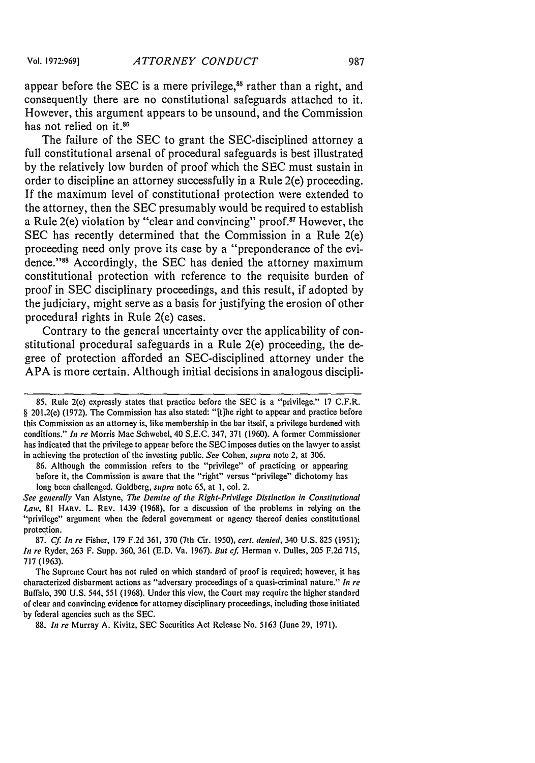appear before the SEC is a mere privilege,[85] rather than a right, and consequently there are no constitutional safeguards attached to it. However, this argument appears to be unsound, and the Commission has not relied on it.[86]

The failure of the SEC to grant the SEC-disciplined attorney a full constitutional arsenal of procedural safeguards is best illustrated by the relatively low burden of proof which the SEC must sustain in order to discipline an attorney successfully in a Rule 2(e) proceeding. If the maximum level of constitutional protection were extended to the attorney, then the SEC presumably would be required to establish a Rule 2(e) violation by "clear and convincing" proof.[87] However, the SEC has recently determined that the Commission in a Rule 2(e) proceeding need only prove its case by a "preponderance of the evidence."[88] Accordingly, the SEC has denied the attorney maximum constitutional protection with reference to the requisite burden of proof in SEC disciplinary proceedings, and this result, if adopted by the judiciary, might serve as a basis for justifying the erosion of other procedural rights in Rule 2(e) cases.

Contrary to the general uncertainty over the applicability of constitutional procedural safeguards in a Rule 2(e) proceeding, the degree of protection afforded an SEC-disciplined attorney under the APA is more certain. Although initial decisions in analogous discipli-

---

85. Rule 2(e) expressly states that practice before the SEC is a "privilege." 17 C.F.R. § 201.2(e) (1972). The Commission has also stated: "[t]he right to appear and practice before this Commission as an attorney is, like membership in the bar itself, a privilege burdened with conditions." *In re* Morris Mac Schwebel, 40 S.E.C. 347, 371 (1960). A former Commissioner has indicated that the privilege to appear before the SEC imposes duties on the lawyer to assist in achieving the protection of the investing public. *See* Cohen, *supra* note 2, at 306.

86. Although the commission refers to the "privilege" of practicing or appearing before it, the Commission is aware that the "right" versus "privilege" dichotomy has long been challenged. Goldberg, *supra* note 65, at 1, col. 2.

*See generally* Van Alstyne, *The Demise of the Right-Privilege Distinction in Constitutional Law*, 81 HARV. L. REV. 1439 (1968), for a discussion of the problems in relying on the "privilege" argument when the federal government or agency thereof denies constitutional protection.

87. *Cf. In re* Fisher, 179 F.2d 361, 370 (7th Cir. 1950), *cert. denied*, 340 U.S. 825 (1951); *In re* Ryder, 263 F. Supp. 360, 361 (E.D. Va. 1967). *But cf.* Herman v. Dulles, 205 F.2d 715, 717 (1963).

The Supreme Court has not ruled on which standard of proof is required; however, it has characterized disbarment actions as "adversary proceedings of a quasi-criminal nature." *In re* Buffalo, 390 U.S. 544, 551 (1968). Under this view, the Court may require the higher standard of clear and convincing evidence for attorney disciplinary proceedings, including those initiated by federal agencies such as the SEC.

88. *In re* Murray A. Kivitz, SEC Securities Act Release No. 5163 (June 29, 1971).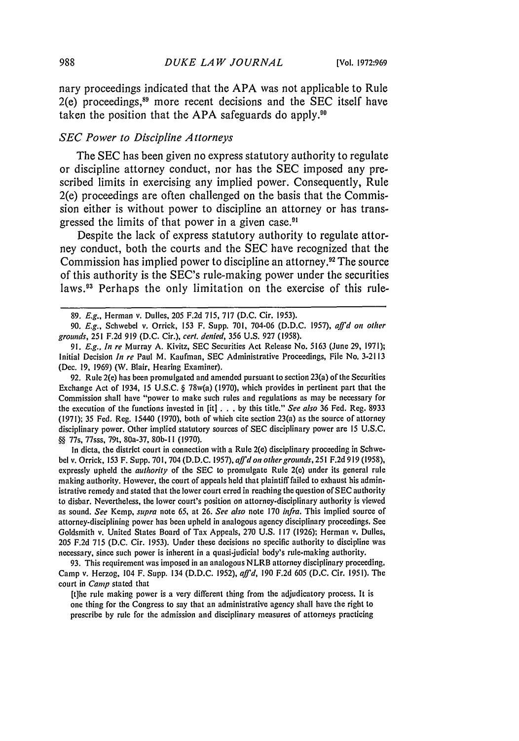nary proceedings indicated that the APA was not applicable to Rule 2(e) proceedings,[89] more recent decisions and the SEC itself have taken the position that the APA safeguards do apply.[90]

### *SEC Power to Discipline Attorneys*

The SEC has been given no express statutory authority to regulate or discipline attorney conduct, nor has the SEC imposed any prescribed limits in exercising any implied power. Consequently, Rule 2(e) proceedings are often challenged on the basis that the Commission either is without power to discipline an attorney or has transgressed the limits of that power in a given case.[91]

Despite the lack of express statutory authority to regulate attorney conduct, both the courts and the SEC have recognized that the Commission has implied power to discipline an attorney.[92] The source of this authority is the SEC's rule-making power under the securities laws.[93] Perhaps the only limitation on the exercise of this rule-

---

89. *E.g.*, Herman v. Dulles, 205 F.2d 715, 717 (D.C. Cir. 1953).

90. *E.g.*, Schwebel v. Orrick, 153 F. Supp. 701, 704-06 (D.D.C. 1957), *aff'd on other grounds*, 251 F.2d 919 (D.C. Cir.), *cert. denied*, 356 U.S. 927 (1958).

91. *E.g.*, *In re* Murray A. Kivitz, SEC Securities Act Release No. 5163 (June 29, 1971); Initial Decision *In re* Paul M. Kaufman, SEC Administrative Proceedings, File No. 3-2113 (Dec. 19, 1969) (W. Blair, Hearing Examiner).

92. Rule 2(e) has been promulgated and amended pursuant to section 23(a) of the Securities Exchange Act of 1934, 15 U.S.C. § 78w(a) (1970), which provides in pertinent part that the Commission shall have "power to make such rules and regulations as may be necessary for the execution of the functions invested in [it] . . . by this title." *See also* 36 Fed. Reg. 8933 (1971); 35 Fed. Reg. 15440 (1970), both of which cite section 23(a) as the source of attorney disciplinary power. Other implied statutory sources of SEC disciplinary power are 15 U.S.C. §§ 77s, 77sss, 79t, 80a-37, 80b-11 (1970).

In dicta, the district court in connection with a Rule 2(e) disciplinary proceeding in Schwebel v. Orrick, 153 F. Supp. 701, 704 (D.D.C. 1957), *aff'd on other grounds*, 251 F.2d 919 (1958), expressly upheld the *authority* of the SEC to promulgate Rule 2(e) under its general rule making authority. However, the court of appeals held that plaintiff failed to exhaust his administrative remedy and stated that the lower court erred in reaching the question of SEC authority to disbar. Nevertheless, the lower court's position on attorney-disciplinary authority is viewed as sound. *See* Kemp, *supra* note 65, at 26. *See also* note 170 *infra*. This implied source of attorney-disciplining power has been upheld in analogous agency disciplinary proceedings. See Goldsmith v. United States Board of Tax Appeals, 270 U.S. 117 (1926); Herman v. Dulles, 205 F.2d 715 (D.C. Cir. 1953). Under these decisions no specific authority to discipline was necessary, since such power is inherent in a quasi-judicial body's rule-making authority.

93. This requirement was imposed in an analogous NLRB attorney disciplinary proceeding. Camp v. Herzog, 104 F. Supp. 134 (D.D.C. 1952), *aff'd*, 190 F.2d 605 (D.C. Cir. 1951). The court in *Camp* stated that

> [t]he rule making power is a very different thing from the adjudicatory process. It is one thing for the Congress to say that an administrative agency shall have the right to prescribe by rule for the admission and disciplinary measures of attorneys practicing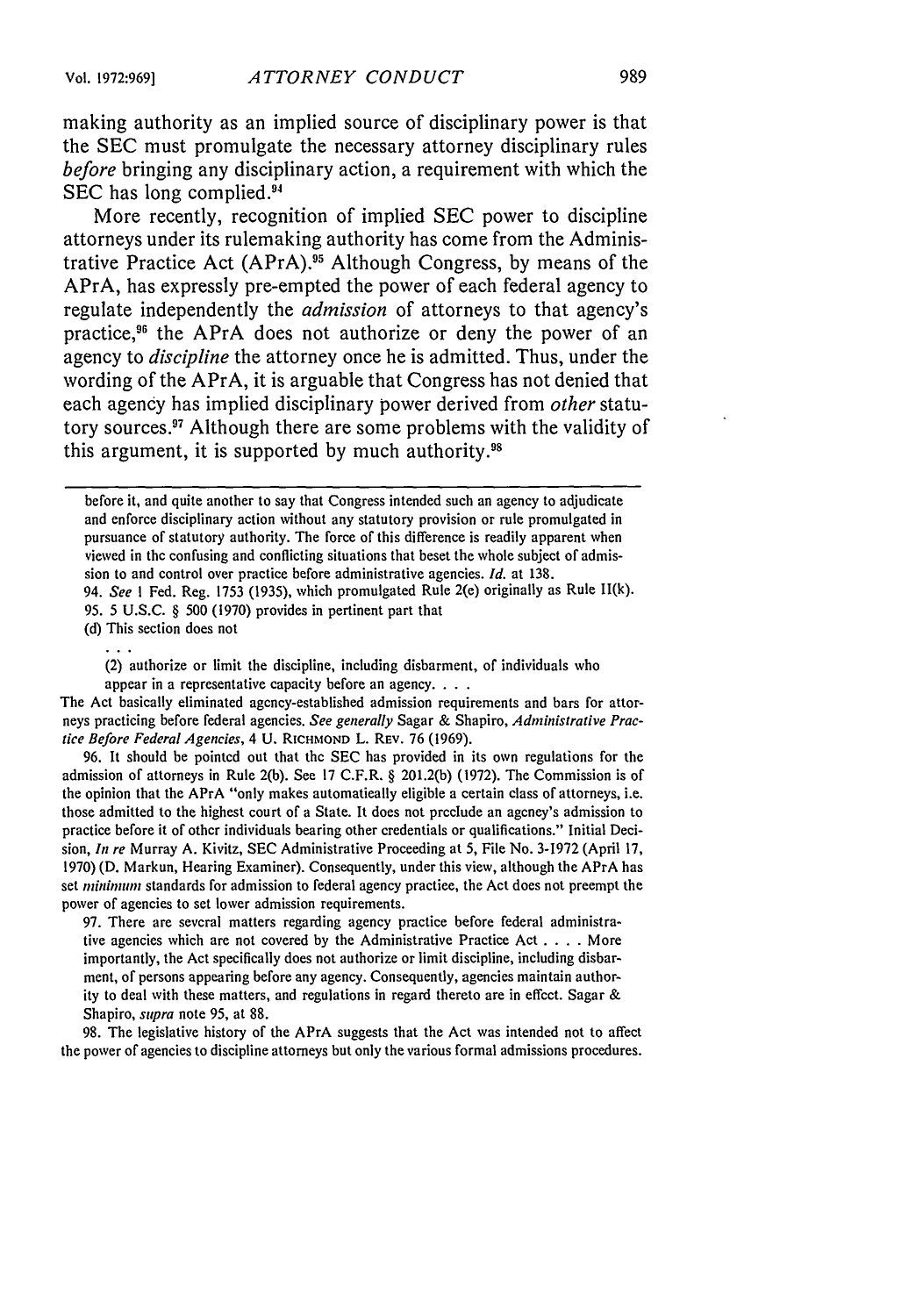making authority as an implied source of disciplinary power is that the SEC must promulgate the necessary attorney disciplinary rules *before* bringing any disciplinary action, a requirement with which the SEC has long complied.[94]

More recently, recognition of implied SEC power to discipline attorneys under its rulemaking authority has come from the Administrative Practice Act (APrA).[95] Although Congress, by means of the APrA, has expressly pre-empted the power of each federal agency to regulate independently the *admission* of attorneys to that agency's practice,[96] the APrA does not authorize or deny the power of an agency to *discipline* the attorney once he is admitted. Thus, under the wording of the APrA, it is arguable that Congress has not denied that each agency has implied disciplinary power derived from *other* statutory sources.[97] Although there are some problems with the validity of this argument, it is supported by much authority.[98]

---

before it, and quite another to say that Congress intended such an agency to adjudicate and enforce disciplinary action without any statutory provision or rule promulgated in pursuance of statutory authority. The force of this difference is readily apparent when viewed in the confusing and conflicting situations that beset the whole subject of admission to and control over practice before administrative agencies. *Id.* at 138.

94. *See* 1 Fed. Reg. 1753 (1935), which promulgated Rule 2(e) originally as Rule II(k).

95. 5 U.S.C. § 500 (1970) provides in pertinent part that

(d) This section does not

. . .

(2) authorize or limit the discipline, including disbarment, of individuals who appear in a representative capacity before an agency. . . .

The Act basically eliminated agency-established admission requirements and bars for attorneys practicing before federal agencies. *See generally* Sagar & Shapiro, *Administrative Practice Before Federal Agencies*, 4 U. RICHMOND L. REV. 76 (1969).

96. It should be pointed out that the SEC has provided in its own regulations for the admission of attorneys in Rule 2(b). See 17 C.F.R. § 201.2(b) (1972). The Commission is of the opinion that the APrA "only makes automatically eligible a certain class of attorneys, i.e. those admitted to the highest court of a State. It does not preclude an agency's admission to practice before it of other individuals bearing other credentials or qualifications." Initial Decision, *In re* Murray A. Kivitz, SEC Administrative Proceeding at 5, File No. 3-1972 (April 17, 1970) (D. Markun, Hearing Examiner). Consequently, under this view, although the APrA has set *minimum* standards for admission to federal agency practice, the Act does not preempt the power of agencies to set lower admission requirements.

97. There are several matters regarding agency practice before federal administrative agencies which are not covered by the Administrative Practice Act . . . . More importantly, the Act specifically does not authorize or limit discipline, including disbarment, of persons appearing before any agency. Consequently, agencies maintain authority to deal with these matters, and regulations in regard thereto are in effect. Sagar & Shapiro, *supra* note 95, at 88.

98. The legislative history of the APrA suggests that the Act was intended not to affect the power of agencies to discipline attorneys but only the various formal admissions procedures.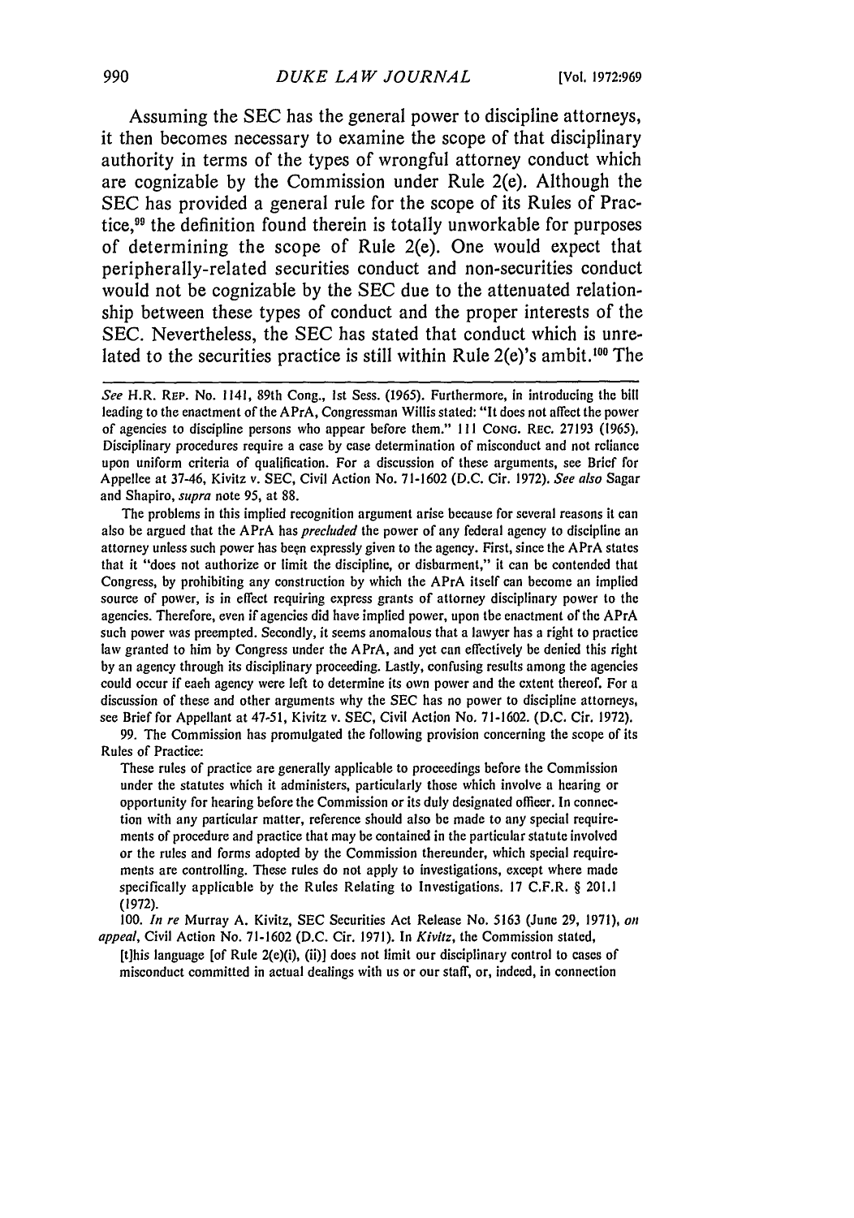Assuming the SEC has the general power to discipline attorneys, it then becomes necessary to examine the scope of that disciplinary authority in terms of the types of wrongful attorney conduct which are cognizable by the Commission under Rule 2(e). Although the SEC has provided a general rule for the scope of its Rules of Practice,[99] the definition found therein is totally unworkable for purposes of determining the scope of Rule 2(e). One would expect that peripherally-related securities conduct and non-securities conduct would not be cognizable by the SEC due to the attenuated relationship between these types of conduct and the proper interests of the SEC. Nevertheless, the SEC has stated that conduct which is unrelated to the securities practice is still within Rule 2(e)'s ambit.[100] The

---

*See* H.R. REP. No. 1141, 89th Cong., 1st Sess. (1965). Furthermore, in introducing the bill leading to the enactment of the APrA, Congressman Willis stated: "It does not affect the power of agencies to discipline persons who appear before them." 111 CONG. REC. 27193 (1965). Disciplinary procedures require a case by case determination of misconduct and not reliance upon uniform criteria of qualification. For a discussion of these arguments, see Brief for Appellee at 37-46, Kivitz v. SEC, Civil Action No. 71-1602 (D.C. Cir. 1972). *See also* Sagar and Shapiro, *supra* note 95, at 88.

The problems in this implied recognition argument arise because for several reasons it can also be argued that the APrA has *precluded* the power of any federal agency to discipline an attorney unless such power has been expressly given to the agency. First, since the APrA states that it "does not authorize or limit the discipline, or disbarment," it can be contended that Congress, by prohibiting any construction by which the APrA itself can become an implied source of power, is in effect requiring express grants of attorney disciplinary power to the agencies. Therefore, even if agencies did have implied power, upon the enactment of the APrA such power was preempted. Secondly, it seems anomalous that a lawyer has a right to practice law granted to him by Congress under the APrA, and yet can effectively be denied this right by an agency through its disciplinary proceeding. Lastly, confusing results among the agencies could occur if each agency were left to determine its own power and the extent thereof. For a discussion of these and other arguments why the SEC has no power to discipline attorneys, see Brief for Appellant at 47-51, Kivitz v. SEC, Civil Action No. 71-1602. (D.C. Cir. 1972).

99. The Commission has promulgated the following provision concerning the scope of its Rules of Practice:

> These rules of practice are generally applicable to proceedings before the Commission under the statutes which it administers, particularly those which involve a hearing or opportunity for hearing before the Commission or its duly designated officer. In connection with any particular matter, reference should also be made to any special requirements of procedure and practice that may be contained in the particular statute involved or the rules and forms adopted by the Commission thereunder, which special requirements are controlling. These rules do not apply to investigations, except where made specifically applicable by the Rules Relating to Investigations. 17 C.F.R. § 201.1 (1972).

100. *In re* Murray A. Kivitz, SEC Securities Act Release No. 5163 (June 29, 1971), *on appeal*, Civil Action No. 71-1602 (D.C. Cir. 1971). In *Kivitz*, the Commission stated,

> [t]his language [of Rule 2(e)(i), (ii)] does not limit our disciplinary control to cases of misconduct committed in actual dealings with us or our staff, or, indeed, in connection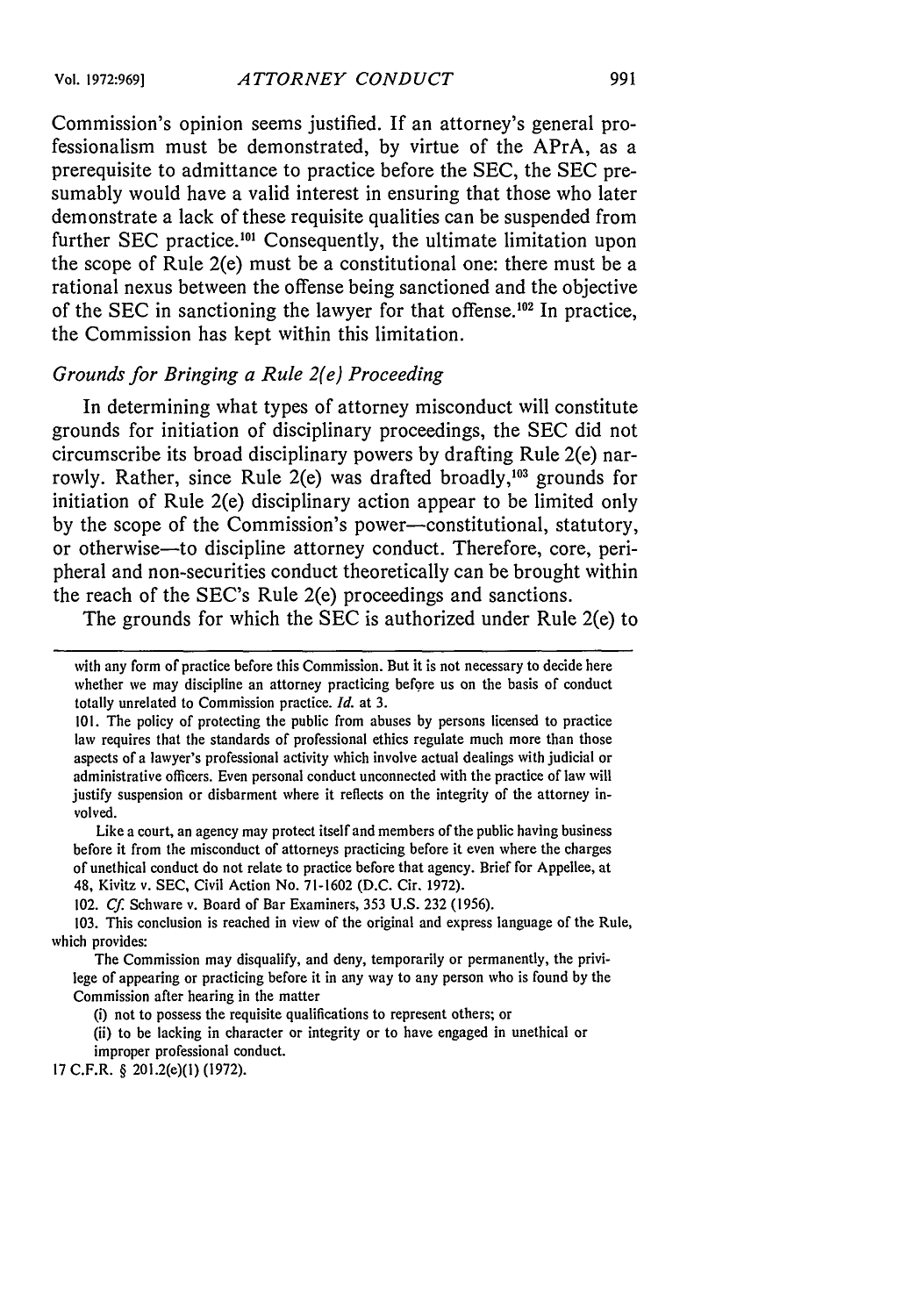Commission's opinion seems justified. If an attorney's general professionalism must be demonstrated, by virtue of the APrA, as a prerequisite to admittance to practice before the SEC, the SEC presumably would have a valid interest in ensuring that those who later demonstrate a lack of these requisite qualities can be suspended from further SEC practice.[101] Consequently, the ultimate limitation upon the scope of Rule 2(e) must be a constitutional one: there must be a rational nexus between the offense being sanctioned and the objective of the SEC in sanctioning the lawyer for that offense.[102] In practice, the Commission has kept within this limitation.

### *Grounds for Bringing a Rule 2(e) Proceeding*

In determining what types of attorney misconduct will constitute grounds for initiation of disciplinary proceedings, the SEC did not circumscribe its broad disciplinary powers by drafting Rule 2(e) narrowly. Rather, since Rule 2(e) was drafted broadly,[103] grounds for initiation of Rule 2(e) disciplinary action appear to be limited only by the scope of the Commission's power—constitutional, statutory, or otherwise—to discipline attorney conduct. Therefore, core, peripheral and non-securities conduct theoretically can be brought within the reach of the SEC's Rule 2(e) proceedings and sanctions.

The grounds for which the SEC is authorized under Rule 2(e) to

---

with any form of practice before this Commission. But it is not necessary to decide here whether we may discipline an attorney practicing before us on the basis of conduct totally unrelated to Commission practice. *Id.* at 3.

101. The policy of protecting the public from abuses by persons licensed to practice law requires that the standards of professional ethics regulate much more than those aspects of a lawyer's professional activity which involve actual dealings with judicial or administrative officers. Even personal conduct unconnected with the practice of law will justify suspension or disbarment where it reflects on the integrity of the attorney involved.

Like a court, an agency may protect itself and members of the public having business before it from the misconduct of attorneys practicing before it even where the charges of unethical conduct do not relate to practice before that agency. Brief for Appellee, at 48, Kivitz v. SEC, Civil Action No. 71-1602 (D.C. Cir. 1972).

102. *Cf.* Schware v. Board of Bar Examiners, 353 U.S. 232 (1956).

103. This conclusion is reached in view of the original and express language of the Rule, which provides:

The Commission may disqualify, and deny, temporarily or permanently, the privilege of appearing or practicing before it in any way to any person who is found by the Commission after hearing in the matter

(i) not to possess the requisite qualifications to represent others; or

(ii) to be lacking in character or integrity or to have engaged in unethical or improper professional conduct.

17 C.F.R. § 201.2(e)(1) (1972).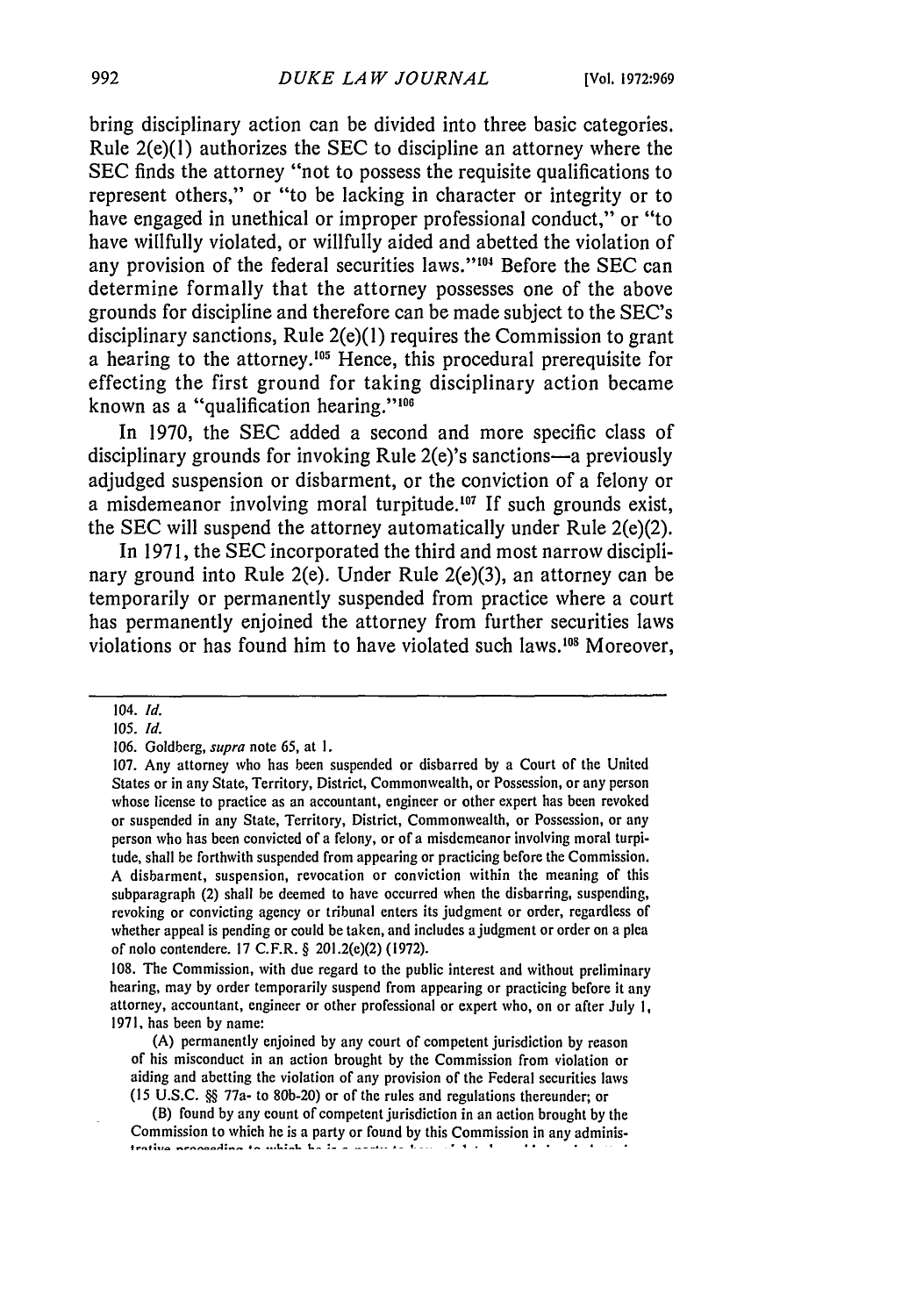bring disciplinary action can be divided into three basic categories. Rule 2(e)(1) authorizes the SEC to discipline an attorney where the SEC finds the attorney "not to possess the requisite qualifications to represent others," or "to be lacking in character or integrity or to have engaged in unethical or improper professional conduct," or "to have willfully violated, or willfully aided and abetted the violation of any provision of the federal securities laws."[104] Before the SEC can determine formally that the attorney possesses one of the above grounds for discipline and therefore can be made subject to the SEC's disciplinary sanctions, Rule 2(e)(1) requires the Commission to grant a hearing to the attorney.[105] Hence, this procedural prerequisite for effecting the first ground for taking disciplinary action became known as a "qualification hearing."[106]

In 1970, the SEC added a second and more specific class of disciplinary grounds for invoking Rule 2(e)'s sanctions—a previously adjudged suspension or disbarment, or the conviction of a felony or a misdemeanor involving moral turpitude.[107] If such grounds exist, the SEC will suspend the attorney automatically under Rule 2(e)(2).

In 1971, the SEC incorporated the third and most narrow disciplinary ground into Rule 2(e). Under Rule 2(e)(3), an attorney can be temporarily or permanently suspended from practice where a court has permanently enjoined the attorney from further securities laws violations or has found him to have violated such laws.[108] Moreover,

---

104. *Id.*

105. *Id.*

106. Goldberg, *supra* note 65, at 1.

107. Any attorney who has been suspended or disbarred by a Court of the United States or in any State, Territory, District, Commonwealth, or Possession, or any person whose license to practice as an accountant, engineer or other expert has been revoked or suspended in any State, Territory, District, Commonwealth, or Possession, or any person who has been convicted of a felony, or of a misdemeanor involving moral turpitude, shall be forthwith suspended from appearing or practicing before the Commission. A disbarment, suspension, revocation or conviction within the meaning of this subparagraph (2) shall be deemed to have occurred when the disbarring, suspending, revoking or convicting agency or tribunal enters its judgment or order, regardless of whether appeal is pending or could be taken, and includes a judgment or order on a plea of nolo contendere. 17 C.F.R. § 201.2(e)(2) (1972).

108. The Commission, with due regard to the public interest and without preliminary hearing, may by order temporarily suspend from appearing or practicing before it any attorney, accountant, engineer or other professional or expert who, on or after July 1, 1971, has been by name:

> (A) permanently enjoined by any court of competent jurisdiction by reason of his misconduct in an action brought by the Commission from violation or aiding and abetting the violation of any provision of the Federal securities laws (15 U.S.C. §§ 77a- to 80b-20) or of the rules and regulations thereunder; or
>
> (B) found by any court of competent jurisdiction in an action brought by the Commission to which he is a party or found by this Commission in any administrative proceeding to which he is a party to have ...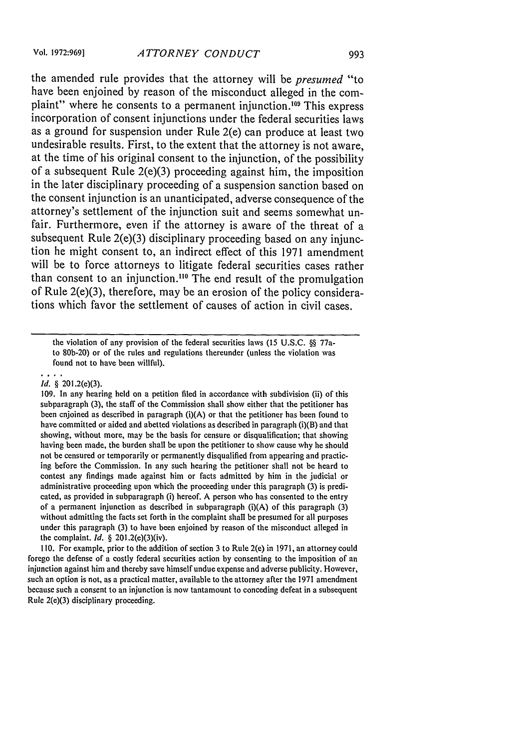the amended rule provides that the attorney will be *presumed* "to have been enjoined by reason of the misconduct alleged in the complaint" where he consents to a permanent injunction.[109] This express incorporation of consent injunctions under the federal securities laws as a ground for suspension under Rule 2(e) can produce at least two undesirable results. First, to the extent that the attorney is not aware, at the time of his original consent to the injunction, of the possibility of a subsequent Rule 2(e)(3) proceeding against him, the imposition in the later disciplinary proceeding of a suspension sanction based on the consent injunction is an unanticipated, adverse consequence of the attorney's settlement of the injunction suit and seems somewhat unfair. Furthermore, even if the attorney is aware of the threat of a subsequent Rule 2(e)(3) disciplinary proceeding based on any injunction he might consent to, an indirect effect of this 1971 amendment will be to force attorneys to litigate federal securities cases rather than consent to an injunction.[110] The end result of the promulgation of Rule 2(e)(3), therefore, may be an erosion of the policy considerations which favor the settlement of causes of action in civil cases.

---

the violation of any provision of the federal securities laws (15 U.S.C. §§ 77a-to 80b-20) or of the rules and regulations thereunder (unless the violation was found not to have been willful).

. . . .

*Id.* § 201.2(e)(3).

109. In any hearing held on a petition filed in accordance with subdivision (ii) of this subparagraph (3), the staff of the Commission shall show either that the petitioner has been enjoined as described in paragraph (i)(A) or that the petitioner has been found to have committed or aided and abetted violations as described in paragraph (i)(B) and that showing, without more, may be the basis for censure or disqualification; that showing having been made, the burden shall be upon the petitioner to show cause why he should not be censured or temporarily or permanently disqualified from appearing and practicing before the Commission. In any such hearing the petitioner shall not be heard to contest any findings made against him or facts admitted by him in the judicial or administrative proceeding upon which the proceeding under this paragraph (3) is predicated, as provided in subparagraph (i) hereof. A person who has consented to the entry of a permanent injunction as described in subparagraph (i)(A) of this paragraph (3) without admitting the facts set forth in the complaint shall be presumed for all purposes under this paragraph (3) to have been enjoined by reason of the misconduct alleged in the complaint. *Id.* § 201.2(e)(3)(iv).

110. For example, prior to the addition of section 3 to Rule 2(e) in 1971, an attorney could forego the defense of a costly federal securities action by consenting to the imposition of an injunction against him and thereby save himself undue expense and adverse publicity. However, such an option is not, as a practical matter, available to the attorney after the 1971 amendment because such a consent to an injunction is now tantamount to conceding defeat in a subsequent Rule 2(e)(3) disciplinary proceeding.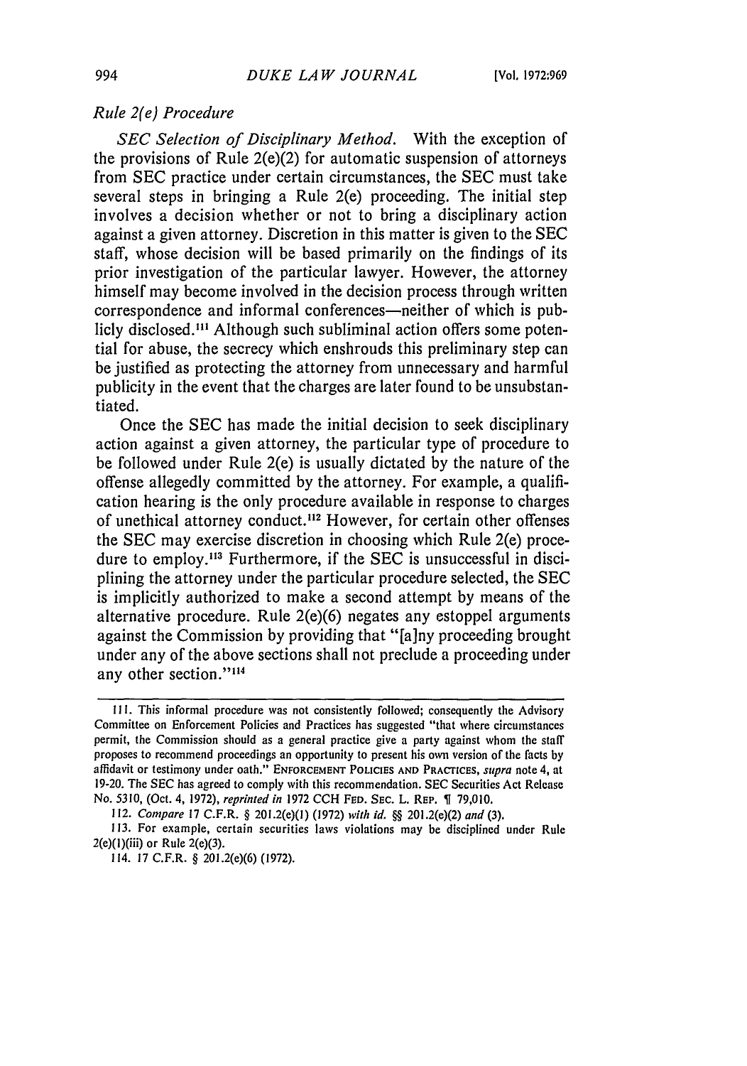*Rule 2(e) Procedure*

*SEC Selection of Disciplinary Method.* With the exception of the provisions of Rule 2(e)(2) for automatic suspension of attorneys from SEC practice under certain circumstances, the SEC must take several steps in bringing a Rule 2(e) proceeding. The initial step involves a decision whether or not to bring a disciplinary action against a given attorney. Discretion in this matter is given to the SEC staff, whose decision will be based primarily on the findings of its prior investigation of the particular lawyer. However, the attorney himself may become involved in the decision process through written correspondence and informal conferences—neither of which is publicly disclosed.[111] Although such subliminal action offers some potential for abuse, the secrecy which enshrouds this preliminary step can be justified as protecting the attorney from unnecessary and harmful publicity in the event that the charges are later found to be unsubstantiated.

Once the SEC has made the initial decision to seek disciplinary action against a given attorney, the particular type of procedure to be followed under Rule 2(e) is usually dictated by the nature of the offense allegedly committed by the attorney. For example, a qualification hearing is the only procedure available in response to charges of unethical attorney conduct.[112] However, for certain other offenses the SEC may exercise discretion in choosing which Rule 2(e) procedure to employ.[113] Furthermore, if the SEC is unsuccessful in disciplining the attorney under the particular procedure selected, the SEC is implicitly authorized to make a second attempt by means of the alternative procedure. Rule 2(e)(6) negates any estoppel arguments against the Commission by providing that "[a]ny proceeding brought under any of the above sections shall not preclude a proceeding under any other section."[114]

---

111. This informal procedure was not consistently followed; consequently the Advisory Committee on Enforcement Policies and Practices has suggested "that where circumstances permit, the Commission should as a general practice give a party against whom the staff proposes to recommend proceedings an opportunity to present his own version of the facts by affidavit or testimony under oath." ENFORCEMENT POLICIES AND PRACTICES, *supra* note 4, at 19-20. The SEC has agreed to comply with this recommendation. SEC Securities Act Release No. 5310, (Oct. 4, 1972), *reprinted in* 1972 CCH FED. SEC. L. REP. ¶ 79,010.

112. *Compare* 17 C.F.R. § 201.2(e)(1) (1972) *with id.* §§ 201.2(e)(2) *and* (3).

113. For example, certain securities laws violations may be disciplined under Rule 2(e)(1)(iii) or Rule 2(e)(3).

114. 17 C.F.R. § 201.2(e)(6) (1972).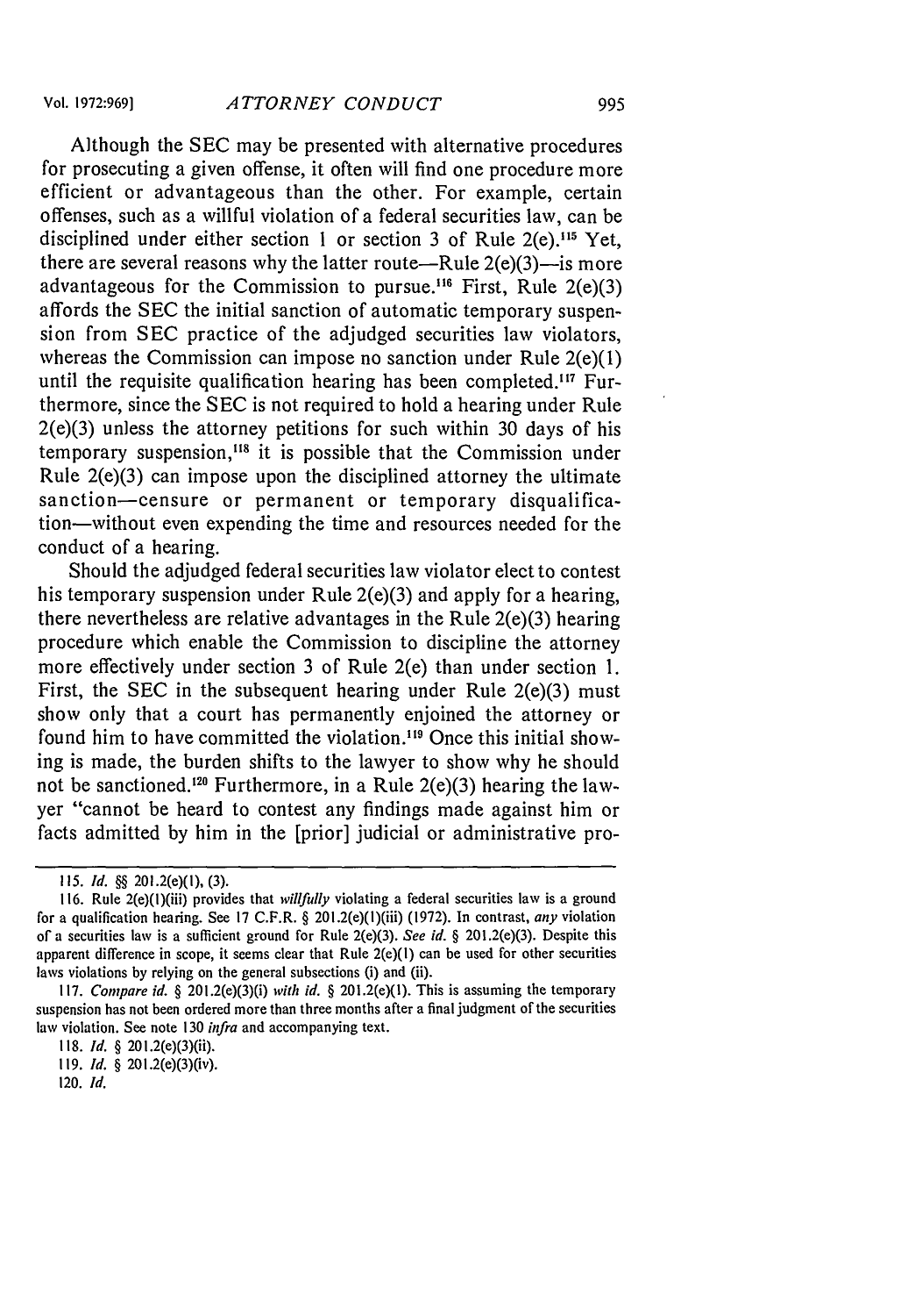Although the SEC may be presented with alternative procedures for prosecuting a given offense, it often will find one procedure more efficient or advantageous than the other. For example, certain offenses, such as a willful violation of a federal securities law, can be disciplined under either section 1 or section 3 of Rule 2(e).[115] Yet, there are several reasons why the latter route—Rule 2(e)(3)—is more advantageous for the Commission to pursue.[116] First, Rule 2(e)(3) affords the SEC the initial sanction of automatic temporary suspension from SEC practice of the adjudged securities law violators, whereas the Commission can impose no sanction under Rule 2(e)(1) until the requisite qualification hearing has been completed.[117] Furthermore, since the SEC is not required to hold a hearing under Rule 2(e)(3) unless the attorney petitions for such within 30 days of his temporary suspension,[118] it is possible that the Commission under Rule 2(e)(3) can impose upon the disciplined attorney the ultimate sanction—censure or permanent or temporary disqualification—without even expending the time and resources needed for the conduct of a hearing.

Should the adjudged federal securities law violator elect to contest his temporary suspension under Rule 2(e)(3) and apply for a hearing, there nevertheless are relative advantages in the Rule 2(e)(3) hearing procedure which enable the Commission to discipline the attorney more effectively under section 3 of Rule 2(e) than under section 1. First, the SEC in the subsequent hearing under Rule 2(e)(3) must show only that a court has permanently enjoined the attorney or found him to have committed the violation.[119] Once this initial showing is made, the burden shifts to the lawyer to show why he should not be sanctioned.[120] Furthermore, in a Rule 2(e)(3) hearing the lawyer "cannot be heard to contest any findings made against him or facts admitted by him in the [prior] judicial or administrative pro-

---

115. *Id.* §§ 201.2(e)(1), (3).

116. Rule 2(e)(1)(iii) provides that *willfully* violating a federal securities law is a ground for a qualification hearing. See 17 C.F.R. § 201.2(e)(1)(iii) (1972). In contrast, *any* violation of a securities law is a sufficient ground for Rule 2(e)(3). *See id.* § 201.2(e)(3). Despite this apparent difference in scope, it seems clear that Rule 2(e)(1) can be used for other securities laws violations by relying on the general subsections (i) and (ii).

117. *Compare id.* § 201.2(e)(3)(i) *with id.* § 201.2(e)(1). This is assuming the temporary suspension has not been ordered more than three months after a final judgment of the securities law violation. See note 130 *infra* and accompanying text.

118. *Id.* § 201.2(e)(3)(ii).

119. *Id.* § 201.2(e)(3)(iv).

120. *Id.*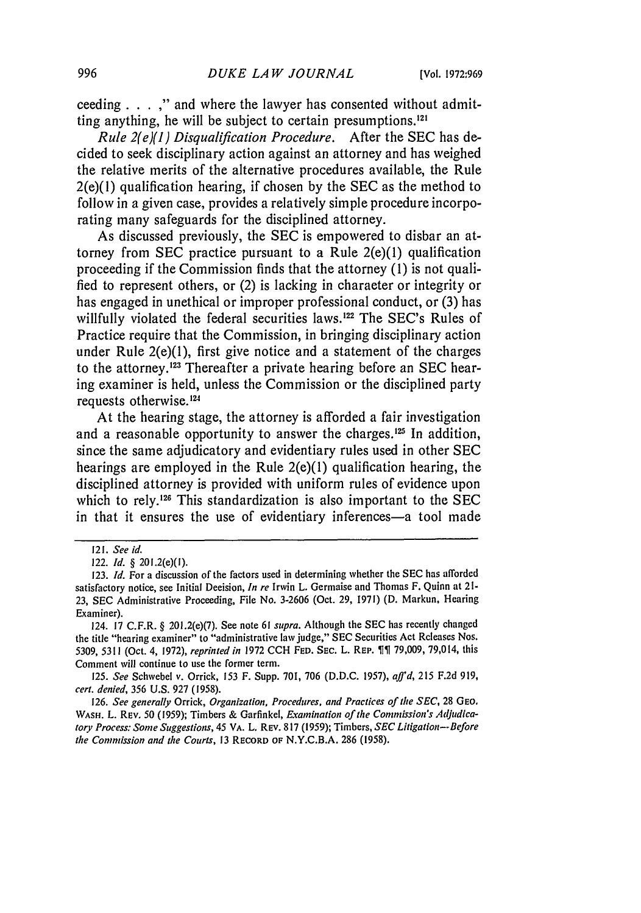ceeding . . . ," and where the lawyer has consented without admitting anything, he will be subject to certain presumptions.[121]

*Rule 2(e)(1) Disqualification Procedure.* After the SEC has decided to seek disciplinary action against an attorney and has weighed the relative merits of the alternative procedures available, the Rule 2(e)(1) qualification hearing, if chosen by the SEC as the method to follow in a given case, provides a relatively simple procedure incorporating many safeguards for the disciplined attorney.

As discussed previously, the SEC is empowered to disbar an attorney from SEC practice pursuant to a Rule 2(e)(1) qualification proceeding if the Commission finds that the attorney (1) is not qualified to represent others, or (2) is lacking in character or integrity or has engaged in unethical or improper professional conduct, or (3) has willfully violated the federal securities laws.[122] The SEC's Rules of Practice require that the Commission, in bringing disciplinary action under Rule 2(e)(1), first give notice and a statement of the charges to the attorney.[123] Thereafter a private hearing before an SEC hearing examiner is held, unless the Commission or the disciplined party requests otherwise.[124]

At the hearing stage, the attorney is afforded a fair investigation and a reasonable opportunity to answer the charges.[125] In addition, since the same adjudicatory and evidentiary rules used in other SEC hearings are employed in the Rule 2(e)(1) qualification hearing, the disciplined attorney is provided with uniform rules of evidence upon which to rely.[126] This standardization is also important to the SEC in that it ensures the use of evidentiary inferences—a tool made

---

121. *See id.*

122. *Id.* § 201.2(e)(1).

123. *Id.* For a discussion of the factors used in determining whether the SEC has afforded satisfactory notice, see Initial Decision, *In re* Irwin L. Germaise and Thomas F. Quinn at 21-23, SEC Administrative Proceeding, File No. 3-2606 (Oct. 29, 1971) (D. Markun, Hearing Examiner).

124. 17 C.F.R. § 201.2(e)(7). See note 61 *supra*. Although the SEC has recently changed the title "hearing examiner" to "administrative law judge," SEC Securities Act Releases Nos. 5309, 5311 (Oct. 4, 1972), *reprinted in* 1972 CCH FED. SEC. L. REP. ¶¶ 79,009, 79,014, this Comment will continue to use the former term.

125. *See* Schwebel v. Orrick, 153 F. Supp. 701, 706 (D.D.C. 1957), *aff'd*, 215 F.2d 919, *cert. denied*, 356 U.S. 927 (1958).

126. *See generally* Orrick, *Organization, Procedures, and Practices of the SEC*, 28 GEO. WASH. L. REV. 50 (1959); Timbers & Garfinkel, *Examination of the Commission's Adjudicatory Process: Some Suggestions*, 45 VA. L. REV. 817 (1959); Timbers, *SEC Litigation—Before the Commission and the Courts*, 13 RECORD OF N.Y.C.B.A. 286 (1958).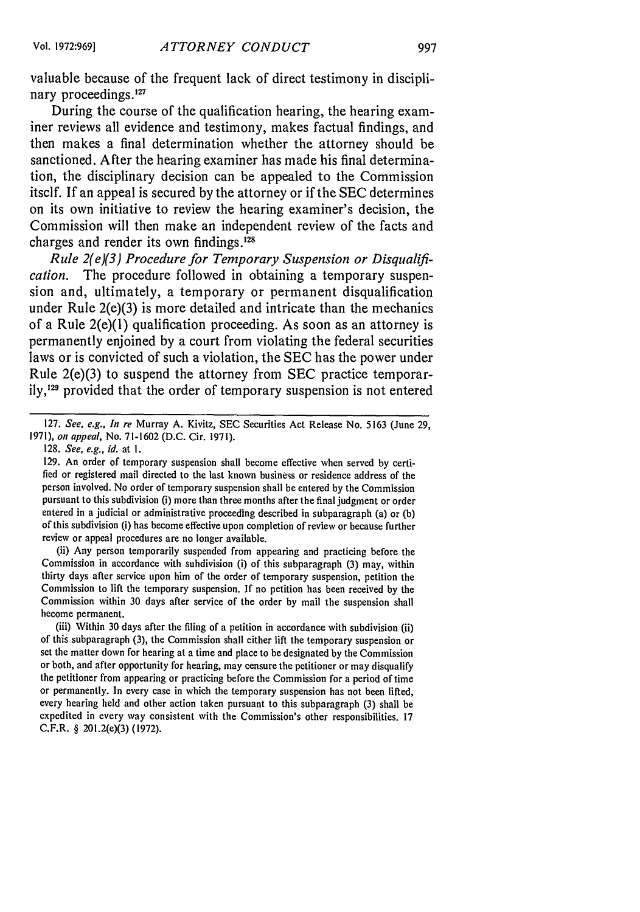valuable because of the frequent lack of direct testimony in disciplinary proceedings.[127]

During the course of the qualification hearing, the hearing examiner reviews all evidence and testimony, makes factual findings, and then makes a final determination whether the attorney should be sanctioned. After the hearing examiner has made his final determination, the disciplinary decision can be appealed to the Commission itself. If an appeal is secured by the attorney or if the SEC determines on its own initiative to review the hearing examiner's decision, the Commission will then make an independent review of the facts and charges and render its own findings.[128]

*Rule 2(e)(3) Procedure for Temporary Suspension or Disqualification.* The procedure followed in obtaining a temporary suspension and, ultimately, a temporary or permanent disqualification under Rule 2(e)(3) is more detailed and intricate than the mechanics of a Rule 2(e)(1) qualification proceeding. As soon as an attorney is permanently enjoined by a court from violating the federal securities laws or is convicted of such a violation, the SEC has the power under Rule 2(e)(3) to suspend the attorney from SEC practice temporarily,[129] provided that the order of temporary suspension is not entered

---

127. *See, e.g., In re* Murray A. Kivitz, SEC Securities Act Release No. 5163 (June 29, 1971), *on appeal*, No. 71-1602 (D.C. Cir. 1971).

128. *See, e.g., id.* at 1.

129. An order of temporary suspension shall become effective when served by certified or registered mail directed to the last known business or residence address of the person involved. No order of temporary suspension shall be entered by the Commission pursuant to this subdivision (i) more than three months after the final judgment or order entered in a judicial or administrative proceeding described in subparagraph (a) or (b) of this subdivision (i) has become effective upon completion of review or because further review or appeal procedures are no longer available.

(ii) Any person temporarily suspended from appearing and practicing before the Commission in accordance with subdivision (i) of this subparagraph (3) may, within thirty days after service upon him of the order of temporary suspension, petition the Commission to lift the temporary suspension. If no petition has been received by the Commission within 30 days after service of the order by mail the suspension shall become permanent.

(iii) Within 30 days after the filing of a petition in accordance with subdivision (ii) of this subparagraph (3), the Commission shall either lift the temporary suspension or set the matter down for hearing at a time and place to be designated by the Commission or both, and after opportunity for hearing, may censure the petitioner or may disqualify the petitioner from appearing or practicing before the Commission for a period of time or permanently. In every case in which the temporary suspension has not been lifted, every hearing held and other action taken pursuant to this subparagraph (3) shall be expedited in every way consistent with the Commission's other responsibilities. 17 C.F.R. § 201.2(e)(3) (1972).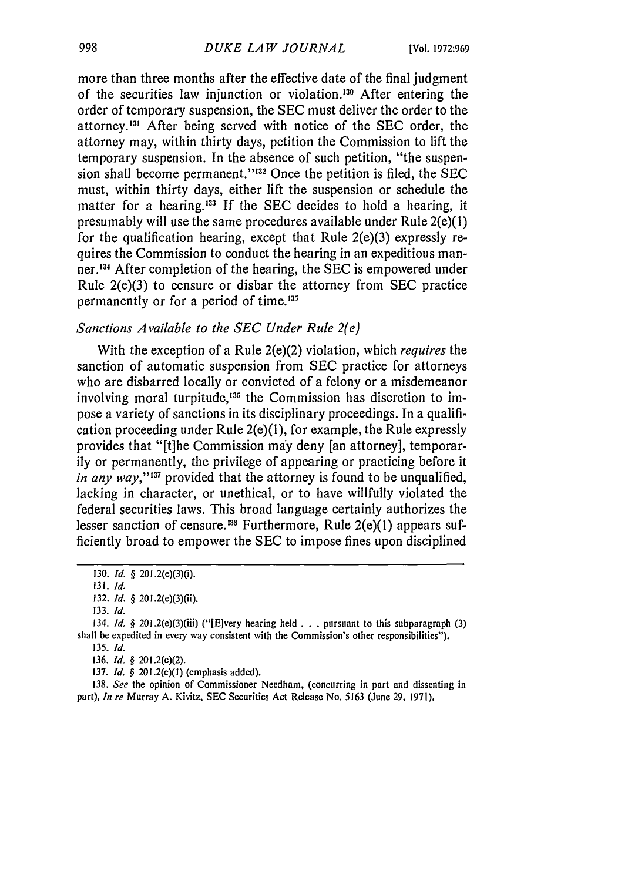more than three months after the effective date of the final judgment of the securities law injunction or violation.[130] After entering the order of temporary suspension, the SEC must deliver the order to the attorney.[131] After being served with notice of the SEC order, the attorney may, within thirty days, petition the Commission to lift the temporary suspension. In the absence of such petition, "the suspension shall become permanent."[132] Once the petition is filed, the SEC must, within thirty days, either lift the suspension or schedule the matter for a hearing.[133] If the SEC decides to hold a hearing, it presumably will use the same procedures available under Rule 2(e)(1) for the qualification hearing, except that Rule 2(e)(3) expressly requires the Commission to conduct the hearing in an expeditious manner.[134] After completion of the hearing, the SEC is empowered under Rule 2(e)(3) to censure or disbar the attorney from SEC practice permanently or for a period of time.[135]

### *Sanctions Available to the SEC Under Rule 2(e)*

With the exception of a Rule 2(e)(2) violation, which *requires* the sanction of automatic suspension from SEC practice for attorneys who are disbarred locally or convicted of a felony or a misdemeanor involving moral turpitude,[136] the Commission has discretion to impose a variety of sanctions in its disciplinary proceedings. In a qualification proceeding under Rule 2(e)(1), for example, the Rule expressly provides that "[t]he Commission may deny [an attorney], temporarily or permanently, the privilege of appearing or practicing before it *in any way*,"[137] provided that the attorney is found to be unqualified, lacking in character, or unethical, or to have willfully violated the federal securities laws. This broad language certainly authorizes the lesser sanction of censure.[138] Furthermore, Rule 2(e)(1) appears sufficiently broad to empower the SEC to impose fines upon disciplined

---

130. *Id.* § 201.2(e)(3)(i).

131. *Id.*

132. *Id.* § 201.2(e)(3)(ii).

133. *Id.*

134. *Id.* § 201.2(e)(3)(iii) ("[E]very hearing held . . . pursuant to this subparagraph (3) shall be expedited in every way consistent with the Commission's other responsibilities").

135. *Id.*

136. *Id.* § 201.2(e)(2).

137. *Id.* § 201.2(e)(1) (emphasis added).

138. *See* the opinion of Commissioner Needham, (concurring in part and dissenting in part), *In re* Murray A. Kivitz, SEC Securities Act Release No. 5163 (June 29, 1971).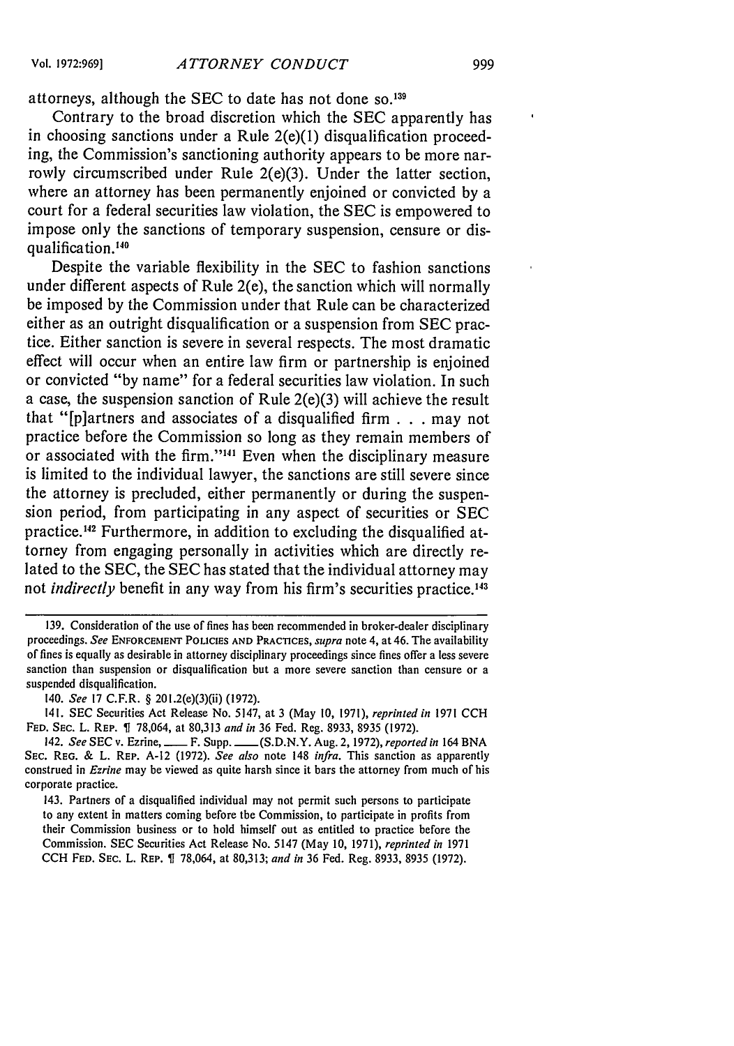attorneys, although the SEC to date has not done so.[139]

Contrary to the broad discretion which the SEC apparently has in choosing sanctions under a Rule 2(e)(1) disqualification proceeding, the Commission's sanctioning authority appears to be more narrowly circumscribed under Rule 2(e)(3). Under the latter section, where an attorney has been permanently enjoined or convicted by a court for a federal securities law violation, the SEC is empowered to impose only the sanctions of temporary suspension, censure or disqualification.[140]

Despite the variable flexibility in the SEC to fashion sanctions under different aspects of Rule 2(e), the sanction which will normally be imposed by the Commission under that Rule can be characterized either as an outright disqualification or a suspension from SEC practice. Either sanction is severe in several respects. The most dramatic effect will occur when an entire law firm or partnership is enjoined or convicted "by name" for a federal securities law violation. In such a case, the suspension sanction of Rule 2(e)(3) will achieve the result that "[p]artners and associates of a disqualified firm . . . may not practice before the Commission so long as they remain members of or associated with the firm."[141] Even when the disciplinary measure is limited to the individual lawyer, the sanctions are still severe since the attorney is precluded, either permanently or during the suspension period, from participating in any aspect of securities or SEC practice.[142] Furthermore, in addition to excluding the disqualified attorney from engaging personally in activities which are directly related to the SEC, the SEC has stated that the individual attorney may not *indirectly* benefit in any way from his firm's securities practice.[143]

---

139. Consideration of the use of fines has been recommended in broker-dealer disciplinary proceedings. *See* ENFORCEMENT POLICIES AND PRACTICES, *supra* note 4, at 46. The availability of fines is equally as desirable in attorney disciplinary proceedings since fines offer a less severe sanction than suspension or disqualification but a more severe sanction than censure or a suspended disqualification.

140. *See* 17 C.F.R. § 201.2(e)(3)(ii) (1972).

141. SEC Securities Act Release No. 5147, at 3 (May 10, 1971), *reprinted in* 1971 CCH FED. SEC. L. REP. ¶ 78,064, at 80,313 *and in* 36 Fed. Reg. 8933, 8935 (1972).

142. *See* SEC v. Ezrine, ___ F. Supp. ___ (S.D.N.Y. Aug. 2, 1972), *reported in* 164 BNA SEC. REG. & L. REP. A-12 (1972). *See also* note 148 *infra*. This sanction as apparently construed in *Ezrine* may be viewed as quite harsh since it bars the attorney from much of his corporate practice.

143. Partners of a disqualified individual may not permit such persons to participate to any extent in matters coming before the Commission, to participate in profits from their Commission business or to hold himself out as entitled to practice before the Commission. SEC Securities Act Release No. 5147 (May 10, 1971), *reprinted in* 1971 CCH FED. SEC. L. REP. ¶ 78,064, at 80,313; *and in* 36 Fed. Reg. 8933, 8935 (1972).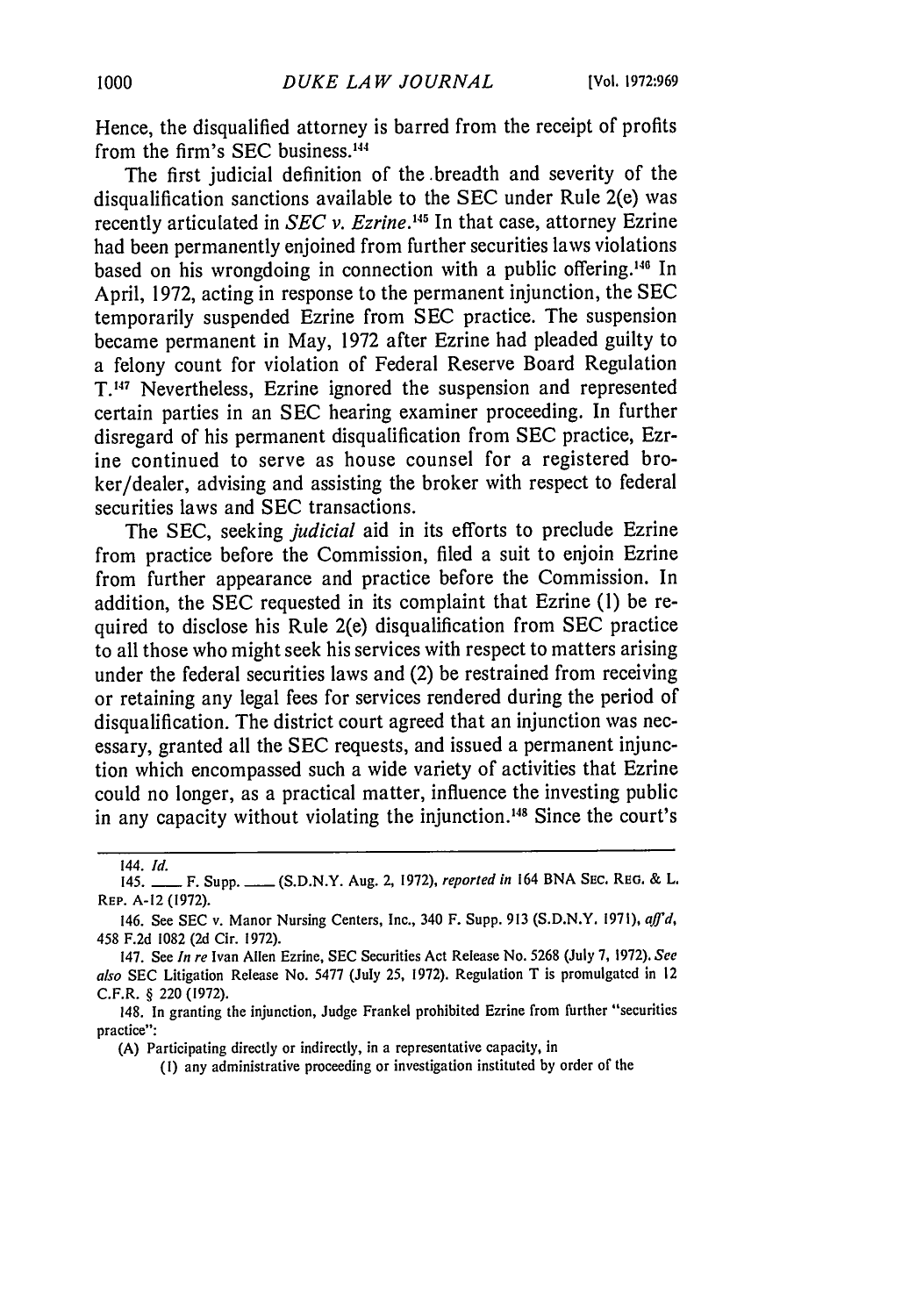Hence, the disqualified attorney is barred from the receipt of profits from the firm's SEC business.[144]

The first judicial definition of the breadth and severity of the disqualification sanctions available to the SEC under Rule 2(e) was recently articulated in *SEC v. Ezrine*.[145] In that case, attorney Ezrine had been permanently enjoined from further securities laws violations based on his wrongdoing in connection with a public offering.[146] In April, 1972, acting in response to the permanent injunction, the SEC temporarily suspended Ezrine from SEC practice. The suspension became permanent in May, 1972 after Ezrine had pleaded guilty to a felony count for violation of Federal Reserve Board Regulation T.[147] Nevertheless, Ezrine ignored the suspension and represented certain parties in an SEC hearing examiner proceeding. In further disregard of his permanent disqualification from SEC practice, Ezrine continued to serve as house counsel for a registered broker/dealer, advising and assisting the broker with respect to federal securities laws and SEC transactions.

The SEC, seeking *judicial* aid in its efforts to preclude Ezrine from practice before the Commission, filed a suit to enjoin Ezrine from further appearance and practice before the Commission. In addition, the SEC requested in its complaint that Ezrine (1) be required to disclose his Rule 2(e) disqualification from SEC practice to all those who might seek his services with respect to matters arising under the federal securities laws and (2) be restrained from receiving or retaining any legal fees for services rendered during the period of disqualification. The district court agreed that an injunction was necessary, granted all the SEC requests, and issued a permanent injunction which encompassed such a wide variety of activities that Ezrine could no longer, as a practical matter, influence the investing public in any capacity without violating the injunction.[148] Since the court's

---

144. *Id.*

145. \_\_\_\_ F. Supp. \_\_\_\_ (S.D.N.Y. Aug. 2, 1972), *reported in* 164 BNA SEC. REG. & L. REP. A-12 (1972).

146. See SEC v. Manor Nursing Centers, Inc., 340 F. Supp. 913 (S.D.N.Y. 1971), *aff'd*, 458 F.2d 1082 (2d Cir. 1972).

147. See *In re* Ivan Allen Ezrine, SEC Securities Act Release No. 5268 (July 7, 1972). *See also* SEC Litigation Release No. 5477 (July 25, 1972). Regulation T is promulgated in 12 C.F.R. § 220 (1972).

148. In granting the injunction, Judge Frankel prohibited Ezrine from further "securities practice":

(A) Participating directly or indirectly, in a representative capacity, in

(1) any administrative proceeding or investigation instituted by order of the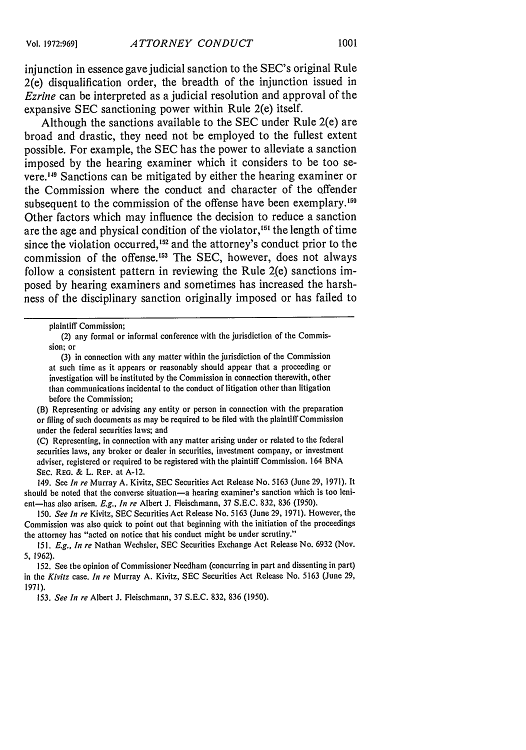injunction in essence gave judicial sanction to the SEC's original Rule 2(e) disqualification order, the breadth of the injunction issued in *Ezrine* can be interpreted as a judicial resolution and approval of the expansive SEC sanctioning power within Rule 2(e) itself.

Although the sanctions available to the SEC under Rule 2(e) are broad and drastic, they need not be employed to the fullest extent possible. For example, the SEC has the power to alleviate a sanction imposed by the hearing examiner which it considers to be too severe.[149] Sanctions can be mitigated by either the hearing examiner or the Commission where the conduct and character of the offender subsequent to the commission of the offense have been exemplary.[150] Other factors which may influence the decision to reduce a sanction are the age and physical condition of the violator,[151] the length of time since the violation occurred,[152] and the attorney's conduct prior to the commission of the offense.[153] The SEC, however, does not always follow a consistent pattern in reviewing the Rule 2(e) sanctions imposed by hearing examiners and sometimes has increased the harshness of the disciplinary sanction originally imposed or has failed to

---

plaintiff Commission;

(2) any formal or informal conference with the jurisdiction of the Commission; or

(3) in connection with any matter within the jurisdiction of the Commission at such time as it appears or reasonably should appear that a proceeding or investigation will be instituted by the Commission in connection therewith, other than communications incidental to the conduct of litigation other than litigation before the Commission;

(B) Representing or advising any entity or person in connection with the preparation or filing of such documents as may be required to be filed with the plaintiff Commission under the federal securities laws; and

(C) Representing, in connection with any matter arising under or related to the federal securities laws, any broker or dealer in securities, investment company, or investment adviser, registered or required to be registered with the plaintiff Commission. 164 BNA SEC. REG. & L. REP. at A-12.

149. See *In re* Murray A. Kivitz, SEC Securities Act Release No. 5163 (June 29, 1971). It should be noted that the converse situation—a hearing examiner's sanction which is too lenient—has also arisen. *E.g., In re* Albert J. Fleischmann, 37 S.E.C. 832, 836 (1950).

150. *See In re* Kivitz, SEC Securities Act Release No. 5163 (June 29, 1971). However, the Commission was also quick to point out that beginning with the initiation of the proceedings the attorney has "acted on notice that his conduct might be under scrutiny."

151. *E.g., In re* Nathan Wechsler, SEC Securities Exchange Act Release No. 6932 (Nov. 5, 1962).

152. See the opinion of Commissioner Needham (concurring in part and dissenting in part) in the *Kivitz* case. *In re* Murray A. Kivitz, SEC Securities Act Release No. 5163 (June 29, 1971).

153. *See In re* Albert J. Fleischmann, 37 S.E.C. 832, 836 (1950).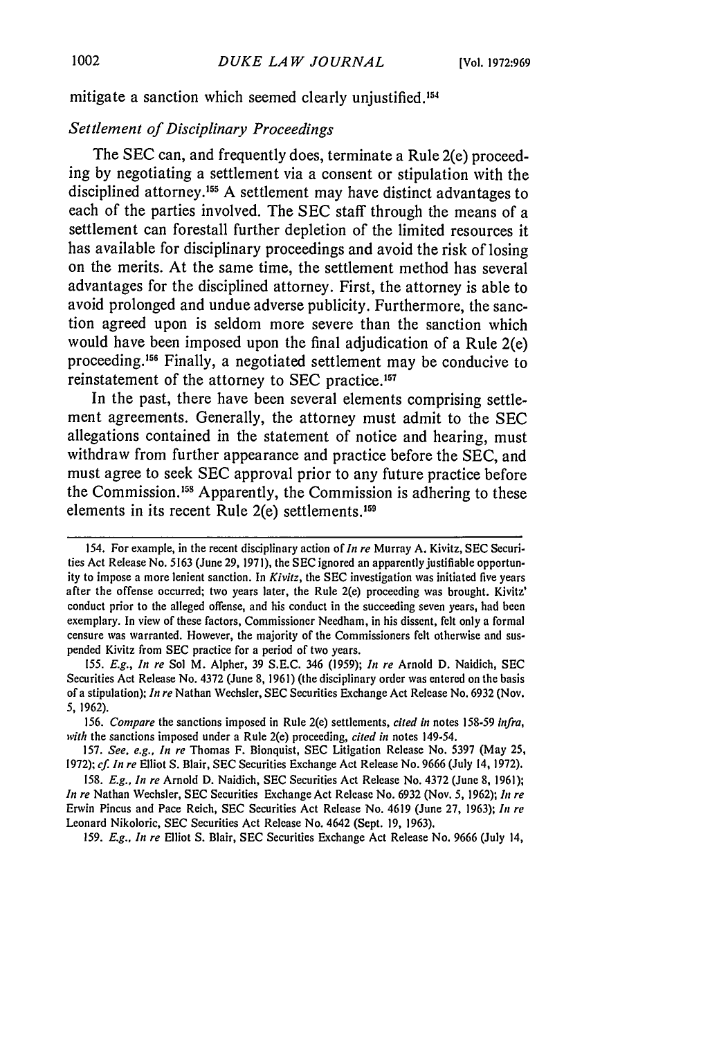mitigate a sanction which seemed clearly unjustified.[154]

*Settlement of Disciplinary Proceedings*

The SEC can, and frequently does, terminate a Rule 2(e) proceeding by negotiating a settlement via a consent or stipulation with the disciplined attorney.[155] A settlement may have distinct advantages to each of the parties involved. The SEC staff through the means of a settlement can forestall further depletion of the limited resources it has available for disciplinary proceedings and avoid the risk of losing on the merits. At the same time, the settlement method has several advantages for the disciplined attorney. First, the attorney is able to avoid prolonged and undue adverse publicity. Furthermore, the sanction agreed upon is seldom more severe than the sanction which would have been imposed upon the final adjudication of a Rule 2(e) proceeding.[156] Finally, a negotiated settlement may be conducive to reinstatement of the attorney to SEC practice.[157]

In the past, there have been several elements comprising settlement agreements. Generally, the attorney must admit to the SEC allegations contained in the statement of notice and hearing, must withdraw from further appearance and practice before the SEC, and must agree to seek SEC approval prior to any future practice before the Commission.[158] Apparently, the Commission is adhering to these elements in its recent Rule 2(e) settlements.[159]

---

154. For example, in the recent disciplinary action of *In re* Murray A. Kivitz, SEC Securities Act Release No. 5163 (June 29, 1971), the SEC ignored an apparently justifiable opportunity to impose a more lenient sanction. In *Kivitz*, the SEC investigation was initiated five years after the offense occurred; two years later, the Rule 2(e) proceeding was brought. Kivitz' conduct prior to the alleged offense, and his conduct in the succeeding seven years, had been exemplary. In view of these factors, Commissioner Needham, in his dissent, felt only a formal censure was warranted. However, the majority of the Commissioners felt otherwise and suspended Kivitz from SEC practice for a period of two years.

155. *E.g., In re* Sol M. Alpher, 39 S.E.C. 346 (1959); *In re* Arnold D. Naidich, SEC Securities Act Release No. 4372 (June 8, 1961) (the disciplinary order was entered on the basis of a stipulation); *In re* Nathan Wechsler, SEC Securities Exchange Act Release No. 6932 (Nov. 5, 1962).

156. *Compare* the sanctions imposed in Rule 2(e) settlements, *cited in* notes 158-59 *infra*, *with* the sanctions imposed under a Rule 2(e) proceeding, *cited in* notes 149-54.

157. *See, e.g., In re* Thomas F. Bionquist, SEC Litigation Release No. 5397 (May 25, 1972); *cf. In re* Elliot S. Blair, SEC Securities Exchange Act Release No. 9666 (July 14, 1972).

158. *E.g., In re* Arnold D. Naidich, SEC Securities Act Release No. 4372 (June 8, 1961); *In re* Nathan Wechsler, SEC Securities Exchange Act Release No. 6932 (Nov. 5, 1962); *In re* Erwin Pincus and Pace Reich, SEC Securities Act Release No. 4619 (June 27, 1963); *In re* Leonard Nikoloric, SEC Securities Act Release No. 4642 (Sept. 19, 1963).

159. *E.g., In re* Elliot S. Blair, SEC Securities Exchange Act Release No. 9666 (July 14,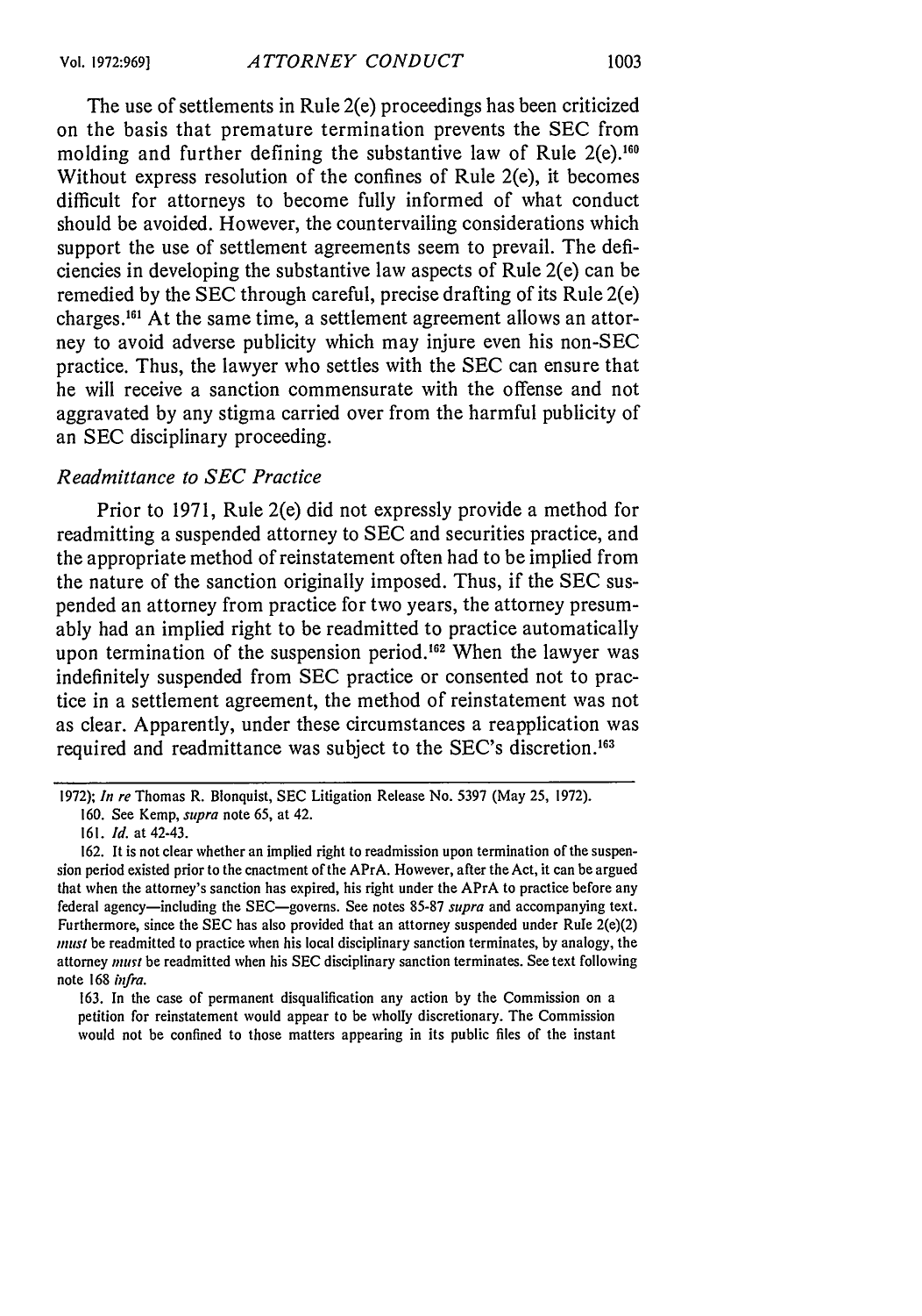The use of settlements in Rule 2(e) proceedings has been criticized on the basis that premature termination prevents the SEC from molding and further defining the substantive law of Rule 2(e).[160] Without express resolution of the confines of Rule 2(e), it becomes difficult for attorneys to become fully informed of what conduct should be avoided. However, the countervailing considerations which support the use of settlement agreements seem to prevail. The deficiencies in developing the substantive law aspects of Rule 2(e) can be remedied by the SEC through careful, precise drafting of its Rule 2(e) charges.[161] At the same time, a settlement agreement allows an attorney to avoid adverse publicity which may injure even his non-SEC practice. Thus, the lawyer who settles with the SEC can ensure that he will receive a sanction commensurate with the offense and not aggravated by any stigma carried over from the harmful publicity of an SEC disciplinary proceeding.

### *Readmittance to SEC Practice*

Prior to 1971, Rule 2(e) did not expressly provide a method for readmitting a suspended attorney to SEC and securities practice, and the appropriate method of reinstatement often had to be implied from the nature of the sanction originally imposed. Thus, if the SEC suspended an attorney from practice for two years, the attorney presumably had an implied right to be readmitted to practice automatically upon termination of the suspension period.[162] When the lawyer was indefinitely suspended from SEC practice or consented not to practice in a settlement agreement, the method of reinstatement was not as clear. Apparently, under these circumstances a reapplication was required and readmittance was subject to the SEC's discretion.[163]

---

1972); *In re* Thomas R. Blonquist, SEC Litigation Release No. 5397 (May 25, 1972).

160. See Kemp, *supra* note 65, at 42.

161. *Id.* at 42-43.

162. It is not clear whether an implied right to readmission upon termination of the suspension period existed prior to the enactment of the APrA. However, after the Act, it can be argued that when the attorney's sanction has expired, his right under the APrA to practice before any federal agency—including the SEC—governs. See notes 85-87 *supra* and accompanying text. Furthermore, since the SEC has also provided that an attorney suspended under Rule 2(e)(2) *must* be readmitted to practice when his local disciplinary sanction terminates, by analogy, the attorney *must* be readmitted when his SEC disciplinary sanction terminates. See text following note 168 *infra*.

163. In the case of permanent disqualification any action by the Commission on a petition for reinstatement would appear to be wholly discretionary. The Commission would not be confined to those matters appearing in its public files of the instant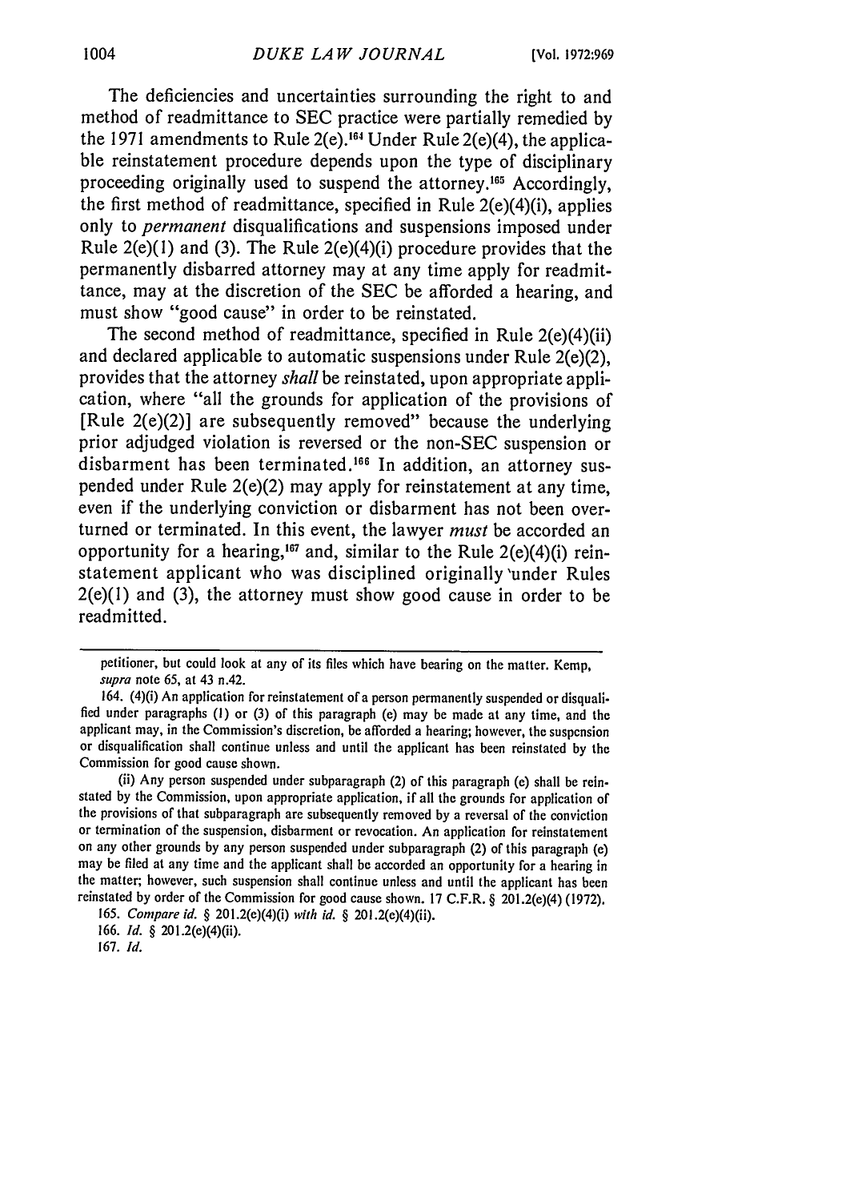The deficiencies and uncertainties surrounding the right to and method of readmittance to SEC practice were partially remedied by the 1971 amendments to Rule 2(e).[164] Under Rule 2(e)(4), the applicable reinstatement procedure depends upon the type of disciplinary proceeding originally used to suspend the attorney.[165] Accordingly, the first method of readmittance, specified in Rule 2(e)(4)(i), applies only to *permanent* disqualifications and suspensions imposed under Rule 2(e)(1) and (3). The Rule 2(e)(4)(i) procedure provides that the permanently disbarred attorney may at any time apply for readmittance, may at the discretion of the SEC be afforded a hearing, and must show "good cause" in order to be reinstated.

The second method of readmittance, specified in Rule 2(e)(4)(ii) and declared applicable to automatic suspensions under Rule 2(e)(2), provides that the attorney *shall* be reinstated, upon appropriate application, where "all the grounds for application of the provisions of [Rule 2(e)(2)] are subsequently removed" because the underlying prior adjudged violation is reversed or the non-SEC suspension or disbarment has been terminated.[166] In addition, an attorney suspended under Rule 2(e)(2) may apply for reinstatement at any time, even if the underlying conviction or disbarment has not been overturned or terminated. In this event, the lawyer *must* be accorded an opportunity for a hearing,[167] and, similar to the Rule 2(e)(4)(i) reinstatement applicant who was disciplined originally under Rules 2(e)(1) and (3), the attorney must show good cause in order to be readmitted.

---

petitioner, but could look at any of its files which have bearing on the matter. Kemp, *supra* note 65, at 43 n.42.

164. (4)(i) An application for reinstatement of a person permanently suspended or disqualified under paragraphs (1) or (3) of this paragraph (e) may be made at any time, and the applicant may, in the Commission's discretion, be afforded a hearing; however, the suspension or disqualification shall continue unless and until the applicant has been reinstated by the Commission for good cause shown.

(ii) Any person suspended under subparagraph (2) of this paragraph (e) shall be reinstated by the Commission, upon appropriate application, if all the grounds for application of the provisions of that subparagraph are subsequently removed by a reversal of the conviction or termination of the suspension, disbarment or revocation. An application for reinstatement on any other grounds by any person suspended under subparagraph (2) of this paragraph (e) may be filed at any time and the applicant shall be accorded an opportunity for a hearing in the matter; however, such suspension shall continue unless and until the applicant has been reinstated by order of the Commission for good cause shown. 17 C.F.R. § 201.2(e)(4) (1972).

165. *Compare id.* § 201.2(e)(4)(i) *with id.* § 201.2(e)(4)(ii).

166. *Id.* § 201.2(e)(4)(ii).

167. *Id.*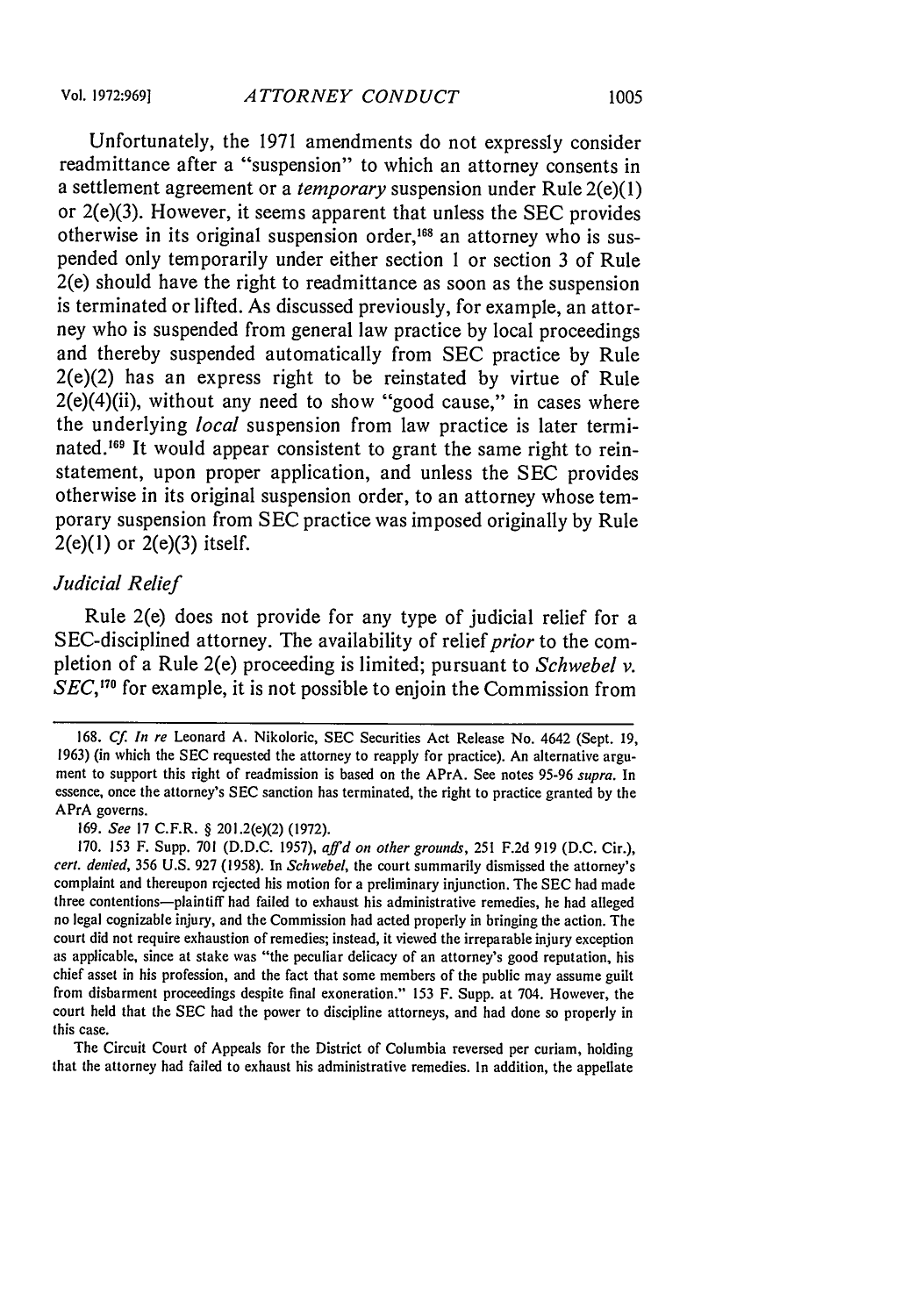Unfortunately, the 1971 amendments do not expressly consider readmittance after a "suspension" to which an attorney consents in a settlement agreement or a *temporary* suspension under Rule 2(e)(1) or 2(e)(3). However, it seems apparent that unless the SEC provides otherwise in its original suspension order,[168] an attorney who is suspended only temporarily under either section 1 or section 3 of Rule 2(e) should have the right to readmittance as soon as the suspension is terminated or lifted. As discussed previously, for example, an attorney who is suspended from general law practice by local proceedings and thereby suspended automatically from SEC practice by Rule 2(e)(2) has an express right to be reinstated by virtue of Rule 2(e)(4)(ii), without any need to show "good cause," in cases where the underlying *local* suspension from law practice is later terminated.[169] It would appear consistent to grant the same right to reinstatement, upon proper application, and unless the SEC provides otherwise in its original suspension order, to an attorney whose temporary suspension from SEC practice was imposed originally by Rule 2(e)(1) or 2(e)(3) itself.

### *Judicial Relief*

Rule 2(e) does not provide for any type of judicial relief for a SEC-disciplined attorney. The availability of relief *prior* to the completion of a Rule 2(e) proceeding is limited; pursuant to *Schwebel v. SEC*,[170] for example, it is not possible to enjoin the Commission from

---

168. *Cf. In re* Leonard A. Nikoloric, SEC Securities Act Release No. 4642 (Sept. 19, 1963) (in which the SEC requested the attorney to reapply for practice). An alternative argument to support this right of readmission is based on the APrA. See notes 95-96 *supra*. In essence, once the attorney's SEC sanction has terminated, the right to practice granted by the APrA governs.

169. *See* 17 C.F.R. § 201.2(e)(2) (1972).

170. 153 F. Supp. 701 (D.D.C. 1957), *aff'd on other grounds*, 251 F.2d 919 (D.C. Cir.), *cert. denied*, 356 U.S. 927 (1958). In *Schwebel*, the court summarily dismissed the attorney's complaint and thereupon rejected his motion for a preliminary injunction. The SEC had made three contentions—plaintiff had failed to exhaust his administrative remedies, he had alleged no legal cognizable injury, and the Commission had acted properly in bringing the action. The court did not require exhaustion of remedies; instead, it viewed the irreparable injury exception as applicable, since at stake was "the peculiar delicacy of an attorney's good reputation, his chief asset in his profession, and the fact that some members of the public may assume guilt from disbarment proceedings despite final exoneration." 153 F. Supp. at 704. However, the court held that the SEC had the power to discipline attorneys, and had done so properly in this case.

The Circuit Court of Appeals for the District of Columbia reversed per curiam, holding that the attorney had failed to exhaust his administrative remedies. In addition, the appellate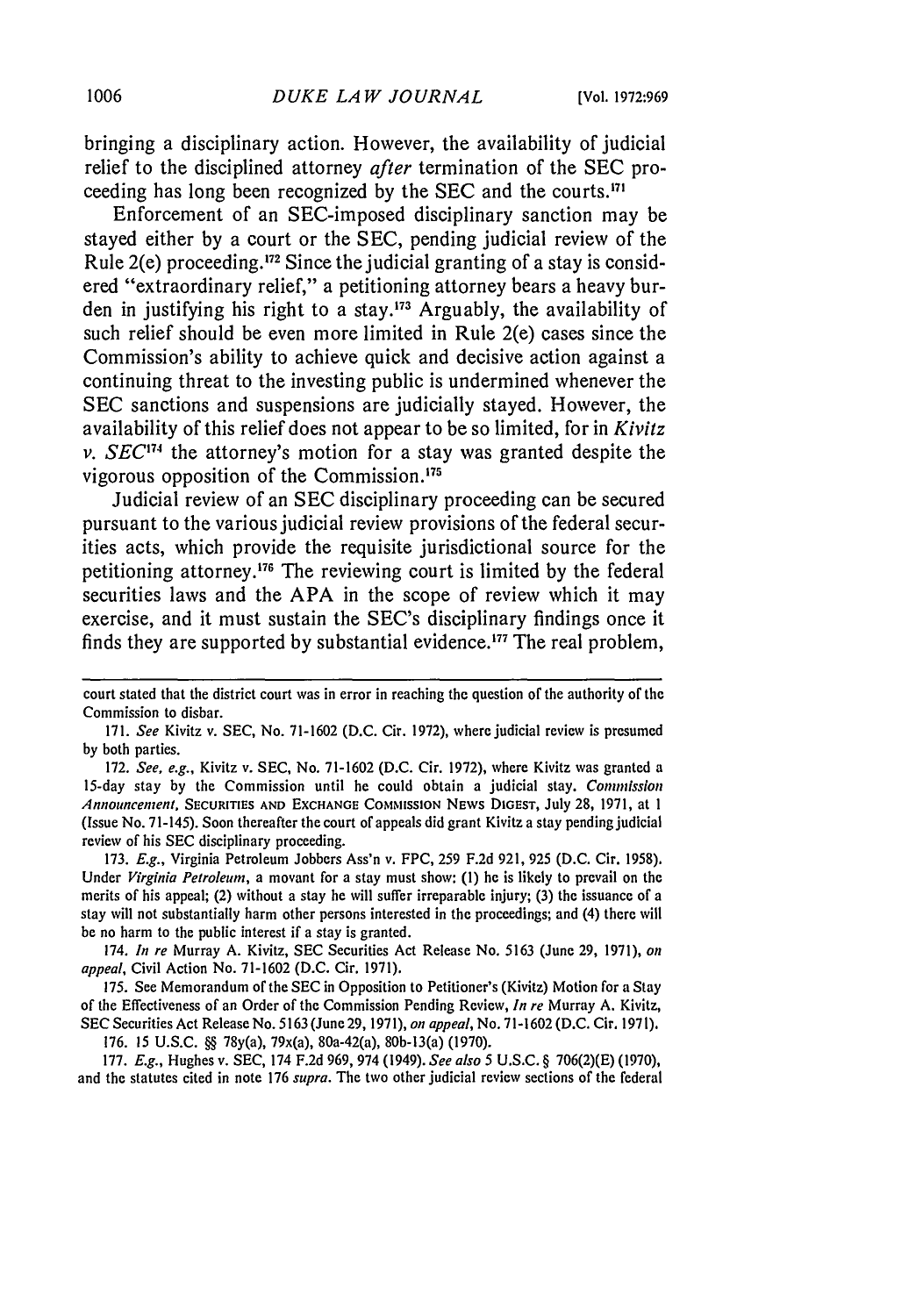bringing a disciplinary action. However, the availability of judicial relief to the disciplined attorney *after* termination of the SEC proceeding has long been recognized by the SEC and the courts.[171]

Enforcement of an SEC-imposed disciplinary sanction may be stayed either by a court or the SEC, pending judicial review of the Rule 2(e) proceeding.[172] Since the judicial granting of a stay is considered "extraordinary relief," a petitioning attorney bears a heavy burden in justifying his right to a stay.[173] Arguably, the availability of such relief should be even more limited in Rule 2(e) cases since the Commission's ability to achieve quick and decisive action against a continuing threat to the investing public is undermined whenever the SEC sanctions and suspensions are judicially stayed. However, the availability of this relief does not appear to be so limited, for in *Kivitz v. SEC*[174] the attorney's motion for a stay was granted despite the vigorous opposition of the Commission.[175]

Judicial review of an SEC disciplinary proceeding can be secured pursuant to the various judicial review provisions of the federal securities acts, which provide the requisite jurisdictional source for the petitioning attorney.[176] The reviewing court is limited by the federal securities laws and the APA in the scope of review which it may exercise, and it must sustain the SEC's disciplinary findings once it finds they are supported by substantial evidence.[177] The real problem,

---

court stated that the district court was in error in reaching the question of the authority of the Commission to disbar.

171. *See* Kivitz v. SEC, No. 71-1602 (D.C. Cir. 1972), where judicial review is presumed by both parties.

172. *See, e.g.*, Kivitz v. SEC, No. 71-1602 (D.C. Cir. 1972), where Kivitz was granted a 15-day stay by the Commission until he could obtain a judicial stay. *Commission Announcement*, SECURITIES AND EXCHANGE COMMISSION NEWS DIGEST, July 28, 1971, at 1 (Issue No. 71-145). Soon thereafter the court of appeals did grant Kivitz a stay pending judicial review of his SEC disciplinary proceeding.

173. *E.g.*, Virginia Petroleum Jobbers Ass'n v. FPC, 259 F.2d 921, 925 (D.C. Cir. 1958). Under *Virginia Petroleum*, a movant for a stay must show: (1) he is likely to prevail on the merits of his appeal; (2) without a stay he will suffer irreparable injury; (3) the issuance of a stay will not substantially harm other persons interested in the proceedings; and (4) there will be no harm to the public interest if a stay is granted.

174. *In re* Murray A. Kivitz, SEC Securities Act Release No. 5163 (June 29, 1971), *on appeal*, Civil Action No. 71-1602 (D.C. Cir. 1971).

175. See Memorandum of the SEC in Opposition to Petitioner's (Kivitz) Motion for a Stay of the Effectiveness of an Order of the Commission Pending Review, *In re* Murray A. Kivitz, SEC Securities Act Release No. 5163 (June 29, 1971), *on appeal*, No. 71-1602 (D.C. Cir. 1971).

176. 15 U.S.C. §§ 78y(a), 79x(a), 80a-42(a), 80b-13(a) (1970).

177. *E.g.*, Hughes v. SEC, 174 F.2d 969, 974 (1949). *See also* 5 U.S.C. § 706(2)(E) (1970), and the statutes cited in note 176 *supra*. The two other judicial review sections of the federal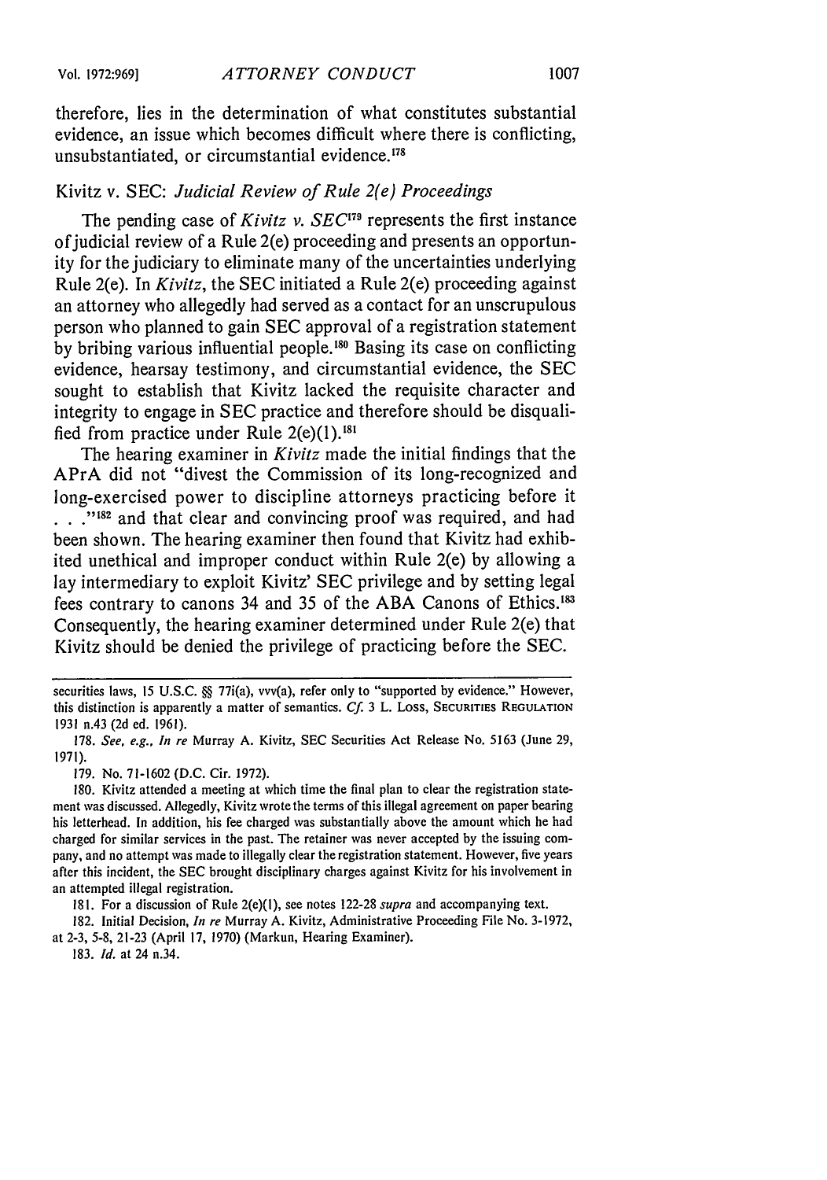therefore, lies in the determination of what constitutes substantial evidence, an issue which becomes difficult where there is conflicting, unsubstantiated, or circumstantial evidence.[178]

## Kivitz v. SEC: *Judicial Review of Rule 2(e) Proceedings*

The pending case of *Kivitz v. SEC*[179] represents the first instance of judicial review of a Rule 2(e) proceeding and presents an opportunity for the judiciary to eliminate many of the uncertainties underlying Rule 2(e). In *Kivitz*, the SEC initiated a Rule 2(e) proceeding against an attorney who allegedly had served as a contact for an unscrupulous person who planned to gain SEC approval of a registration statement by bribing various influential people.[180] Basing its case on conflicting evidence, hearsay testimony, and circumstantial evidence, the SEC sought to establish that Kivitz lacked the requisite character and integrity to engage in SEC practice and therefore should be disqualified from practice under Rule 2(e)(1).[181]

The hearing examiner in *Kivitz* made the initial findings that the APrA did not "divest the Commission of its long-recognized and long-exercised power to discipline attorneys practicing before it . . ."[182] and that clear and convincing proof was required, and had been shown. The hearing examiner then found that Kivitz had exhibited unethical and improper conduct within Rule 2(e) by allowing a lay intermediary to exploit Kivitz' SEC privilege and by setting legal fees contrary to canons 34 and 35 of the ABA Canons of Ethics.[183] Consequently, the hearing examiner determined under Rule 2(e) that Kivitz should be denied the privilege of practicing before the SEC.

---

securities laws, 15 U.S.C. §§ 77i(a), vvv(a), refer only to "supported by evidence." However, this distinction is apparently a matter of semantics. *Cf.* 3 L. Loss, Securities Regulation 1931 n.43 (2d ed. 1961).

178. *See, e.g.*, *In re* Murray A. Kivitz, SEC Securities Act Release No. 5163 (June 29, 1971).

179. No. 71-1602 (D.C. Cir. 1972).

180. Kivitz attended a meeting at which time the final plan to clear the registration statement was discussed. Allegedly, Kivitz wrote the terms of this illegal agreement on paper bearing his letterhead. In addition, his fee charged was substantially above the amount which he had charged for similar services in the past. The retainer was never accepted by the issuing company, and no attempt was made to illegally clear the registration statement. However, five years after this incident, the SEC brought disciplinary charges against Kivitz for his involvement in an attempted illegal registration.

181. For a discussion of Rule 2(e)(1), see notes 122-28 *supra* and accompanying text.

182. Initial Decision, *In re* Murray A. Kivitz, Administrative Proceeding File No. 3-1972, at 2-3, 5-8, 21-23 (April 17, 1970) (Markun, Hearing Examiner).

183. *Id.* at 24 n.34.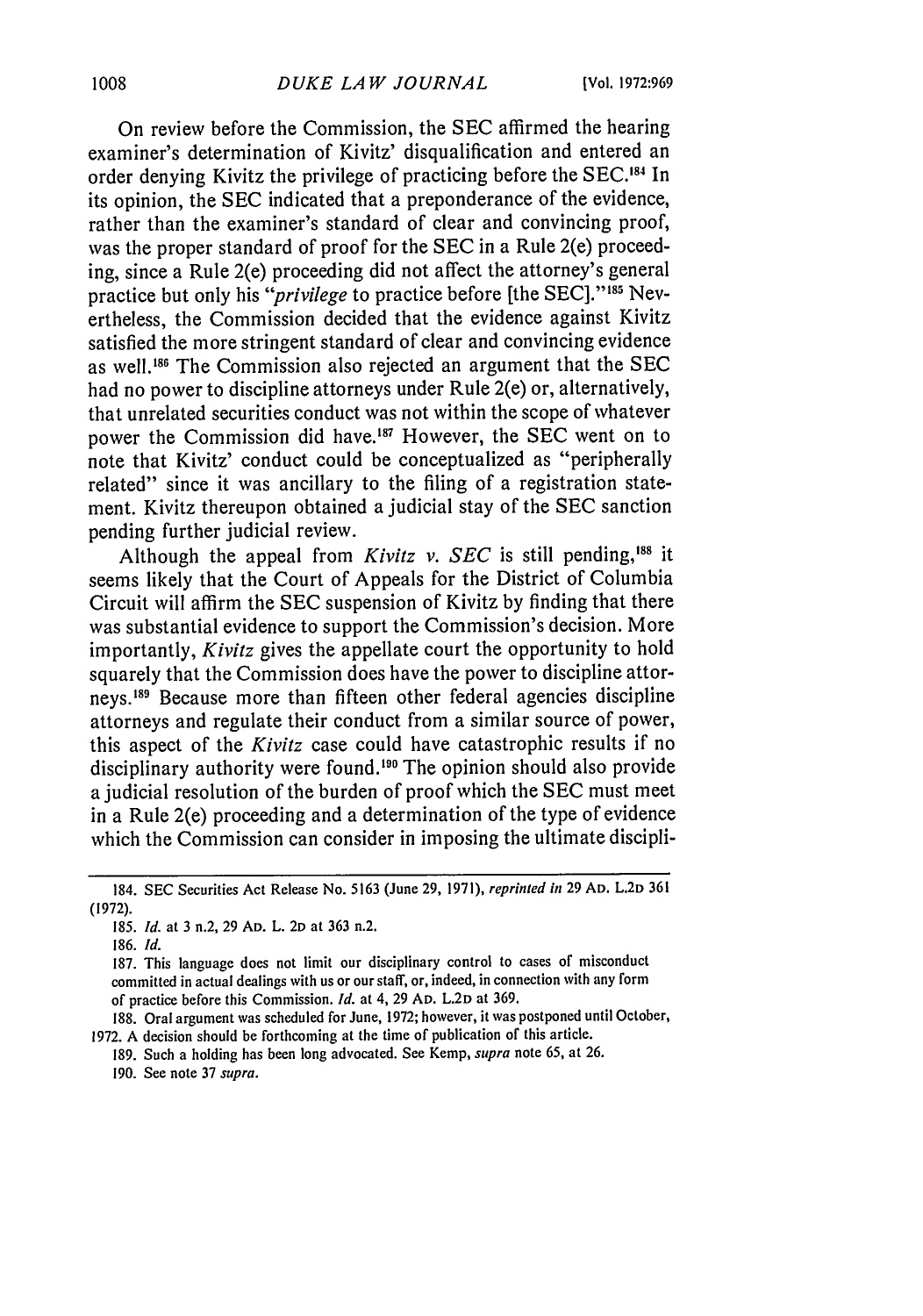On review before the Commission, the SEC affirmed the hearing examiner's determination of Kivitz' disqualification and entered an order denying Kivitz the privilege of practicing before the SEC.[184] In its opinion, the SEC indicated that a preponderance of the evidence, rather than the examiner's standard of clear and convincing proof, was the proper standard of proof for the SEC in a Rule 2(e) proceeding, since a Rule 2(e) proceeding did not affect the attorney's general practice but only his "*privilege* to practice before [the SEC]."[185] Nevertheless, the Commission decided that the evidence against Kivitz satisfied the more stringent standard of clear and convincing evidence as well.[186] The Commission also rejected an argument that the SEC had no power to discipline attorneys under Rule 2(e) or, alternatively, that unrelated securities conduct was not within the scope of whatever power the Commission did have.[187] However, the SEC went on to note that Kivitz' conduct could be conceptualized as "peripherally related" since it was ancillary to the filing of a registration statement. Kivitz thereupon obtained a judicial stay of the SEC sanction pending further judicial review.

Although the appeal from *Kivitz v. SEC* is still pending,[188] it seems likely that the Court of Appeals for the District of Columbia Circuit will affirm the SEC suspension of Kivitz by finding that there was substantial evidence to support the Commission's decision. More importantly, *Kivitz* gives the appellate court the opportunity to hold squarely that the Commission does have the power to discipline attorneys.[189] Because more than fifteen other federal agencies discipline attorneys and regulate their conduct from a similar source of power, this aspect of the *Kivitz* case could have catastrophic results if no disciplinary authority were found.[190] The opinion should also provide a judicial resolution of the burden of proof which the SEC must meet in a Rule 2(e) proceeding and a determination of the type of evidence which the Commission can consider in imposing the ultimate discipli-

---

184. SEC Securities Act Release No. 5163 (June 29, 1971), *reprinted in* 29 AD. L.2D 361 (1972).

185. *Id.* at 3 n.2, 29 AD. L. 2D at 363 n.2.

186. *Id.*

187. This language does not limit our disciplinary control to cases of misconduct committed in actual dealings with us or our staff, or, indeed, in connection with any form of practice before this Commission. *Id.* at 4, 29 AD. L.2D at 369.

188. Oral argument was scheduled for June, 1972; however, it was postponed until October, 1972. A decision should be forthcoming at the time of publication of this article.

189. Such a holding has been long advocated. See Kemp, *supra* note 65, at 26.

190. See note 37 *supra*.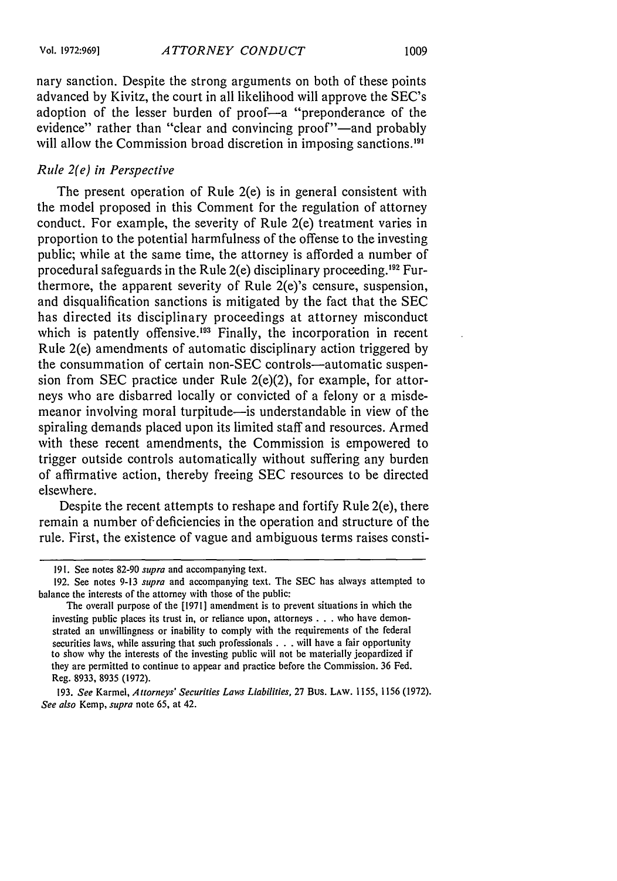nary sanction. Despite the strong arguments on both of these points advanced by Kivitz, the court in all likelihood will approve the SEC's adoption of the lesser burden of proof—a "preponderance of the evidence" rather than "clear and convincing proof"—and probably will allow the Commission broad discretion in imposing sanctions.[191]

### *Rule 2(e) in Perspective*

The present operation of Rule 2(e) is in general consistent with the model proposed in this Comment for the regulation of attorney conduct. For example, the severity of Rule 2(e) treatment varies in proportion to the potential harmfulness of the offense to the investing public; while at the same time, the attorney is afforded a number of procedural safeguards in the Rule 2(e) disciplinary proceeding.[192] Furthermore, the apparent severity of Rule 2(e)'s censure, suspension, and disqualification sanctions is mitigated by the fact that the SEC has directed its disciplinary proceedings at attorney misconduct which is patently offensive.[193] Finally, the incorporation in recent Rule 2(e) amendments of automatic disciplinary action triggered by the consummation of certain non-SEC controls—automatic suspension from SEC practice under Rule 2(e)(2), for example, for attorneys who are disbarred locally or convicted of a felony or a misdemeanor involving moral turpitude—is understandable in view of the spiraling demands placed upon its limited staff and resources. Armed with these recent amendments, the Commission is empowered to trigger outside controls automatically without suffering any burden of affirmative action, thereby freeing SEC resources to be directed elsewhere.

Despite the recent attempts to reshape and fortify Rule 2(e), there remain a number of deficiencies in the operation and structure of the rule. First, the existence of vague and ambiguous terms raises consti-

---

191. See notes 82-90 *supra* and accompanying text.

192. See notes 9-13 *supra* and accompanying text. The SEC has always attempted to balance the interests of the attorney with those of the public:

> The overall purpose of the [1971] amendment is to prevent situations in which the investing public places its trust in, or reliance upon, attorneys . . . who have demonstrated an unwillingness or inability to comply with the requirements of the federal securities laws, while assuring that such professionals . . . will have a fair opportunity to show why the interests of the investing public will not be materially jeopardized if they are permitted to continue to appear and practice before the Commission. 36 Fed. Reg. 8933, 8935 (1972).

193. *See* Karmel, *Attorneys' Securities Laws Liabilities*, 27 BUS. LAW. 1155, 1156 (1972). *See also* Kemp, *supra* note 65, at 42.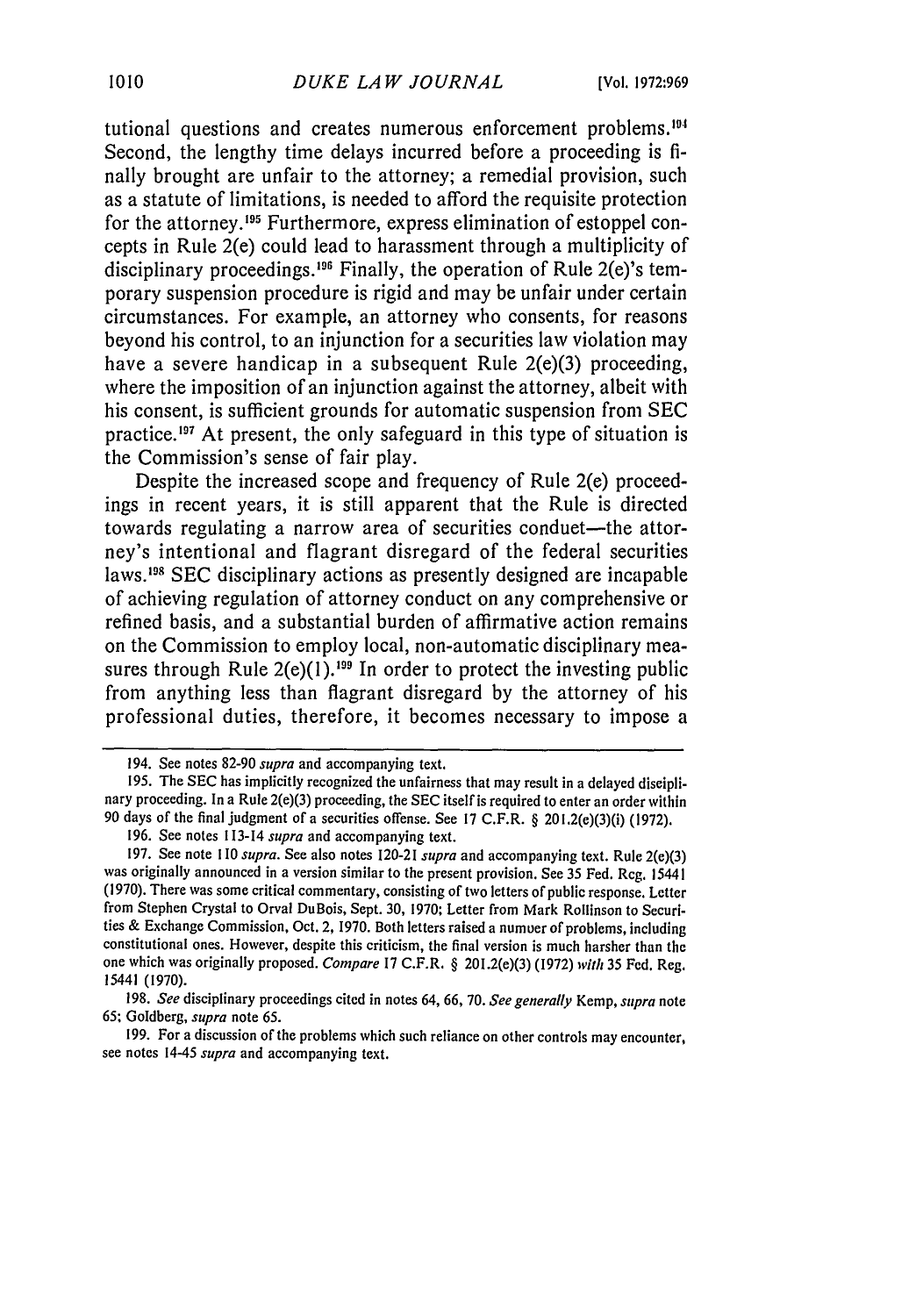tutional questions and creates numerous enforcement problems.[194] Second, the lengthy time delays incurred before a proceeding is finally brought are unfair to the attorney; a remedial provision, such as a statute of limitations, is needed to afford the requisite protection for the attorney.[195] Furthermore, express elimination of estoppel concepts in Rule 2(e) could lead to harassment through a multiplicity of disciplinary proceedings.[196] Finally, the operation of Rule 2(e)'s temporary suspension procedure is rigid and may be unfair under certain circumstances. For example, an attorney who consents, for reasons beyond his control, to an injunction for a securities law violation may have a severe handicap in a subsequent Rule 2(e)(3) proceeding, where the imposition of an injunction against the attorney, albeit with his consent, is sufficient grounds for automatic suspension from SEC practice.[197] At present, the only safeguard in this type of situation is the Commission's sense of fair play.

Despite the increased scope and frequency of Rule 2(e) proceedings in recent years, it is still apparent that the Rule is directed towards regulating a narrow area of securities conduct—the attorney's intentional and flagrant disregard of the federal securities laws.[198] SEC disciplinary actions as presently designed are incapable of achieving regulation of attorney conduct on any comprehensive or refined basis, and a substantial burden of affirmative action remains on the Commission to employ local, non-automatic disciplinary measures through Rule 2(e)(1).[199] In order to protect the investing public from anything less than flagrant disregard by the attorney of his professional duties, therefore, it becomes necessary to impose a

---

194. See notes 82-90 *supra* and accompanying text.

195. The SEC has implicitly recognized the unfairness that may result in a delayed disciplinary proceeding. In a Rule 2(e)(3) proceeding, the SEC itself is required to enter an order within 90 days of the final judgment of a securities offense. See 17 C.F.R. § 201.2(e)(3)(i) (1972).

196. See notes 113-14 *supra* and accompanying text.

197. See note 110 *supra*. See also notes 120-21 *supra* and accompanying text. Rule 2(e)(3) was originally announced in a version similar to the present provision. See 35 Fed. Reg. 15441 (1970). There was some critical commentary, consisting of two letters of public response. Letter from Stephen Crystal to Orval DuBois, Sept. 30, 1970; Letter from Mark Rollinson to Securities & Exchange Commission, Oct. 2, 1970. Both letters raised a number of problems, including constitutional ones. However, despite this criticism, the final version is much harsher than the one which was originally proposed. *Compare* 17 C.F.R. § 201.2(e)(3) (1972) *with* 35 Fed. Reg. 15441 (1970).

198. *See* disciplinary proceedings cited in notes 64, 66, 70. *See generally* Kemp, *supra* note 65; Goldberg, *supra* note 65.

199. For a discussion of the problems which such reliance on other controls may encounter, see notes 14-45 *supra* and accompanying text.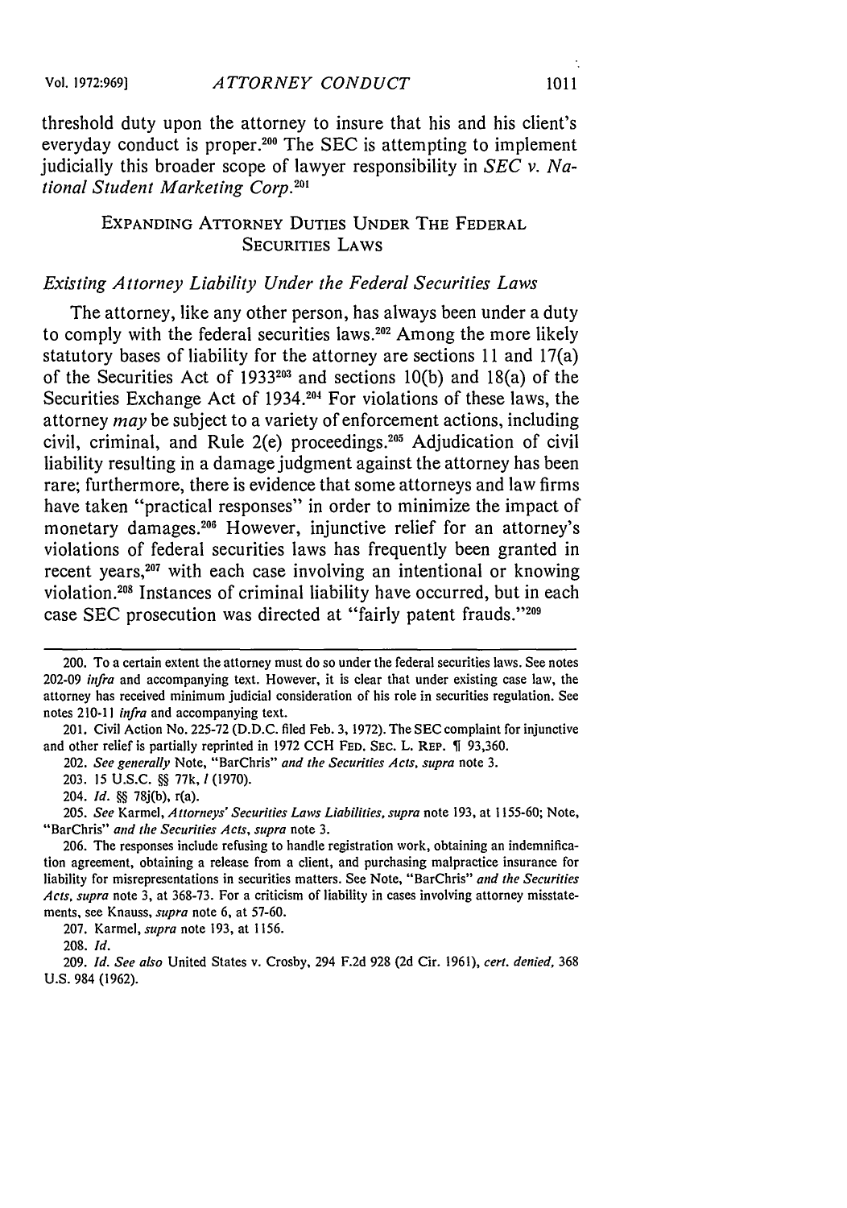threshold duty upon the attorney to insure that his and his client's everyday conduct is proper.[200] The SEC is attempting to implement judicially this broader scope of lawyer responsibility in *SEC v. National Student Marketing Corp.*[201]

## EXPANDING ATTORNEY DUTIES UNDER THE FEDERAL SECURITIES LAWS

### *Existing Attorney Liability Under the Federal Securities Laws*

The attorney, like any other person, has always been under a duty to comply with the federal securities laws.[202] Among the more likely statutory bases of liability for the attorney are sections 11 and 17(a) of the Securities Act of 1933[203] and sections 10(b) and 18(a) of the Securities Exchange Act of 1934.[204] For violations of these laws, the attorney *may* be subject to a variety of enforcement actions, including civil, criminal, and Rule 2(e) proceedings.[205] Adjudication of civil liability resulting in a damage judgment against the attorney has been rare; furthermore, there is evidence that some attorneys and law firms have taken "practical responses" in order to minimize the impact of monetary damages.[206] However, injunctive relief for an attorney's violations of federal securities laws has frequently been granted in recent years,[207] with each case involving an intentional or knowing violation.[208] Instances of criminal liability have occurred, but in each case SEC prosecution was directed at "fairly patent frauds."[209]

---

200. To a certain extent the attorney must do so under the federal securities laws. See notes 202-09 *infra* and accompanying text. However, it is clear that under existing case law, the attorney has received minimum judicial consideration of his role in securities regulation. See notes 210-11 *infra* and accompanying text.

201. Civil Action No. 225-72 (D.D.C. filed Feb. 3, 1972). The SEC complaint for injunctive and other relief is partially reprinted in 1972 CCH FED. SEC. L. REP. ¶ 93,360.

202. *See generally* Note, "BarChris" *and the Securities Acts, supra* note 3.

203. 15 U.S.C. §§ 77k, *l* (1970).

204. *Id.* §§ 78j(b), r(a).

205. *See* Karmel, *Attorneys' Securities Laws Liabilities, supra* note 193, at 1155-60; Note, "BarChris" *and the Securities Acts, supra* note 3.

206. The responses include refusing to handle registration work, obtaining an indemnification agreement, obtaining a release from a client, and purchasing malpractice insurance for liability for misrepresentations in securities matters. See Note, "BarChris" *and the Securities Acts, supra* note 3, at 368-73. For a criticism of liability in cases involving attorney misstatements, see Knauss, *supra* note 6, at 57-60.

207. Karmel, *supra* note 193, at 1156.

208. *Id.*

209. *Id. See also* United States v. Crosby, 294 F.2d 928 (2d Cir. 1961), *cert. denied,* 368 U.S. 984 (1962).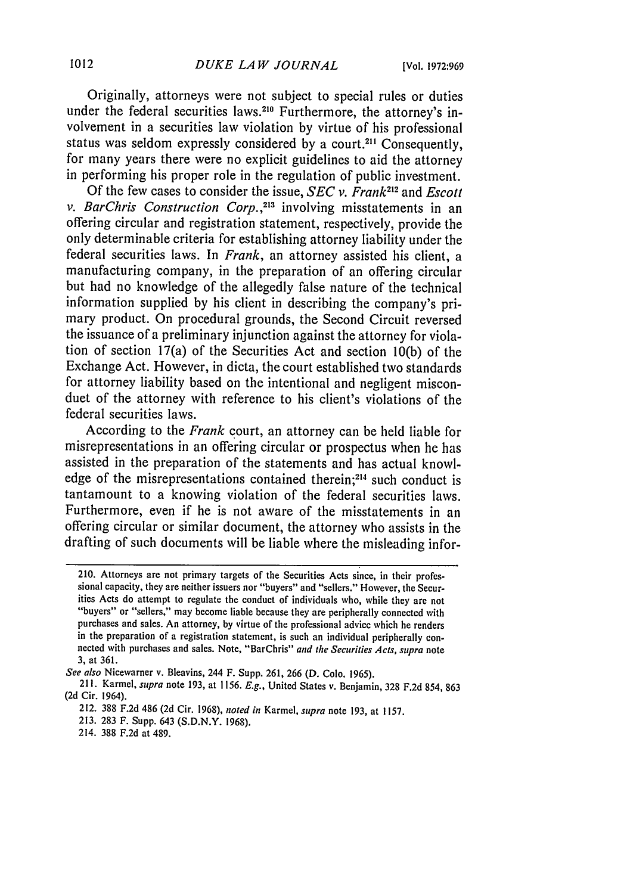Originally, attorneys were not subject to special rules or duties under the federal securities laws.[210] Furthermore, the attorney's involvement in a securities law violation by virtue of his professional status was seldom expressly considered by a court.[211] Consequently, for many years there were no explicit guidelines to aid the attorney in performing his proper role in the regulation of public investment.

Of the few cases to consider the issue, *SEC v. Frank*[212] and *Escott v. BarChris Construction Corp.*,[213] involving misstatements in an offering circular and registration statement, respectively, provide the only determinable criteria for establishing attorney liability under the federal securities laws. In *Frank*, an attorney assisted his client, a manufacturing company, in the preparation of an offering circular but had no knowledge of the allegedly false nature of the technical information supplied by his client in describing the company's primary product. On procedural grounds, the Second Circuit reversed the issuance of a preliminary injunction against the attorney for violation of section 17(a) of the Securities Act and section 10(b) of the Exchange Act. However, in dicta, the court established two standards for attorney liability based on the intentional and negligent misconduct of the attorney with reference to his client's violations of the federal securities laws.

According to the *Frank* court, an attorney can be held liable for misrepresentations in an offering circular or prospectus when he has assisted in the preparation of the statements and has actual knowledge of the misrepresentations contained therein;[214] such conduct is tantamount to a knowing violation of the federal securities laws. Furthermore, even if he is not aware of the misstatements in an offering circular or similar document, the attorney who assists in the drafting of such documents will be liable where the misleading infor-

---

210. Attorneys are not primary targets of the Securities Acts since, in their professional capacity, they are neither issuers nor "buyers" and "sellers." However, the Securities Acts do attempt to regulate the conduct of individuals who, while they are not "buyers" or "sellers," may become liable because they are peripherally connected with purchases and sales. An attorney, by virtue of the professional advice which he renders in the preparation of a registration statement, is such an individual peripherally connected with purchases and sales. Note, "BarChris" *and the Securities Acts*, *supra* note 3, at 361.

*See also* Nicewarner v. Bleavins, 244 F. Supp. 261, 266 (D. Colo. 1965).

211. Karmel, *supra* note 193, at 1156. *E.g.*, United States v. Benjamin, 328 F.2d 854, 863 (2d Cir. 1964).

212. 388 F.2d 486 (2d Cir. 1968), *noted in* Karmel, *supra* note 193, at 1157.

213. 283 F. Supp. 643 (S.D.N.Y. 1968).

214. 388 F.2d at 489.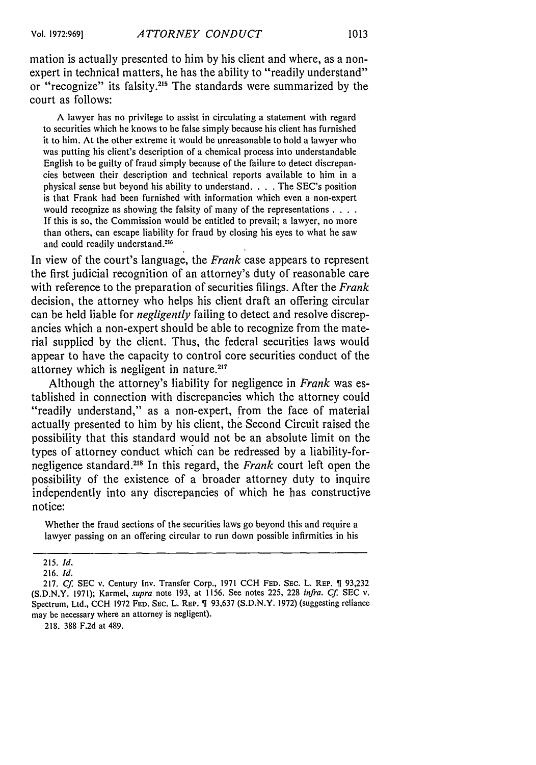mation is actually presented to him by his client and where, as a non-expert in technical matters, he has the ability to "readily understand" or "recognize" its falsity.[215] The standards were summarized by the court as follows:

> A lawyer has no privilege to assist in circulating a statement with regard to securities which he knows to be false simply because his client has furnished it to him. At the other extreme it would be unreasonable to hold a lawyer who was putting his client's description of a chemical process into understandable English to be guilty of fraud simply because of the failure to detect discrepancies between their description and technical reports available to him in a physical sense but beyond his ability to understand. . . . The SEC's position is that Frank had been furnished with information which even a non-expert would recognize as showing the falsity of many of the representations . . . . If this is so, the Commission would be entitled to prevail; a lawyer, no more than others, can escape liability for fraud by closing his eyes to what he saw and could readily understand.[216]

In view of the court's language, the *Frank* case appears to represent the first judicial recognition of an attorney's duty of reasonable care with reference to the preparation of securities filings. After the *Frank* decision, the attorney who helps his client draft an offering circular can be held liable for *negligently* failing to detect and resolve discrepancies which a non-expert should be able to recognize from the material supplied by the client. Thus, the federal securities laws would appear to have the capacity to control core securities conduct of the attorney which is negligent in nature.[217]

Although the attorney's liability for negligence in *Frank* was established in connection with discrepancies which the attorney could "readily understand," as a non-expert, from the face of material actually presented to him by his client, the Second Circuit raised the possibility that this standard would not be an absolute limit on the types of attorney conduct which can be redressed by a liability-for-negligence standard.[218] In this regard, the *Frank* court left open the possibility of the existence of a broader attorney duty to inquire independently into any discrepancies of which he has constructive notice:

> Whether the fraud sections of the securities laws go beyond this and require a lawyer passing on an offering circular to run down possible infirmities in his

---

215. *Id.*

216. *Id.*

217. *Cf.* SEC v. Century Inv. Transfer Corp., 1971 CCH FED. SEC. L. REP. ¶ 93,232 (S.D.N.Y. 1971); Karmel, *supra* note 193, at 1156. See notes 225, 228 *infra*. *Cf.* SEC v. Spectrum, Ltd., CCH 1972 FED. SEC. L. REP. ¶ 93,637 (S.D.N.Y. 1972) (suggesting reliance may be necessary where an attorney is negligent).

218. 388 F.2d at 489.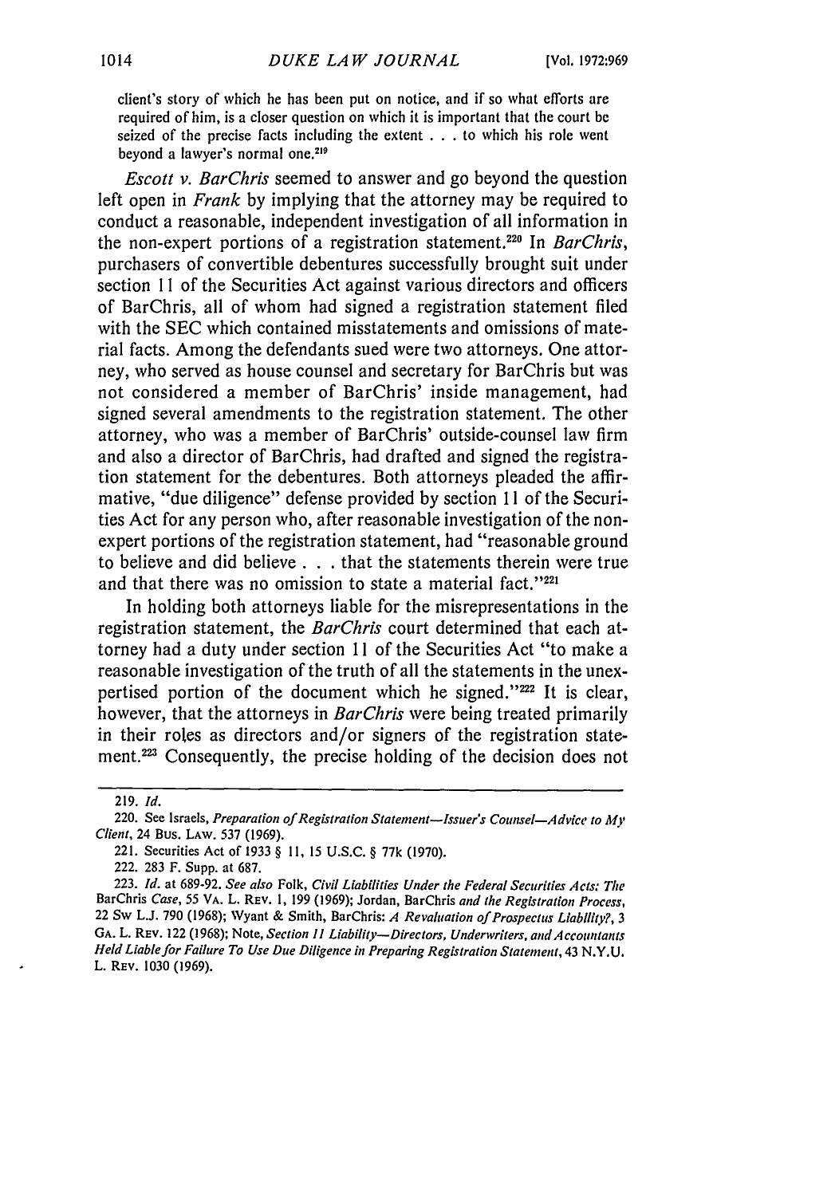client's story of which he has been put on notice, and if so what efforts are required of him, is a closer question on which it is important that the court be seized of the precise facts including the extent . . . to which his role went beyond a lawyer's normal one.[219]

*Escott v. BarChris* seemed to answer and go beyond the question left open in *Frank* by implying that the attorney may be required to conduct a reasonable, independent investigation of all information in the non-expert portions of a registration statement.[220] In *BarChris*, purchasers of convertible debentures successfully brought suit under section 11 of the Securities Act against various directors and officers of BarChris, all of whom had signed a registration statement filed with the SEC which contained misstatements and omissions of material facts. Among the defendants sued were two attorneys. One attorney, who served as house counsel and secretary for BarChris but was not considered a member of BarChris' inside management, had signed several amendments to the registration statement. The other attorney, who was a member of BarChris' outside-counsel law firm and also a director of BarChris, had drafted and signed the registration statement for the debentures. Both attorneys pleaded the affirmative, "due diligence" defense provided by section 11 of the Securities Act for any person who, after reasonable investigation of the non-expert portions of the registration statement, had "reasonable ground to believe and did believe . . . that the statements therein were true and that there was no omission to state a material fact."[221]

In holding both attorneys liable for the misrepresentations in the registration statement, the *BarChris* court determined that each attorney had a duty under section 11 of the Securities Act "to make a reasonable investigation of the truth of all the statements in the unexpertised portion of the document which he signed."[222] It is clear, however, that the attorneys in *BarChris* were being treated primarily in their roles as directors and/or signers of the registration statement.[223] Consequently, the precise holding of the decision does not

219. *Id.*

220. See Israels, *Preparation of Registration Statement—Issuer's Counsel—Advice to My Client*, 24 Bus. Law. 537 (1969).

221. Securities Act of 1933 § 11, 15 U.S.C. § 77k (1970).

222. 283 F. Supp. at 687.

223. *Id.* at 689-92. *See also* Folk, *Civil Liabilities Under the Federal Securities Acts: The* BarChris *Case*, 55 Va. L. Rev. 1, 199 (1969); Jordan, BarChris *and the Registration Process*, 22 Sw L.J. 790 (1968); Wyant & Smith, BarChris: *A Revaluation of Prospectus Liability?*, 3 Ga. L. Rev. 122 (1968); Note, *Section 11 Liability—Directors, Underwriters, and Accountants Held Liable for Failure To Use Due Diligence in Preparing Registration Statement*, 43 N.Y.U. L. Rev. 1030 (1969).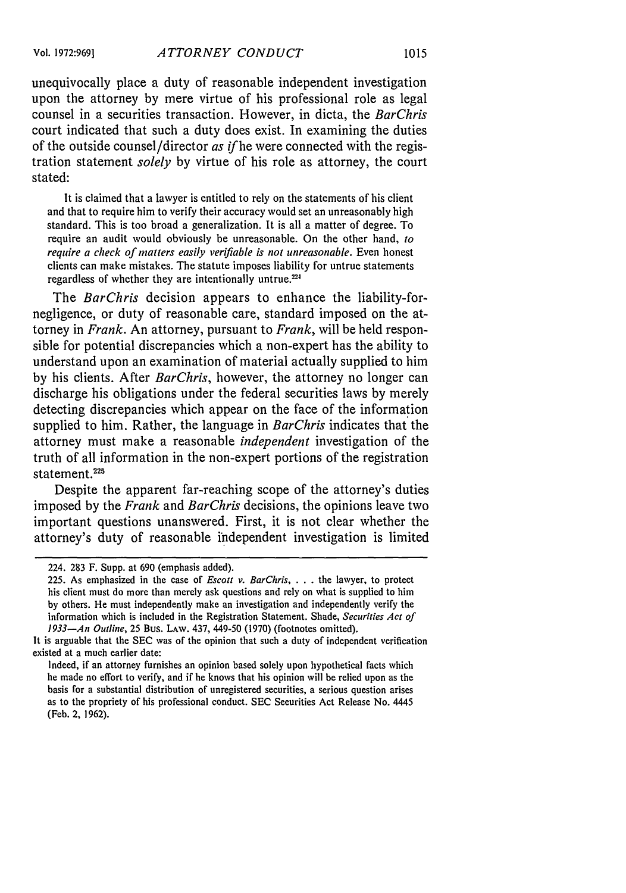unequivocally place a duty of reasonable independent investigation upon the attorney by mere virtue of his professional role as legal counsel in a securities transaction. However, in dicta, the *BarChris* court indicated that such a duty does exist. In examining the duties of the outside counsel/director *as if* he were connected with the registration statement *solely* by virtue of his role as attorney, the court stated:

> It is claimed that a lawyer is entitled to rely on the statements of his client and that to require him to verify their accuracy would set an unreasonably high standard. This is too broad a generalization. It is all a matter of degree. To require an audit would obviously be unreasonable. On the other hand, *to require a check of matters easily verifiable is not unreasonable*. Even honest clients can make mistakes. The statute imposes liability for untrue statements regardless of whether they are intentionally untrue.[224]

The *BarChris* decision appears to enhance the liability-for-negligence, or duty of reasonable care, standard imposed on the attorney in *Frank*. An attorney, pursuant to *Frank*, will be held responsible for potential discrepancies which a non-expert has the ability to understand upon an examination of material actually supplied to him by his clients. After *BarChris*, however, the attorney no longer can discharge his obligations under the federal securities laws by merely detecting discrepancies which appear on the face of the information supplied to him. Rather, the language in *BarChris* indicates that the attorney must make a reasonable *independent* investigation of the truth of all information in the non-expert portions of the registration statement.[225]

Despite the apparent far-reaching scope of the attorney's duties imposed by the *Frank* and *BarChris* decisions, the opinions leave two important questions unanswered. First, it is not clear whether the attorney's duty of reasonable independent investigation is limited

---

224. 283 F. Supp. at 690 (emphasis added).

225. As emphasized in the case of *Escott v. BarChris*, . . . the lawyer, to protect his client must do more than merely ask questions and rely on what is supplied to him by others. He must independently make an investigation and independently verify the information which is included in the Registration Statement. Shade, *Securities Act of 1933—An Outline*, 25 Bus. Law. 437, 449-50 (1970) (footnotes omitted).

It is arguable that the SEC was of the opinion that such a duty of independent verification existed at a much earlier date:

> Indeed, if an attorney furnishes an opinion based solely upon hypothetical facts which he made no effort to verify, and if he knows that his opinion will be relied upon as the basis for a substantial distribution of unregistered securities, a serious question arises as to the propriety of his professional conduct. SEC Securities Act Release No. 4445 (Feb. 2, 1962).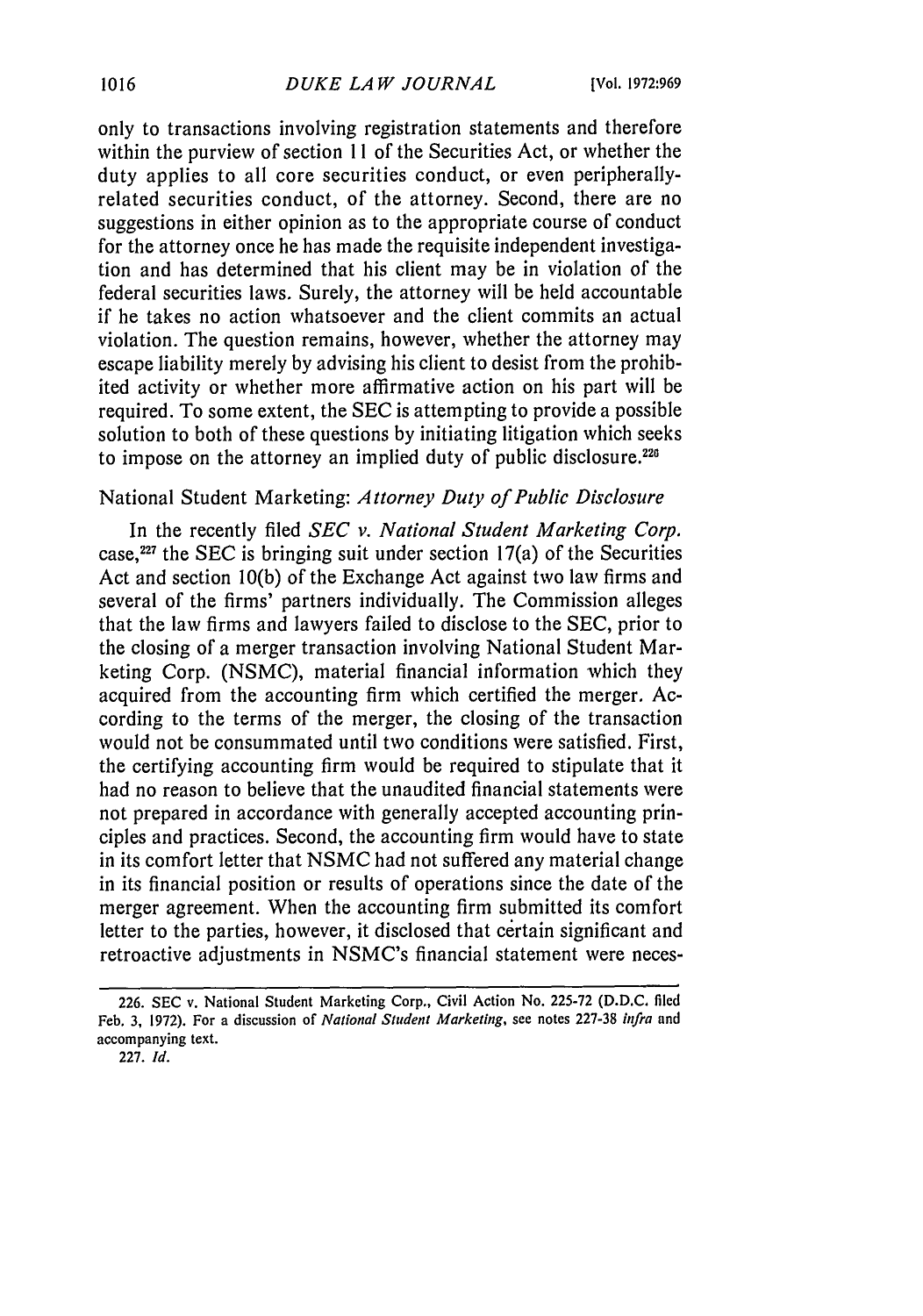only to transactions involving registration statements and therefore within the purview of section 11 of the Securities Act, or whether the duty applies to all core securities conduct, or even peripherally-related securities conduct, of the attorney. Second, there are no suggestions in either opinion as to the appropriate course of conduct for the attorney once he has made the requisite independent investigation and has determined that his client may be in violation of the federal securities laws. Surely, the attorney will be held accountable if he takes no action whatsoever and the client commits an actual violation. The question remains, however, whether the attorney may escape liability merely by advising his client to desist from the prohibited activity or whether more affirmative action on his part will be required. To some extent, the SEC is attempting to provide a possible solution to both of these questions by initiating litigation which seeks to impose on the attorney an implied duty of public disclosure.[226]

## National Student Marketing: *Attorney Duty of Public Disclosure*

In the recently filed *SEC v. National Student Marketing Corp.* case,[227] the SEC is bringing suit under section 17(a) of the Securities Act and section 10(b) of the Exchange Act against two law firms and several of the firms' partners individually. The Commission alleges that the law firms and lawyers failed to disclose to the SEC, prior to the closing of a merger transaction involving National Student Marketing Corp. (NSMC), material financial information which they acquired from the accounting firm which certified the merger. According to the terms of the merger, the closing of the transaction would not be consummated until two conditions were satisfied. First, the certifying accounting firm would be required to stipulate that it had no reason to believe that the unaudited financial statements were not prepared in accordance with generally accepted accounting principles and practices. Second, the accounting firm would have to state in its comfort letter that NSMC had not suffered any material change in its financial position or results of operations since the date of the merger agreement. When the accounting firm submitted its comfort letter to the parties, however, it disclosed that certain significant and retroactive adjustments in NSMC's financial statement were neces-

---

226. SEC v. National Student Marketing Corp., Civil Action No. 225-72 (D.D.C. filed Feb. 3, 1972). For a discussion of *National Student Marketing*, see notes 227-38 *infra* and accompanying text.

227. *Id.*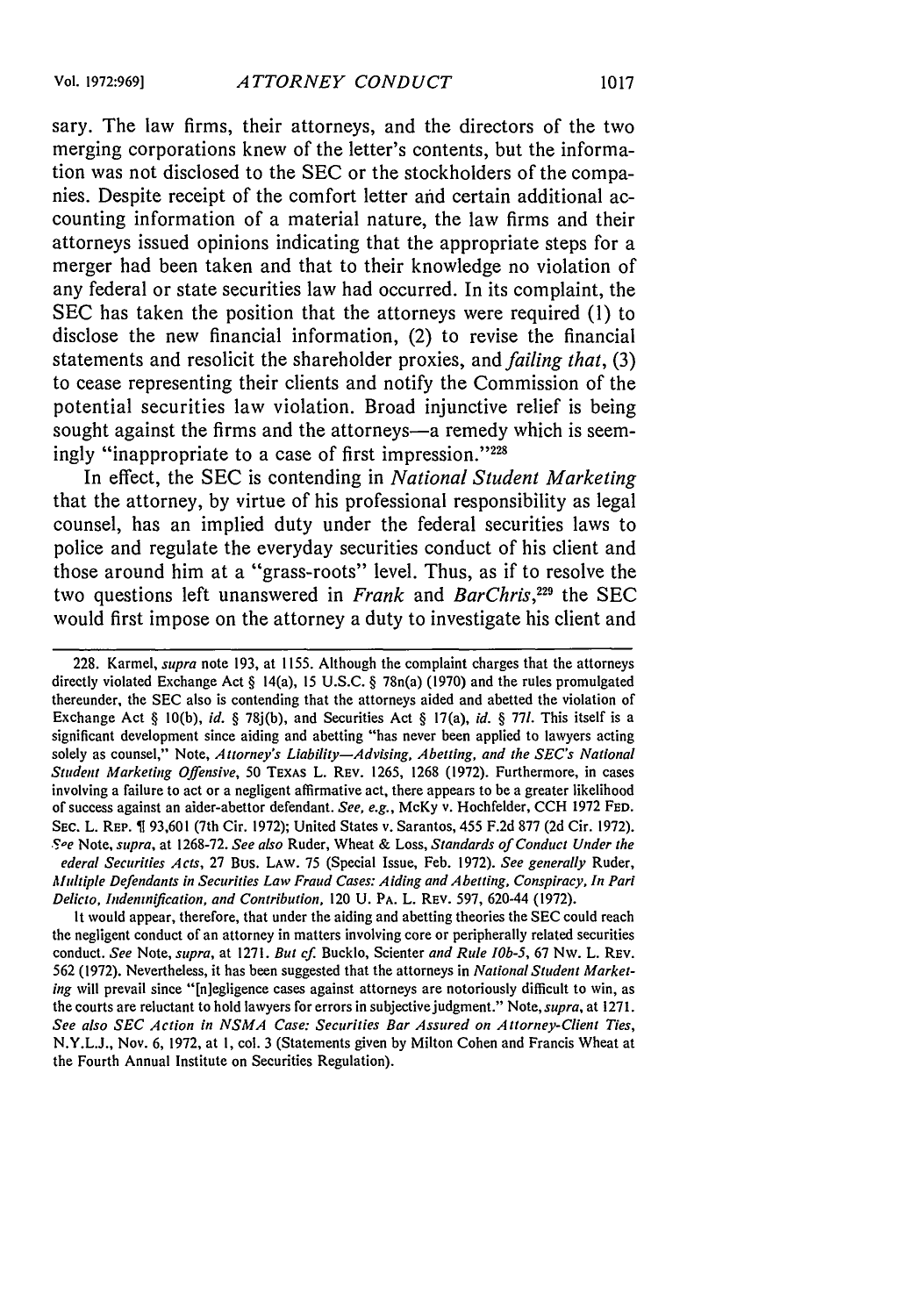sary. The law firms, their attorneys, and the directors of the two merging corporations knew of the letter's contents, but the information was not disclosed to the SEC or the stockholders of the companies. Despite receipt of the comfort letter and certain additional accounting information of a material nature, the law firms and their attorneys issued opinions indicating that the appropriate steps for a merger had been taken and that to their knowledge no violation of any federal or state securities law had occurred. In its complaint, the SEC has taken the position that the attorneys were required (1) to disclose the new financial information, (2) to revise the financial statements and resolicit the shareholder proxies, and *failing that*, (3) to cease representing their clients and notify the Commission of the potential securities law violation. Broad injunctive relief is being sought against the firms and the attorneys—a remedy which is seemingly "inappropriate to a case of first impression."[228]

In effect, the SEC is contending in *National Student Marketing* that the attorney, by virtue of his professional responsibility as legal counsel, has an implied duty under the federal securities laws to police and regulate the everyday securities conduct of his client and those around him at a "grass-roots" level. Thus, as if to resolve the two questions left unanswered in *Frank* and *BarChris*,[229] the SEC would first impose on the attorney a duty to investigate his client and

---

228. Karmel, *supra* note 193, at 1155. Although the complaint charges that the attorneys directly violated Exchange Act § 14(a), 15 U.S.C. § 78n(a) (1970) and the rules promulgated thereunder, the SEC also is contending that the attorneys aided and abetted the violation of Exchange Act § 10(b), *id.* § 78j(b), and Securities Act § 17(a), *id.* § 77*l*. This itself is a significant development since aiding and abetting "has never been applied to lawyers acting solely as counsel," Note, *Attorney's Liability—Advising, Abetting, and the SEC's National Student Marketing Offensive*, 50 TEXAS L. REV. 1265, 1268 (1972). Furthermore, in cases involving a failure to act or a negligent affirmative act, there appears to be a greater likelihood of success against an aider-abettor defendant. *See, e.g.*, McKy v. Hochfelder, CCH 1972 FED. SEC. L. REP. ¶ 93,601 (7th Cir. 1972); United States v. Sarantos, 455 F.2d 877 (2d Cir. 1972). *See* Note, *supra*, at 1268-72. *See also* Ruder, Wheat & Loss, *Standards of Conduct Under the Federal Securities Acts*, 27 BUS. LAW. 75 (Special Issue, Feb. 1972). *See generally* Ruder, *Multiple Defendants in Securities Law Fraud Cases: Aiding and Abetting, Conspiracy, In Pari Delicto, Indemnification, and Contribution*, 120 U. PA. L. REV. 597, 620-44 (1972).

It would appear, therefore, that under the aiding and abetting theories the SEC could reach the negligent conduct of an attorney in matters involving core or peripherally related securities conduct. *See* Note, *supra*, at 1271. *But cf.* Bucklo, Scienter *and Rule 10b-5*, 67 NW. L. REV. 562 (1972). Nevertheless, it has been suggested that the attorneys in *National Student Marketing* will prevail since "[n]egligence cases against attorneys are notoriously difficult to win, as the courts are reluctant to hold lawyers for errors in subjective judgment." Note, *supra*, at 1271. *See also SEC Action in NSMA Case: Securities Bar Assured on Attorney-Client Ties*, N.Y.L.J., Nov. 6, 1972, at 1, col. 3 (Statements given by Milton Cohen and Francis Wheat at the Fourth Annual Institute on Securities Regulation).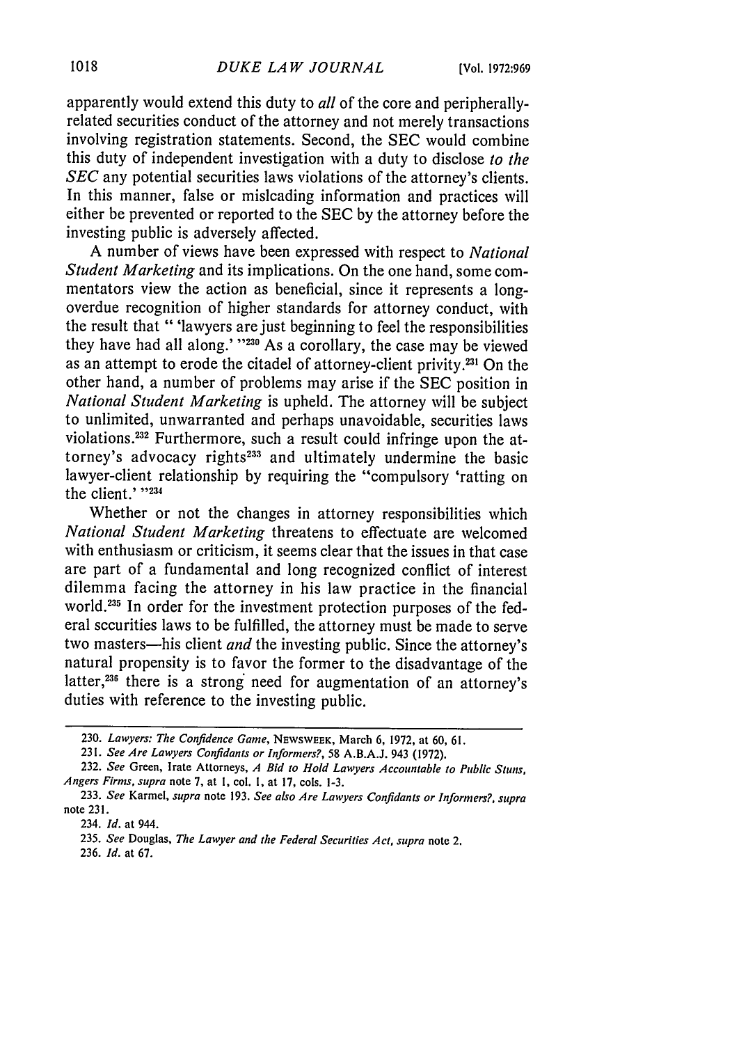apparently would extend this duty to *all* of the core and peripherally-related securities conduct of the attorney and not merely transactions involving registration statements. Second, the SEC would combine this duty of independent investigation with a duty to disclose *to the SEC* any potential securities laws violations of the attorney's clients. In this manner, false or misleading information and practices will either be prevented or reported to the SEC by the attorney before the investing public is adversely affected.

A number of views have been expressed with respect to *National Student Marketing* and its implications. On the one hand, some commentators view the action as beneficial, since it represents a long-overdue recognition of higher standards for attorney conduct, with the result that " 'lawyers are just beginning to feel the responsibilities they have had all along.' "[230] As a corollary, the case may be viewed as an attempt to erode the citadel of attorney-client privity.[231] On the other hand, a number of problems may arise if the SEC position in *National Student Marketing* is upheld. The attorney will be subject to unlimited, unwarranted and perhaps unavoidable, securities laws violations.[232] Furthermore, such a result could infringe upon the attorney's advocacy rights[233] and ultimately undermine the basic lawyer-client relationship by requiring the "compulsory 'ratting on the client.' "[234]

Whether or not the changes in attorney responsibilities which *National Student Marketing* threatens to effectuate are welcomed with enthusiasm or criticism, it seems clear that the issues in that case are part of a fundamental and long recognized conflict of interest dilemma facing the attorney in his law practice in the financial world.[235] In order for the investment protection purposes of the federal securities laws to be fulfilled, the attorney must be made to serve two masters—his client *and* the investing public. Since the attorney's natural propensity is to favor the former to the disadvantage of the latter,[236] there is a strong need for augmentation of an attorney's duties with reference to the investing public.

---

230. *Lawyers: The Confidence Game*, NEWSWEEK, March 6, 1972, at 60, 61.

231. *See Are Lawyers Confidants or Informers?*, 58 A.B.A.J. 943 (1972).

232. *See* Green, Irate Attorneys, *A Bid to Hold Lawyers Accountable to Public Stuns, Angers Firms*, *supra* note 7, at 1, col. 1, at 17, cols. 1-3.

233. *See* Karmel, *supra* note 193. *See also Are Lawyers Confidants or Informers?*, *supra* note 231.

234. *Id.* at 944.

235. *See* Douglas, *The Lawyer and the Federal Securities Act*, *supra* note 2.

236. *Id.* at 67.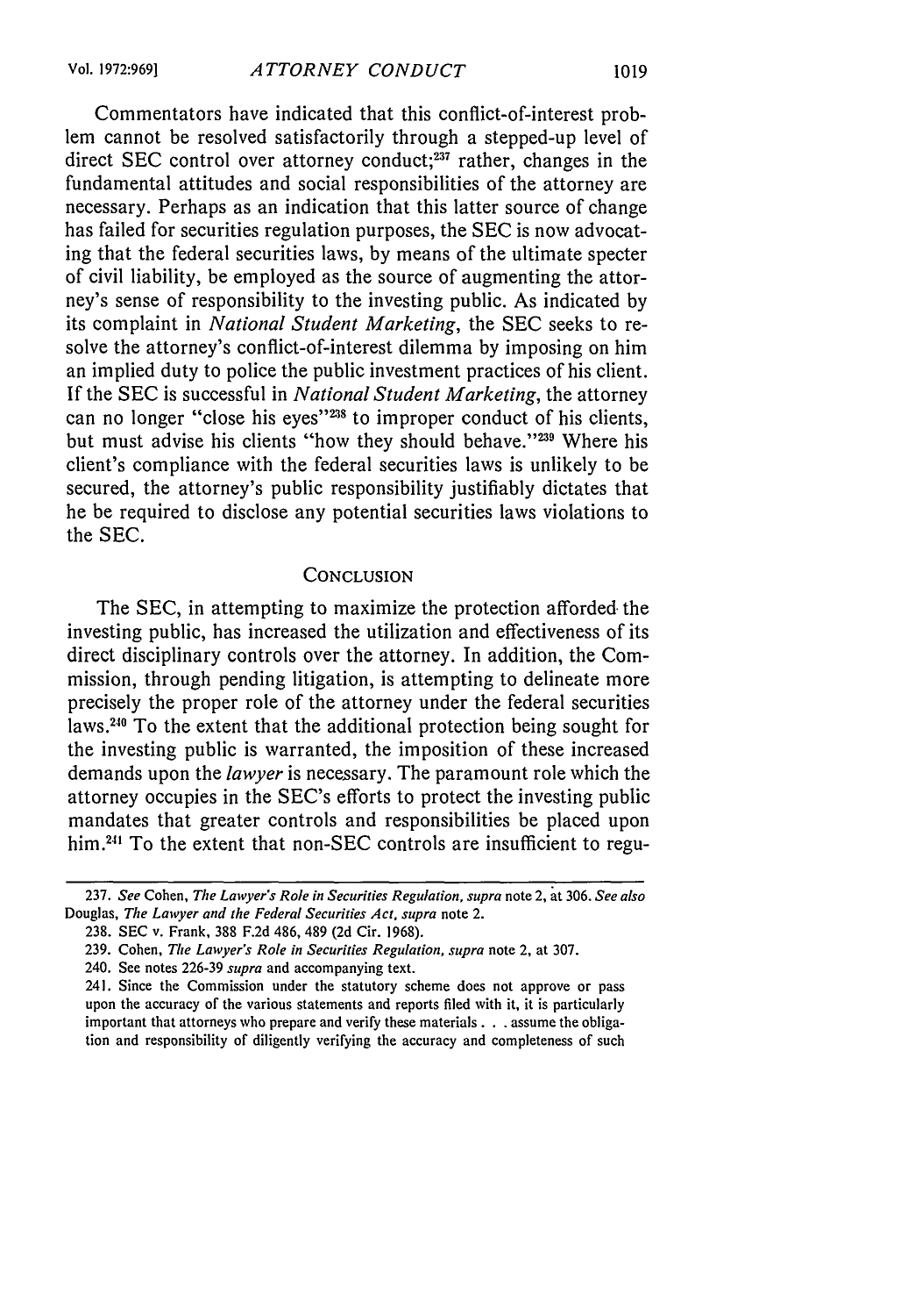Commentators have indicated that this conflict-of-interest problem cannot be resolved satisfactorily through a stepped-up level of direct SEC control over attorney conduct;[237] rather, changes in the fundamental attitudes and social responsibilities of the attorney are necessary. Perhaps as an indication that this latter source of change has failed for securities regulation purposes, the SEC is now advocating that the federal securities laws, by means of the ultimate specter of civil liability, be employed as the source of augmenting the attorney's sense of responsibility to the investing public. As indicated by its complaint in *National Student Marketing*, the SEC seeks to resolve the attorney's conflict-of-interest dilemma by imposing on him an implied duty to police the public investment practices of his client. If the SEC is successful in *National Student Marketing*, the attorney can no longer "close his eyes"[238] to improper conduct of his clients, but must advise his clients "how they should behave."[239] Where his client's compliance with the federal securities laws is unlikely to be secured, the attorney's public responsibility justifiably dictates that he be required to disclose any potential securities laws violations to the SEC.

## CONCLUSION

The SEC, in attempting to maximize the protection afforded the investing public, has increased the utilization and effectiveness of its direct disciplinary controls over the attorney. In addition, the Commission, through pending litigation, is attempting to delineate more precisely the proper role of the attorney under the federal securities laws.[240] To the extent that the additional protection being sought for the investing public is warranted, the imposition of these increased demands upon the *lawyer* is necessary. The paramount role which the attorney occupies in the SEC's efforts to protect the investing public mandates that greater controls and responsibilities be placed upon him.[241] To the extent that non-SEC controls are insufficient to regu-

---

237. *See* Cohen, *The Lawyer's Role in Securities Regulation*, *supra* note 2, at 306. *See also* Douglas, *The Lawyer and the Federal Securities Act*, *supra* note 2.

238. SEC v. Frank, 388 F.2d 486, 489 (2d Cir. 1968).

239. Cohen, *The Lawyer's Role in Securities Regulation*, *supra* note 2, at 307.

240. See notes 226-39 *supra* and accompanying text.

241. Since the Commission under the statutory scheme does not approve or pass upon the accuracy of the various statements and reports filed with it, it is particularly important that attorneys who prepare and verify these materials . . . assume the obligation and responsibility of diligently verifying the accuracy and completeness of such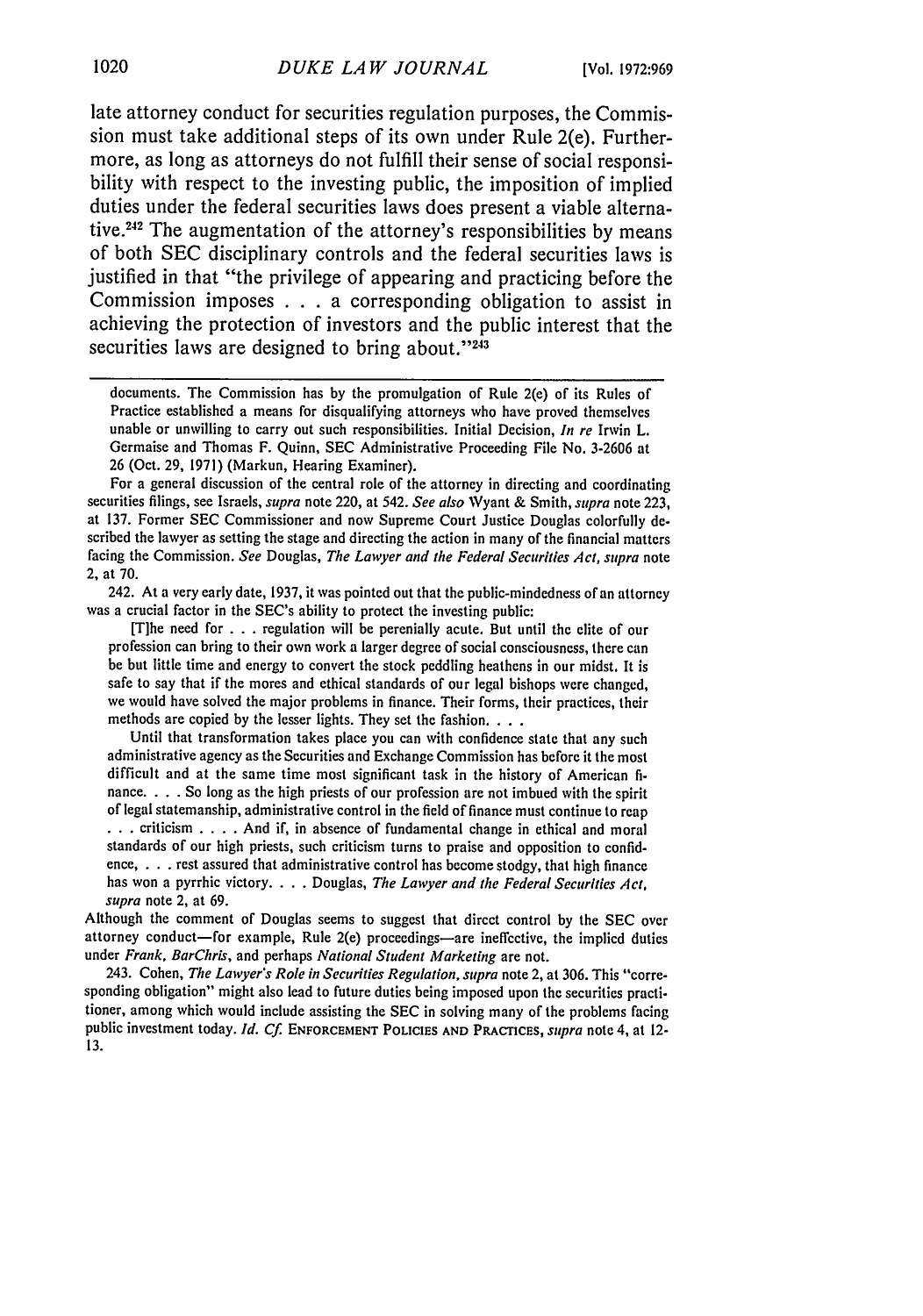late attorney conduct for securities regulation purposes, the Commission must take additional steps of its own under Rule 2(e). Furthermore, as long as attorneys do not fulfill their sense of social responsibility with respect to the investing public, the imposition of implied duties under the federal securities laws does present a viable alternative.[242] The augmentation of the attorney's responsibilities by means of both SEC disciplinary controls and the federal securities laws is justified in that "the privilege of appearing and practicing before the Commission imposes . . . a corresponding obligation to assist in achieving the protection of investors and the public interest that the securities laws are designed to bring about."[243]

---

documents. The Commission has by the promulgation of Rule 2(e) of its Rules of Practice established a means for disqualifying attorneys who have proved themselves unable or unwilling to carry out such responsibilities. Initial Decision, *In re* Irwin L. Germaise and Thomas F. Quinn, SEC Administrative Proceeding File No. 3-2606 at 26 (Oct. 29, 1971) (Markun, Hearing Examiner).

For a general discussion of the central role of the attorney in directing and coordinating securities filings, see Israels, *supra* note 220, at 542. *See also* Wyant & Smith, *supra* note 223, at 137. Former SEC Commissioner and now Supreme Court Justice Douglas colorfully described the lawyer as setting the stage and directing the action in many of the financial matters facing the Commission. *See* Douglas, *The Lawyer and the Federal Securities Act*, *supra* note 2, at 70.

242. At a very early date, 1937, it was pointed out that the public-mindedness of an attorney was a crucial factor in the SEC's ability to protect the investing public:

> [T]he need for . . . regulation will be perenially acute. But until the elite of our profession can bring to their own work a larger degree of social consciousness, there can be but little time and energy to convert the stock peddling heathens in our midst. It is safe to say that if the mores and ethical standards of our legal bishops were changed, we would have solved the major problems in finance. Their forms, their practices, their methods are copied by the lesser lights. They set the fashion. . . .
>
> Until that transformation takes place you can with confidence state that any such administrative agency as the Securities and Exchange Commission has before it the most difficult and at the same time most significant task in the history of American finance. . . . So long as the high priests of our profession are not imbued with the spirit of legal statemanship, administrative control in the field of finance must continue to reap . . . criticism . . . . And if, in absence of fundamental change in ethical and moral standards of our high priests, such criticism turns to praise and opposition to confidence, . . . rest assured that administrative control has become stodgy, that high finance has won a pyrrhic victory. . . . Douglas, *The Lawyer and the Federal Securities Act*, *supra* note 2, at 69.

Although the comment of Douglas seems to suggest that direct control by the SEC over attorney conduct—for example, Rule 2(e) proceedings—are ineffective, the implied duties under *Frank*, *BarChris*, and perhaps *National Student Marketing* are not.

243. Cohen, *The Lawyer's Role in Securities Regulation*, *supra* note 2, at 306. This "corresponding obligation" might also lead to future duties being imposed upon the securities practitioner, among which would include assisting the SEC in solving many of the problems facing public investment today. *Id.* *Cf.* ENFORCEMENT POLICIES AND PRACTICES, *supra* note 4, at 12-13.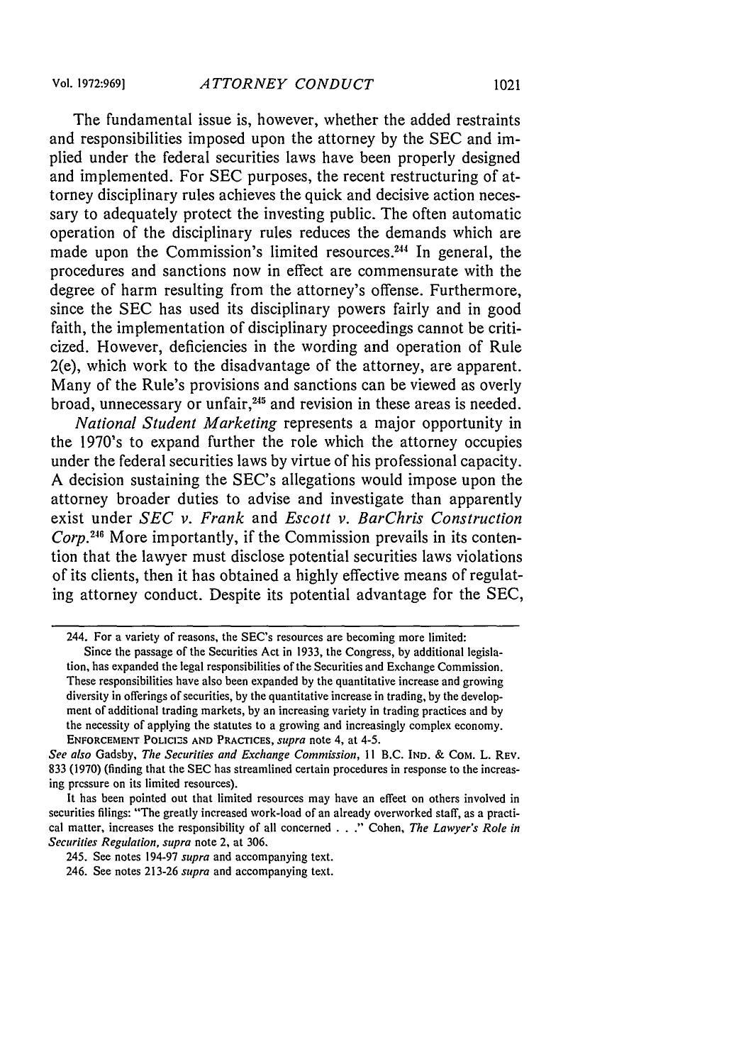The fundamental issue is, however, whether the added restraints and responsibilities imposed upon the attorney by the SEC and implied under the federal securities laws have been properly designed and implemented. For SEC purposes, the recent restructuring of attorney disciplinary rules achieves the quick and decisive action necessary to adequately protect the investing public. The often automatic operation of the disciplinary rules reduces the demands which are made upon the Commission's limited resources.[244] In general, the procedures and sanctions now in effect are commensurate with the degree of harm resulting from the attorney's offense. Furthermore, since the SEC has used its disciplinary powers fairly and in good faith, the implementation of disciplinary proceedings cannot be criticized. However, deficiencies in the wording and operation of Rule 2(e), which work to the disadvantage of the attorney, are apparent. Many of the Rule's provisions and sanctions can be viewed as overly broad, unnecessary or unfair,[245] and revision in these areas is needed.

*National Student Marketing* represents a major opportunity in the 1970's to expand further the role which the attorney occupies under the federal securities laws by virtue of his professional capacity. A decision sustaining the SEC's allegations would impose upon the attorney broader duties to advise and investigate than apparently exist under *SEC v. Frank* and *Escott v. BarChris Construction Corp.*[246] More importantly, if the Commission prevails in its contention that the lawyer must disclose potential securities laws violations of its clients, then it has obtained a highly effective means of regulating attorney conduct. Despite its potential advantage for the SEC,

---

244. For a variety of reasons, the SEC's resources are becoming more limited:

Since the passage of the Securities Act in 1933, the Congress, by additional legislation, has expanded the legal responsibilities of the Securities and Exchange Commission. These responsibilities have also been expanded by the quantitative increase and growing diversity in offerings of securities, by the quantitative increase in trading, by the development of additional trading markets, by an increasing variety in trading practices and by the necessity of applying the statutes to a growing and increasingly complex economy. ENFORCEMENT POLICIES AND PRACTICES, *supra* note 4, at 4-5.

*See also* Gadsby, *The Securities and Exchange Commission*, 11 B.C. IND. & COM. L. REV. 833 (1970) (finding that the SEC has streamlined certain procedures in response to the increasing pressure on its limited resources).

It has been pointed out that limited resources may have an effect on others involved in securities filings: "The greatly increased work-load of an already overworked staff, as a practical matter, increases the responsibility of all concerned . . ." Cohen, *The Lawyer's Role in Securities Regulation*, *supra* note 2, at 306.

245. See notes 194-97 *supra* and accompanying text.

246. See notes 213-26 *supra* and accompanying text.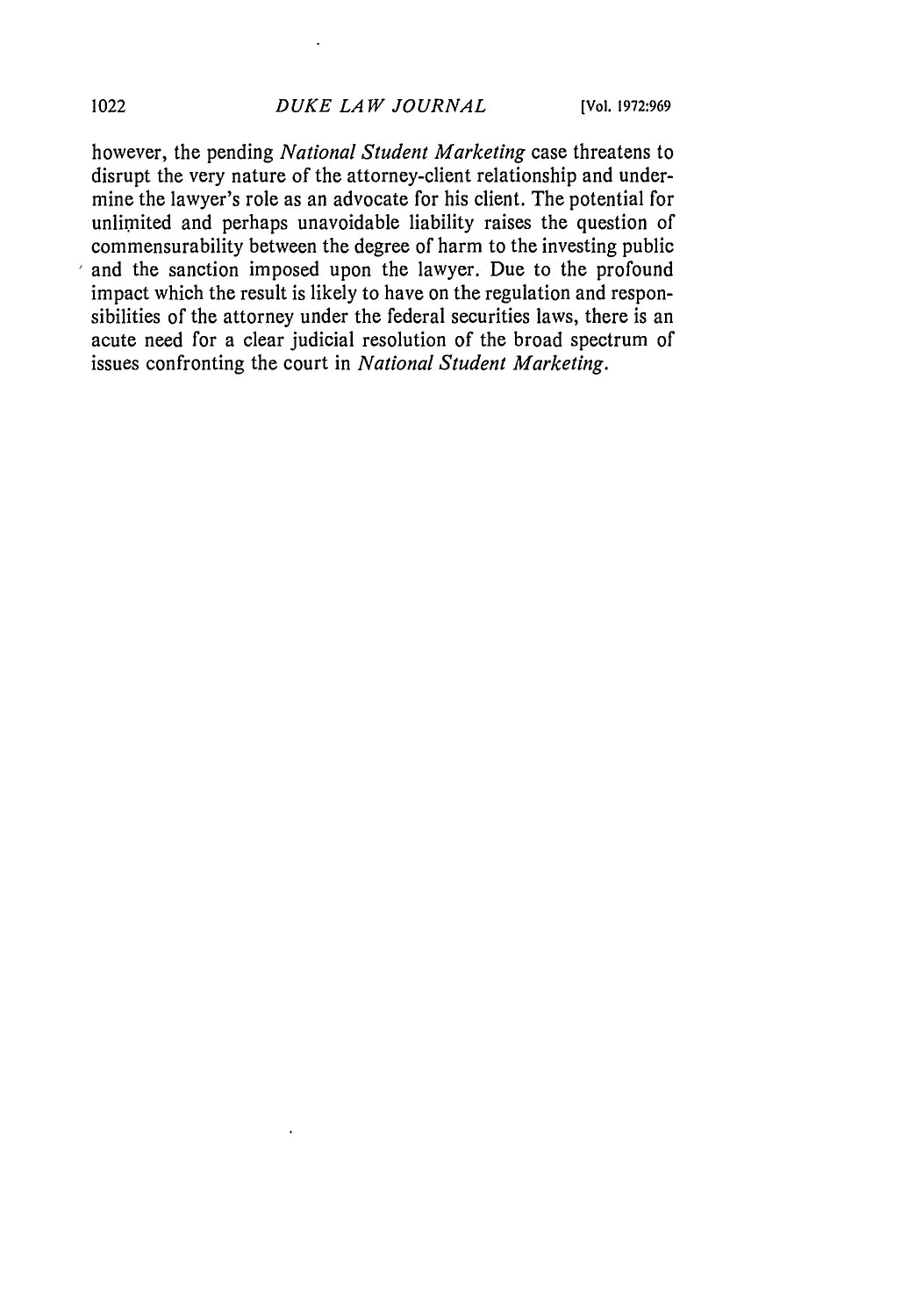however, the pending *National Student Marketing* case threatens to disrupt the very nature of the attorney-client relationship and undermine the lawyer's role as an advocate for his client. The potential for unlimited and perhaps unavoidable liability raises the question of commensurability between the degree of harm to the investing public and the sanction imposed upon the lawyer. Due to the profound impact which the result is likely to have on the regulation and responsibilities of the attorney under the federal securities laws, there is an acute need for a clear judicial resolution of the broad spectrum of issues confronting the court in *National Student Marketing*.